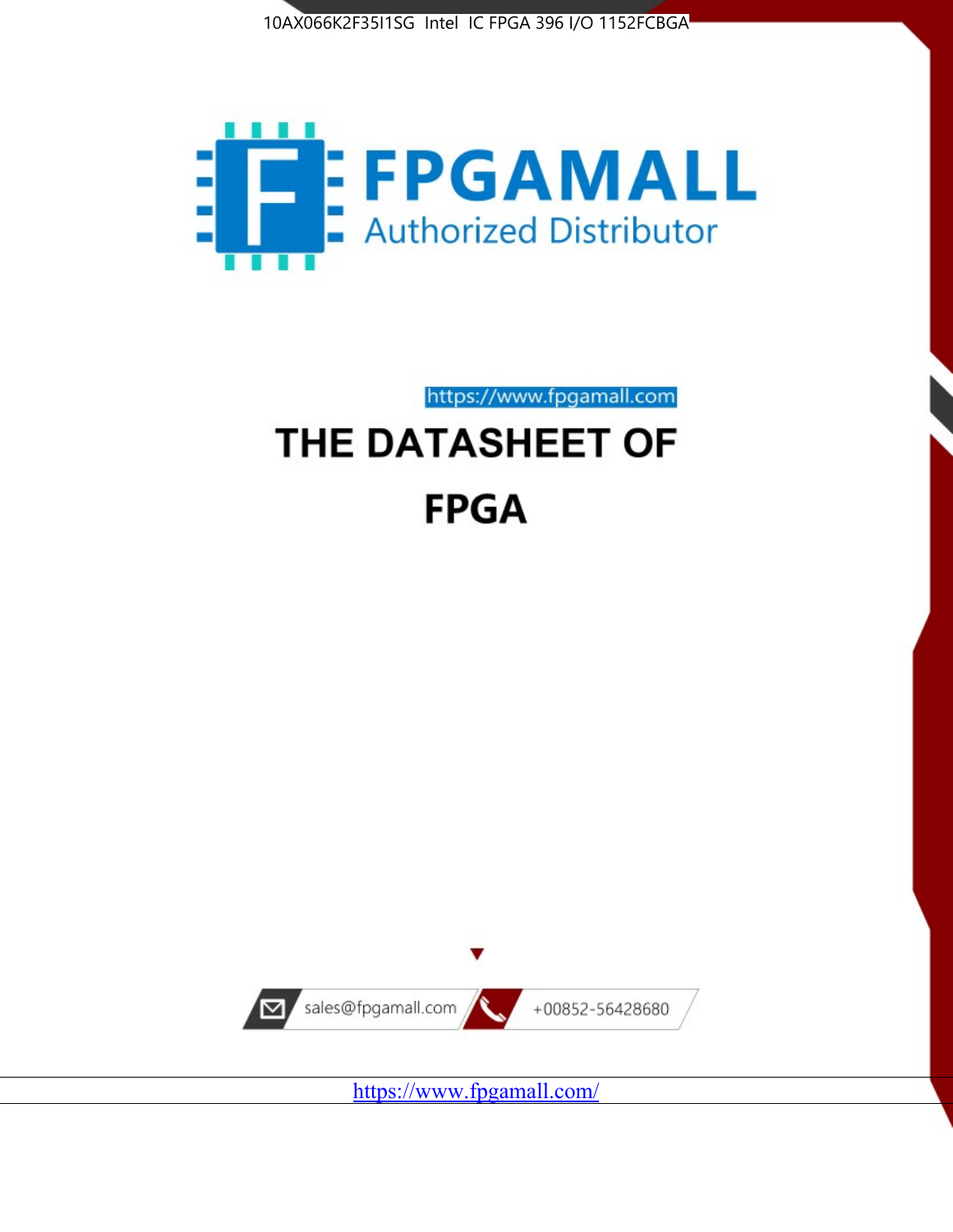10AX066K2F35I1SG Intel IC FPGA 396 I/O 1152FCBGA

FPGAMALL

Authorized Distributor

https://www.fpgamall.com

# THE DATASHEET OF

# FPGA

sales@fpgamall.com

+00852-56428680

https://www.fpgamall.com/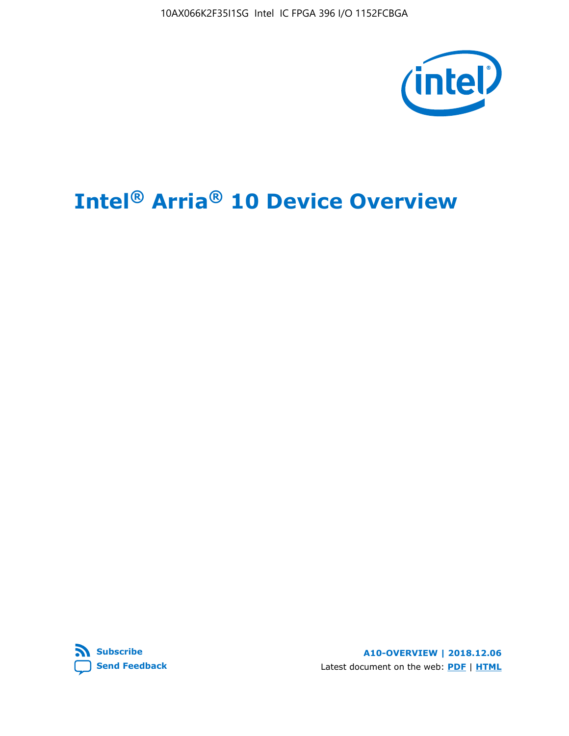10AX066K2F35I1SG Intel IC FPGA 396 I/O 1152FCBGA

# Intel® Arria® 10 Device Overview

Subscribe

Send Feedback

**A10-OVERVIEW | 2018.12.06**

Latest document on the web: **PDF** | **HTML**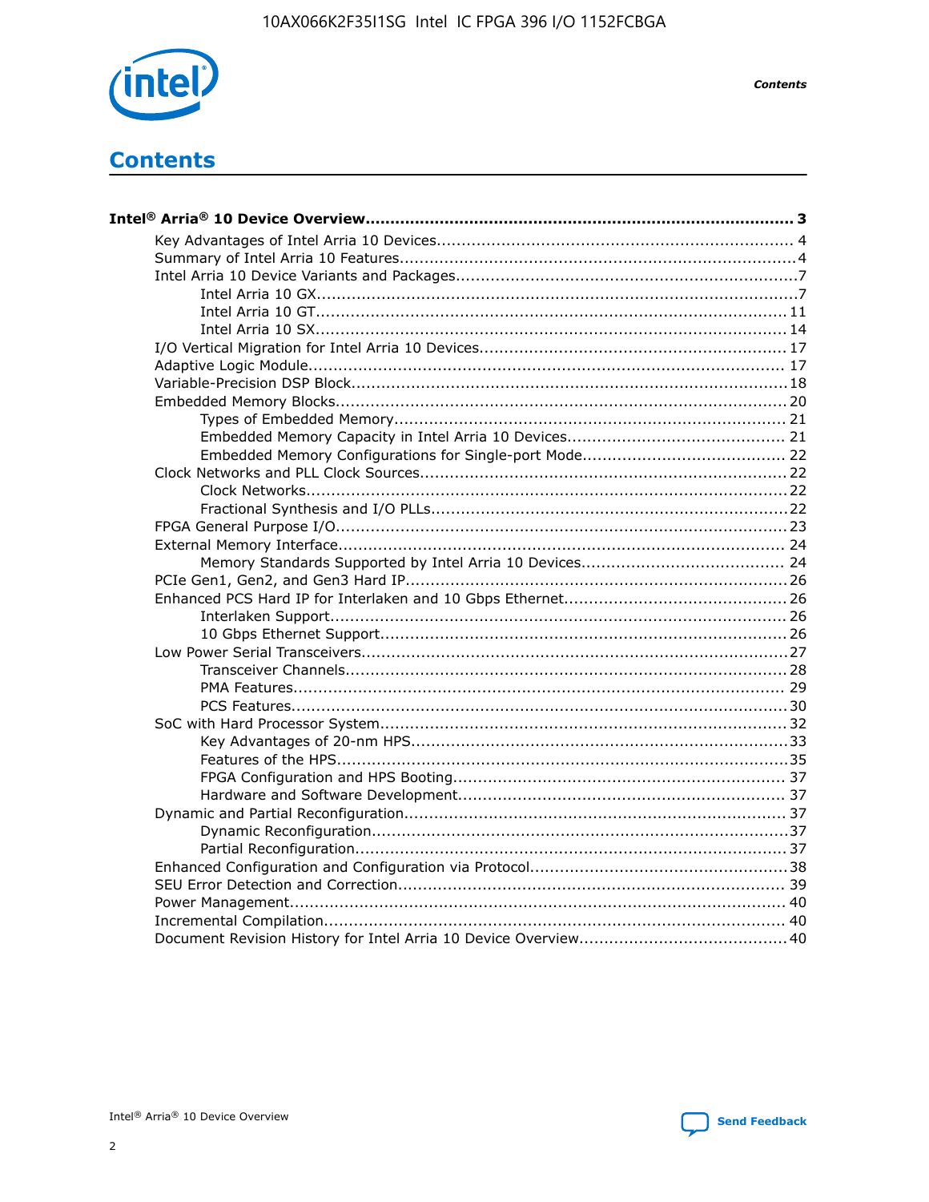# Contents

**Intel® Arria® 10 Device Overview....................................................................................... 3**

- Key Advantages of Intel Arria 10 Devices........................................................................ 4
- Summary of Intel Arria 10 Features................................................................................4
- Intel Arria 10 Device Variants and Packages....................................................................7
  - Intel Arria 10 GX.................................................................................................7
  - Intel Arria 10 GT............................................................................................... 11
  - Intel Arria 10 SX............................................................................................... 14
- I/O Vertical Migration for Intel Arria 10 Devices............................................................. 17
- Adaptive Logic Module................................................................................................ 17
- Variable-Precision DSP Block.......................................................................................18
- Embedded Memory Blocks.......................................................................................... 20
  - Types of Embedded Memory.............................................................................. 21
  - Embedded Memory Capacity in Intel Arria 10 Devices............................................ 21
  - Embedded Memory Configurations for Single-port Mode......................................... 22
- Clock Networks and PLL Clock Sources......................................................................... 22
  - Clock Networks................................................................................................ 22
  - Fractional Synthesis and I/O PLLs....................................................................... 22
- FPGA General Purpose I/O.......................................................................................... 23
- External Memory Interface.......................................................................................... 24
  - Memory Standards Supported by Intel Arria 10 Devices.......................................... 24
- PCIe Gen1, Gen2, and Gen3 Hard IP............................................................................ 26
- Enhanced PCS Hard IP for Interlaken and 10 Gbps Ethernet............................................ 26
  - Interlaken Support............................................................................................ 26
  - 10 Gbps Ethernet Support.................................................................................. 26
- Low Power Serial Transceivers.....................................................................................27
  - Transceiver Channels......................................................................................... 28
  - PMA Features................................................................................................... 29
  - PCS Features................................................................................................... 30
- SoC with Hard Processor System.................................................................................. 32
  - Key Advantages of 20-nm HPS............................................................................33
  - Features of the HPS...........................................................................................35
  - FPGA Configuration and HPS Booting................................................................... 37
  - Hardware and Software Development.................................................................. 37
- Dynamic and Partial Reconfiguration............................................................................ 37
  - Dynamic Reconfiguration...................................................................................37
  - Partial Reconfiguration...................................................................................... 37
- Enhanced Configuration and Configuration via Protocol...................................................38
- SEU Error Detection and Correction.............................................................................. 39
- Power Management.................................................................................................... 40
- Incremental Compilation............................................................................................. 40
- Document Revision History for Intel Arria 10 Device Overview.......................................... 40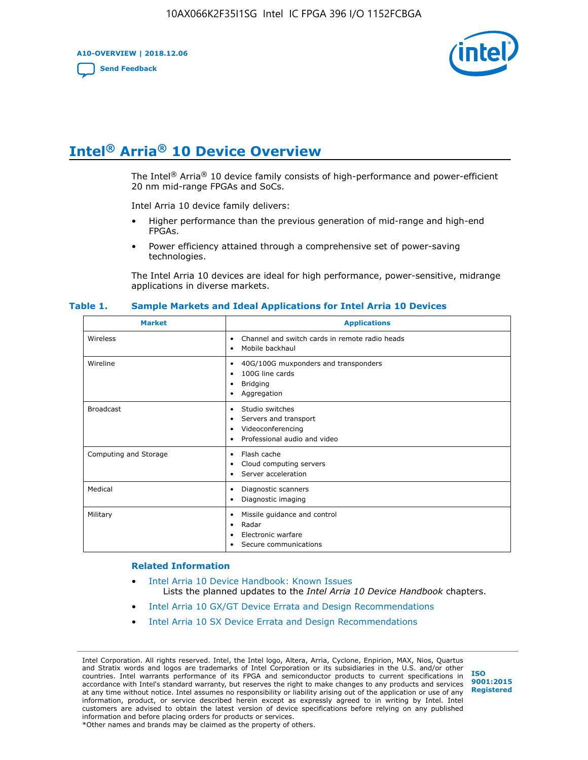# Intel® Arria® 10 Device Overview

The Intel® Arria® 10 device family consists of high-performance and power-efficient 20 nm mid-range FPGAs and SoCs.

Intel Arria 10 device family delivers:

- Higher performance than the previous generation of mid-range and high-end FPGAs.
- Power efficiency attained through a comprehensive set of power-saving technologies.

The Intel Arria 10 devices are ideal for high performance, power-sensitive, midrange applications in diverse markets.

**Table 1. Sample Markets and Ideal Applications for Intel Arria 10 Devices**

| Market | Applications |
|---|---|
| Wireless | • Channel and switch cards in remote radio heads<br>• Mobile backhaul |
| Wireline | • 40G/100G muxponders and transponders<br>• 100G line cards<br>• Bridging<br>• Aggregation |
| Broadcast | • Studio switches<br>• Servers and transport<br>• Videoconferencing<br>• Professional audio and video |
| Computing and Storage | • Flash cache<br>• Cloud computing servers<br>• Server acceleration |
| Medical | • Diagnostic scanners<br>• Diagnostic imaging |
| Military | • Missile guidance and control<br>• Radar<br>• Electronic warfare<br>• Secure communications |

### Related Information

- Intel Arria 10 Device Handbook: Known Issues
  Lists the planned updates to the *Intel Arria 10 Device Handbook* chapters.
- Intel Arria 10 GX/GT Device Errata and Design Recommendations
- Intel Arria 10 SX Device Errata and Design Recommendations

Intel Corporation. All rights reserved. Intel, the Intel logo, Altera, Arria, Cyclone, Enpirion, MAX, Nios, Quartus and Stratix words and logos are trademarks of Intel Corporation or its subsidiaries in the U.S. and/or other countries. Intel warrants performance of its FPGA and semiconductor products to current specifications in accordance with Intel's standard warranty, but reserves the right to make changes to any products and services at any time without notice. Intel assumes no responsibility or liability arising out of the application or use of any information, product, or service described herein except as expressly agreed to in writing by Intel. Intel customers are advised to obtain the latest version of device specifications before relying on any published information and before placing orders for products or services.
*Other names and brands may be claimed as the property of others.

ISO 9001:2015 Registered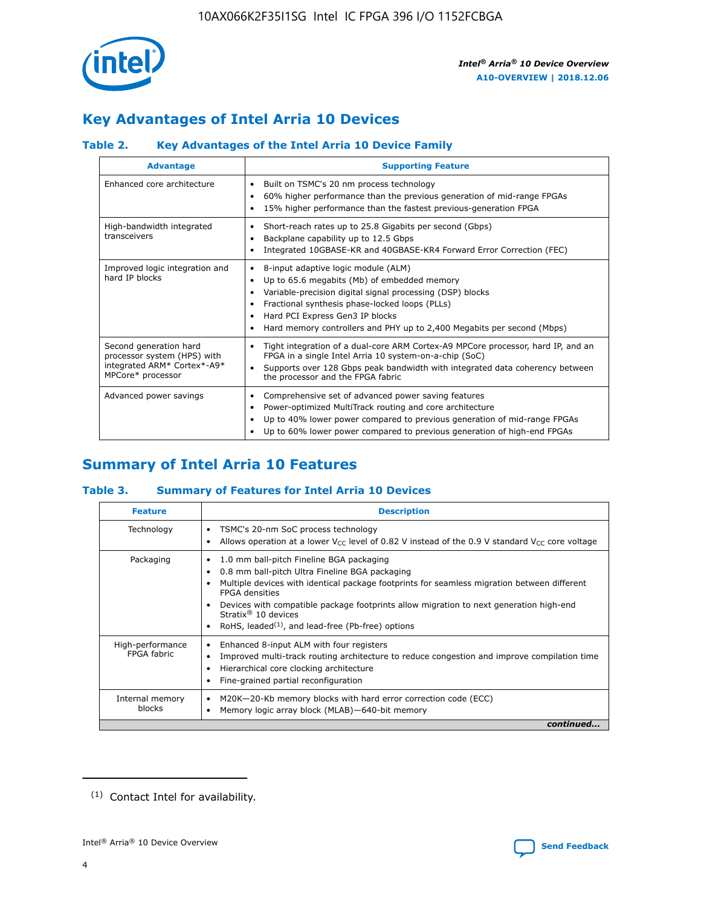## Key Advantages of Intel Arria 10 Devices

### Table 2. Key Advantages of the Intel Arria 10 Device Family

| Advantage | Supporting Feature |
|---|---|
| Enhanced core architecture | • Built on TSMC's 20 nm process technology<br>• 60% higher performance than the previous generation of mid-range FPGAs<br>• 15% higher performance than the fastest previous-generation FPGA |
| High-bandwidth integrated transceivers | • Short-reach rates up to 25.8 Gigabits per second (Gbps)<br>• Backplane capability up to 12.5 Gbps<br>• Integrated 10GBASE-KR and 40GBASE-KR4 Forward Error Correction (FEC) |
| Improved logic integration and hard IP blocks | • 8-input adaptive logic module (ALM)<br>• Up to 65.6 megabits (Mb) of embedded memory<br>• Variable-precision digital signal processing (DSP) blocks<br>• Fractional synthesis phase-locked loops (PLLs)<br>• Hard PCI Express Gen3 IP blocks<br>• Hard memory controllers and PHY up to 2,400 Megabits per second (Mbps) |
| Second generation hard processor system (HPS) with integrated ARM* Cortex*-A9* MPCore* processor | • Tight integration of a dual-core ARM Cortex-A9 MPCore processor, hard IP, and an FPGA in a single Intel Arria 10 system-on-a-chip (SoC)<br>• Supports over 128 Gbps peak bandwidth with integrated data coherency between the processor and the FPGA fabric |
| Advanced power savings | • Comprehensive set of advanced power saving features<br>• Power-optimized MultiTrack routing and core architecture<br>• Up to 40% lower power compared to previous generation of mid-range FPGAs<br>• Up to 60% lower power compared to previous generation of high-end FPGAs |

## Summary of Intel Arria 10 Features

### Table 3. Summary of Features for Intel Arria 10 Devices

| Feature | Description |
|---|---|
| Technology | • TSMC's 20-nm SoC process technology<br>• Allows operation at a lower $V_{CC}$ level of 0.82 V instead of the 0.9 V standard $V_{CC}$ core voltage |
| Packaging | • 1.0 mm ball-pitch Fineline BGA packaging<br>• 0.8 mm ball-pitch Ultra Fineline BGA packaging<br>• Multiple devices with identical package footprints for seamless migration between different FPGA densities<br>• Devices with compatible package footprints allow migration to next generation high-end Stratix® 10 devices<br>• RoHS, leaded[(1)], and lead-free (Pb-free) options |
| High-performance FPGA fabric | • Enhanced 8-input ALM with four registers<br>• Improved multi-track routing architecture to reduce congestion and improve compilation time<br>• Hierarchical core clocking architecture<br>• Fine-grained partial reconfiguration |
| Internal memory blocks | • M20K—20-Kb memory blocks with hard error correction code (ECC)<br>• Memory logic array block (MLAB)—640-bit memory |

*continued...*

(1) Contact Intel for availability.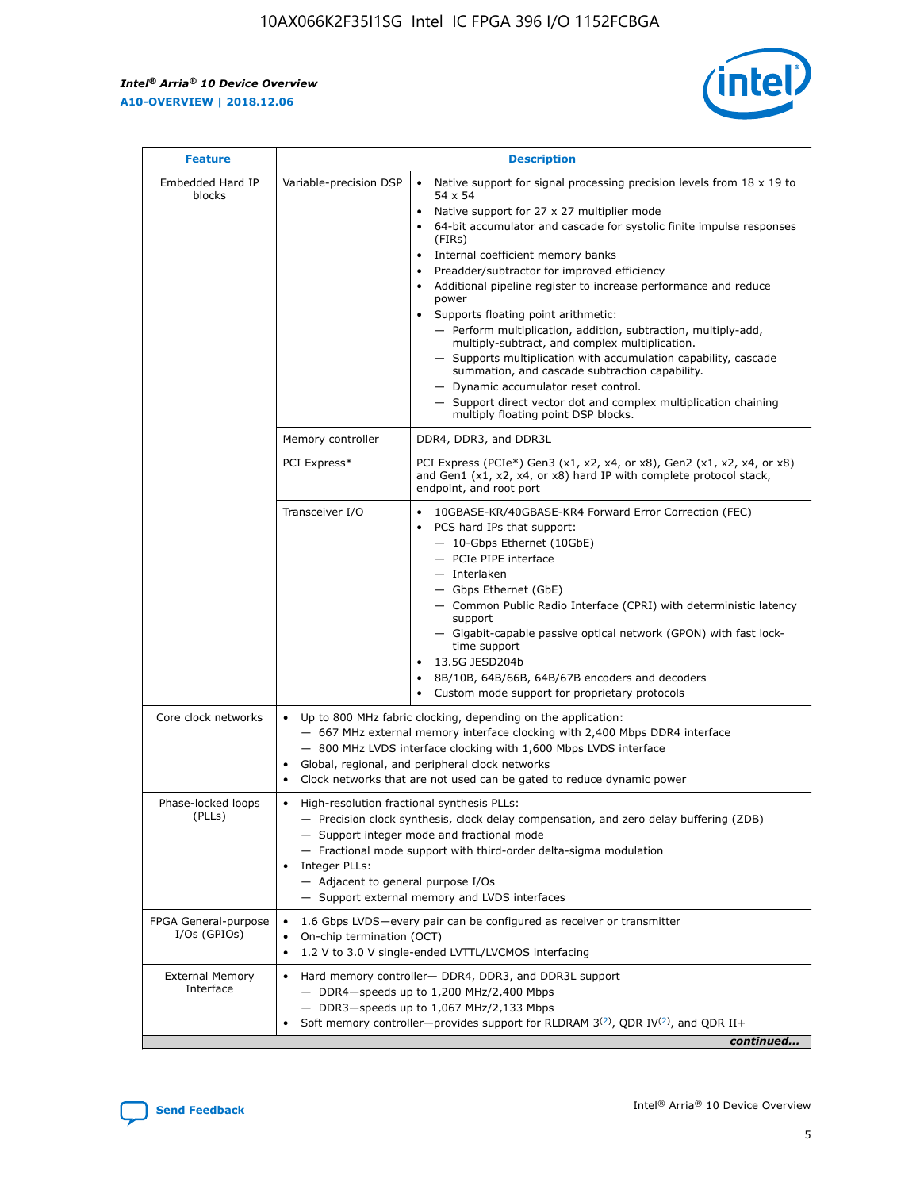| Feature | Description | |
|---|---|---|
| Embedded Hard IP blocks | Variable-precision DSP | • Native support for signal processing precision levels from 18 x 19 to 54 x 54<br>• Native support for 27 x 27 multiplier mode<br>• 64-bit accumulator and cascade for systolic finite impulse responses (FIRs)<br>• Internal coefficient memory banks<br>• Preadder/subtractor for improved efficiency<br>• Additional pipeline register to increase performance and reduce power<br>• Supports floating point arithmetic:<br>— Perform multiplication, addition, subtraction, multiply-add, multiply-subtract, and complex multiplication.<br>— Supports multiplication with accumulation capability, cascade summation, and cascade subtraction capability.<br>— Dynamic accumulator reset control.<br>— Support direct vector dot and complex multiplication chaining multiply floating point DSP blocks. |
| | Memory controller | DDR4, DDR3, and DDR3L |
| | PCI Express* | PCI Express (PCIe*) Gen3 (x1, x2, x4, or x8), Gen2 (x1, x2, x4, or x8) and Gen1 (x1, x2, x4, or x8) hard IP with complete protocol stack, endpoint, and root port |
| | Transceiver I/O | • 10GBASE-KR/40GBASE-KR4 Forward Error Correction (FEC)<br>• PCS hard IPs that support:<br>— 10-Gbps Ethernet (10GbE)<br>— PCIe PIPE interface<br>— Interlaken<br>— Gbps Ethernet (GbE)<br>— Common Public Radio Interface (CPRI) with deterministic latency support<br>— Gigabit-capable passive optical network (GPON) with fast lock-time support<br>• 13.5G JESD204b<br>• 8B/10B, 64B/66B, 64B/67B encoders and decoders<br>• Custom mode support for proprietary protocols |
| Core clock networks | • Up to 800 MHz fabric clocking, depending on the application:<br>— 667 MHz external memory interface clocking with 2,400 Mbps DDR4 interface<br>— 800 MHz LVDS interface clocking with 1,600 Mbps LVDS interface<br>• Global, regional, and peripheral clock networks<br>• Clock networks that are not used can be gated to reduce dynamic power | |
| Phase-locked loops (PLLs) | • High-resolution fractional synthesis PLLs:<br>— Precision clock synthesis, clock delay compensation, and zero delay buffering (ZDB)<br>— Support integer mode and fractional mode<br>— Fractional mode support with third-order delta-sigma modulation<br>• Integer PLLs:<br>— Adjacent to general purpose I/Os<br>— Support external memory and LVDS interfaces | |
| FPGA General-purpose I/Os (GPIOs) | • 1.6 Gbps LVDS—every pair can be configured as receiver or transmitter<br>• On-chip termination (OCT)<br>• 1.2 V to 3.0 V single-ended LVTTL/LVCMOS interfacing | |
| External Memory Interface | • Hard memory controller— DDR4, DDR3, and DDR3L support<br>— DDR4—speeds up to 1,200 MHz/2,400 Mbps<br>— DDR3—speeds up to 1,067 MHz/2,133 Mbps<br>• Soft memory controller—provides support for RLDRAM 3[(2)], QDR IV[(2)], and QDR II+ | |

*continued...*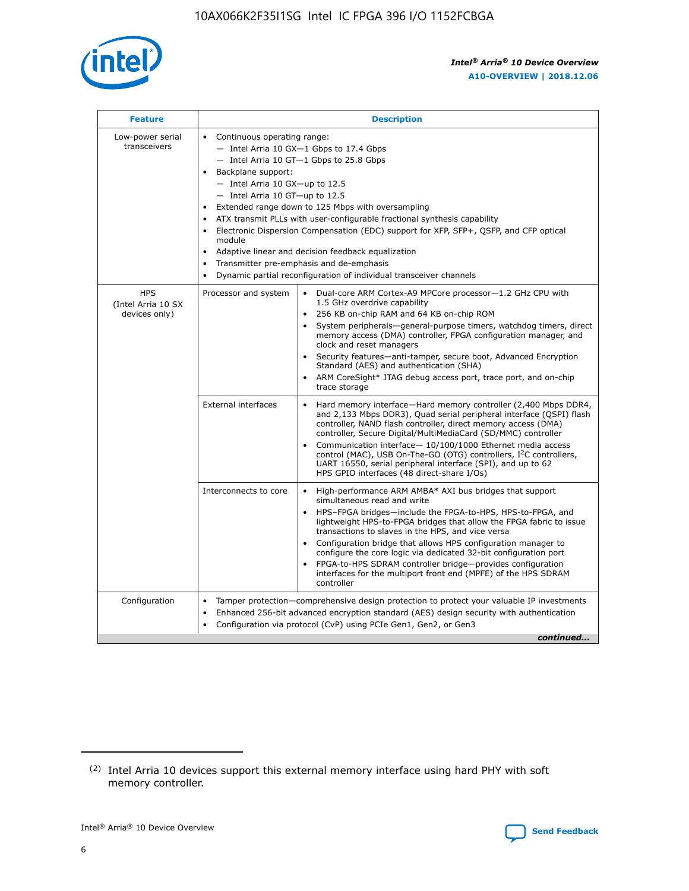| Feature | Description | |
|---|---|---|
| Low-power serial transceivers | • Continuous operating range:<br>— Intel Arria 10 GX—1 Gbps to 17.4 Gbps<br>— Intel Arria 10 GT—1 Gbps to 25.8 Gbps<br>• Backplane support:<br>— Intel Arria 10 GX—up to 12.5<br>— Intel Arria 10 GT—up to 12.5<br>• Extended range down to 125 Mbps with oversampling<br>• ATX transmit PLLs with user-configurable fractional synthesis capability<br>• Electronic Dispersion Compensation (EDC) support for XFP, SFP+, QSFP, and CFP optical module<br>• Adaptive linear and decision feedback equalization<br>• Transmitter pre-emphasis and de-emphasis<br>• Dynamic partial reconfiguration of individual transceiver channels | |
| HPS (Intel Arria 10 SX devices only) | Processor and system | • Dual-core ARM Cortex-A9 MPCore processor—1.2 GHz CPU with 1.5 GHz overdrive capability<br>• 256 KB on-chip RAM and 64 KB on-chip ROM<br>• System peripherals—general-purpose timers, watchdog timers, direct memory access (DMA) controller, FPGA configuration manager, and clock and reset managers<br>• Security features—anti-tamper, secure boot, Advanced Encryption Standard (AES) and authentication (SHA)<br>• ARM CoreSight* JTAG debug access port, trace port, and on-chip trace storage |
| | External interfaces | • Hard memory interface—Hard memory controller (2,400 Mbps DDR4, and 2,133 Mbps DDR3), Quad serial peripheral interface (QSPI) flash controller, NAND flash controller, direct memory access (DMA) controller, Secure Digital/MultiMediaCard (SD/MMC) controller<br>• Communication interface— 10/100/1000 Ethernet media access control (MAC), USB On-The-GO (OTG) controllers, I²C controllers, UART 16550, serial peripheral interface (SPI), and up to 62 HPS GPIO interfaces (48 direct-share I/Os) |
| | Interconnects to core | • High-performance ARM AMBA* AXI bus bridges that support simultaneous read and write<br>• HPS–FPGA bridges—include the FPGA-to-HPS, HPS-to-FPGA, and lightweight HPS-to-FPGA bridges that allow the FPGA fabric to issue transactions to slaves in the HPS, and vice versa<br>• Configuration bridge that allows HPS configuration manager to configure the core logic via dedicated 32-bit configuration port<br>• FPGA-to-HPS SDRAM controller bridge—provides configuration interfaces for the multiport front end (MPFE) of the HPS SDRAM controller |
| Configuration | • Tamper protection—comprehensive design protection to protect your valuable IP investments<br>• Enhanced 256-bit advanced encryption standard (AES) design security with authentication<br>• Configuration via protocol (CvP) using PCIe Gen1, Gen2, or Gen3 | |

*continued...*

(2) Intel Arria 10 devices support this external memory interface using hard PHY with soft memory controller.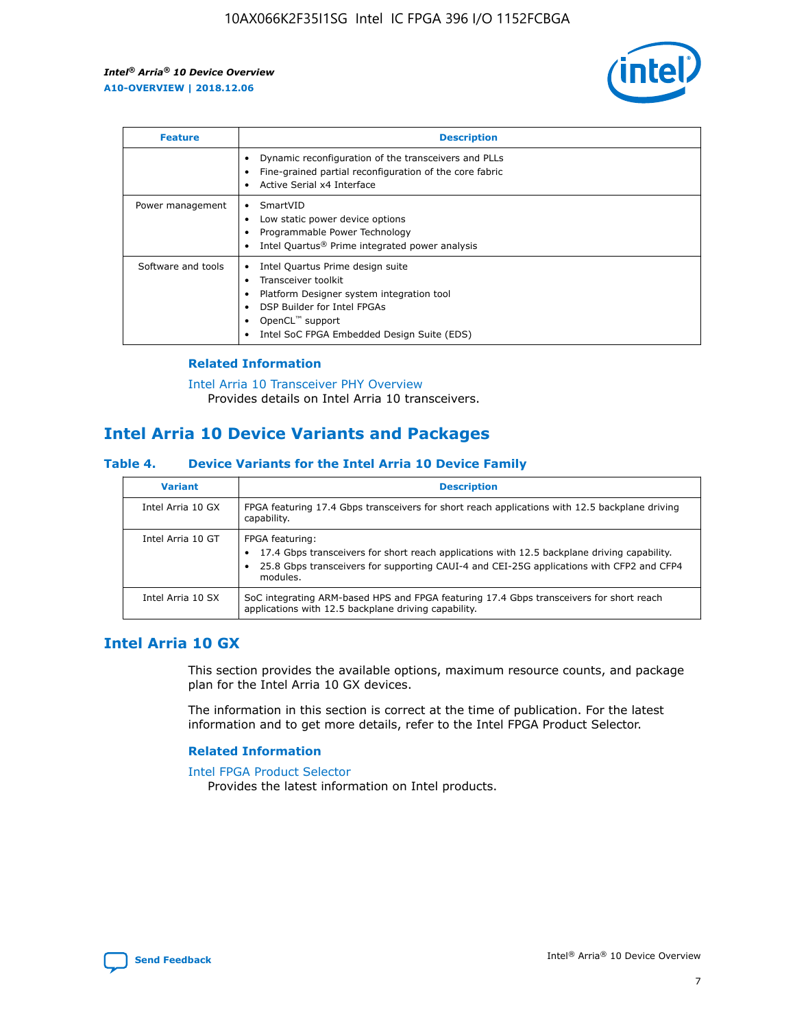| Feature | Description |
| --- | --- |
| | • Dynamic reconfiguration of the transceivers and PLLs<br>• Fine-grained partial reconfiguration of the core fabric<br>• Active Serial x4 Interface |
| Power management | • SmartVID<br>• Low static power device options<br>• Programmable Power Technology<br>• Intel Quartus® Prime integrated power analysis |
| Software and tools | • Intel Quartus Prime design suite<br>• Transceiver toolkit<br>• Platform Designer system integration tool<br>• DSP Builder for Intel FPGAs<br>• OpenCL™ support<br>• Intel SoC FPGA Embedded Design Suite (EDS) |

### Related Information

Intel Arria 10 Transceiver PHY Overview
Provides details on Intel Arria 10 transceivers.

## Intel Arria 10 Device Variants and Packages

### Table 4. Device Variants for the Intel Arria 10 Device Family

| Variant | Description |
| --- | --- |
| Intel Arria 10 GX | FPGA featuring 17.4 Gbps transceivers for short reach applications with 12.5 backplane driving capability. |
| Intel Arria 10 GT | FPGA featuring:<br>• 17.4 Gbps transceivers for short reach applications with 12.5 backplane driving capability.<br>• 25.8 Gbps transceivers for supporting CAUI-4 and CEI-25G applications with CFP2 and CFP4 modules. |
| Intel Arria 10 SX | SoC integrating ARM-based HPS and FPGA featuring 17.4 Gbps transceivers for short reach applications with 12.5 backplane driving capability. |

## Intel Arria 10 GX

This section provides the available options, maximum resource counts, and package plan for the Intel Arria 10 GX devices.

The information in this section is correct at the time of publication. For the latest information and to get more details, refer to the Intel FPGA Product Selector.

### Related Information

Intel FPGA Product Selector
Provides the latest information on Intel products.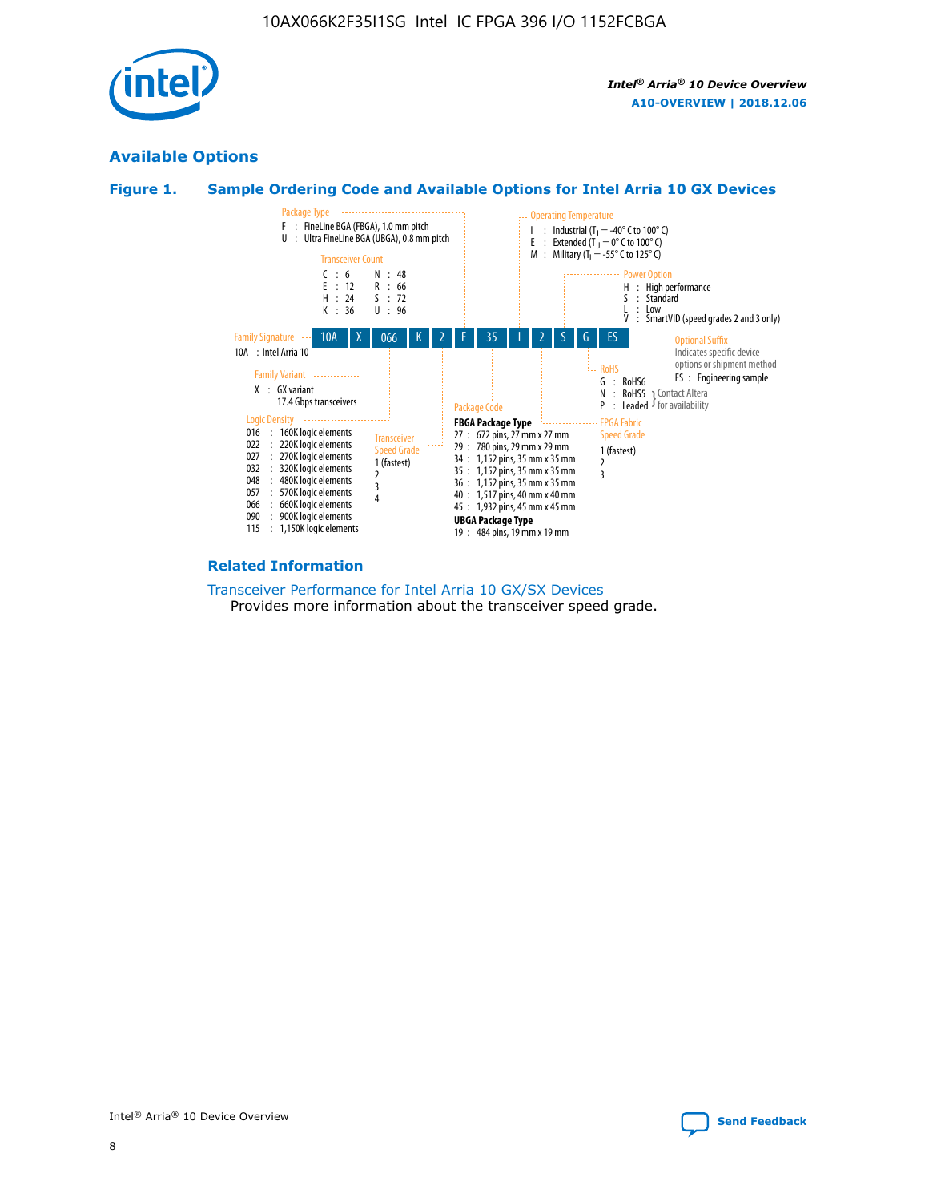## Available Options

### Figure 1. Sample Ordering Code and Available Options for Intel Arria 10 GX Devices

**Sample ordering code:** 10A | X | 066 | K | 2 | F | 35 | I | 2 | S | G | ES

**Family Signature**
- 10A : Intel Arria 10

**Family Variant**
- X : GX variant 17.4 Gbps transceivers

**Logic Density**
- 016 : 160K logic elements
- 022 : 220K logic elements
- 027 : 270K logic elements
- 032 : 320K logic elements
- 048 : 480K logic elements
- 057 : 570K logic elements
- 066 : 660K logic elements
- 090 : 900K logic elements
- 115 : 1,150K logic elements

**Transceiver Count**
- C : 6
- E : 12
- H : 24
- K : 36
- N : 48
- R : 66
- S : 72
- U : 96

**Transceiver Speed Grade**
- 1 (fastest)
- 2
- 3
- 4

**Package Type**
- F : FineLine BGA (FBGA), 1.0 mm pitch
- U : Ultra FineLine BGA (UBGA), 0.8 mm pitch

**Package Code**

FBGA Package Type
- 27 : 672 pins, 27 mm x 27 mm
- 29 : 780 pins, 29 mm x 29 mm
- 34 : 1,152 pins, 35 mm x 35 mm
- 35 : 1,152 pins, 35 mm x 35 mm
- 36 : 1,152 pins, 35 mm x 35 mm
- 40 : 1,517 pins, 40 mm x 40 mm
- 45 : 1,932 pins, 45 mm x 45 mm

UBGA Package Type
- 19 : 484 pins, 19 mm x 19 mm

**Operating Temperature**
- I : Industrial ($T_J$ = -40° C to 100° C)
- E : Extended ($T_J$ = 0° C to 100° C)
- M : Military ($T_J$ = -55° C to 125° C)

**FPGA Fabric Speed Grade**
- 1 (fastest)
- 2
- 3

**Power Option**
- H : High performance
- S : Standard
- L : Low
- V : SmartVID (speed grades 2 and 3 only)

**RoHS**
- G : RoHS6
- N : RoHS5 (Contact Altera for availability)
- P : Leaded (Contact Altera for availability)

**Optional Suffix**

Indicates specific device options or shipment method
- ES : Engineering sample

### Related Information

Transceiver Performance for Intel Arria 10 GX/SX Devices
Provides more information about the transceiver speed grade.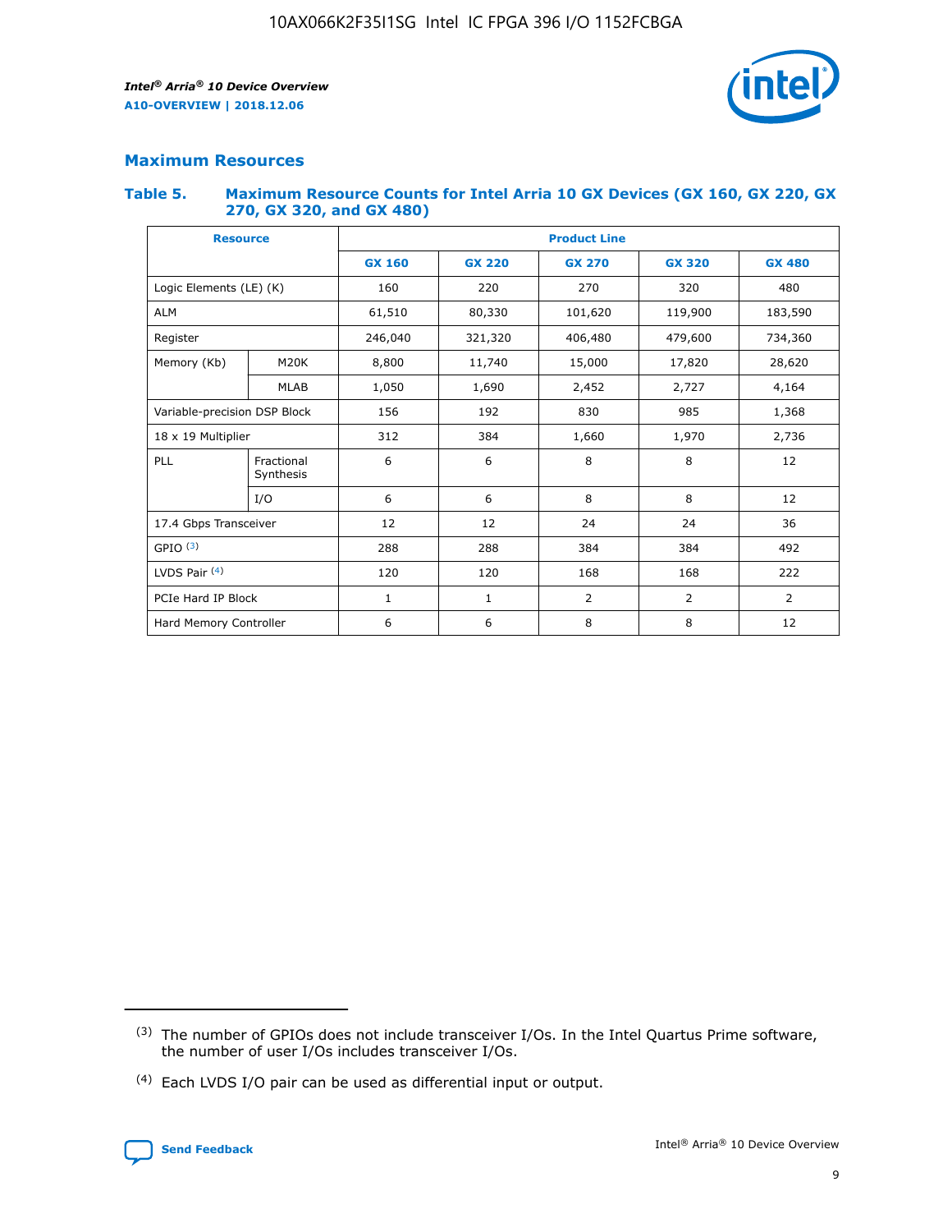## Maximum Resources

### Table 5. Maximum Resource Counts for Intel Arria 10 GX Devices (GX 160, GX 220, GX 270, GX 320, and GX 480)

| Resource | | Product Line | | | | |
|---|---|---|---|---|---|---|
| | | GX 160 | GX 220 | GX 270 | GX 320 | GX 480 |
| Logic Elements (LE) (K) | | 160 | 220 | 270 | 320 | 480 |
| ALM | | 61,510 | 80,330 | 101,620 | 119,900 | 183,590 |
| Register | | 246,040 | 321,320 | 406,480 | 479,600 | 734,360 |
| Memory (Kb) | M20K | 8,800 | 11,740 | 15,000 | 17,820 | 28,620 |
| | MLAB | 1,050 | 1,690 | 2,452 | 2,727 | 4,164 |
| Variable-precision DSP Block | | 156 | 192 | 830 | 985 | 1,368 |
| 18 x 19 Multiplier | | 312 | 384 | 1,660 | 1,970 | 2,736 |
| PLL | Fractional Synthesis | 6 | 6 | 8 | 8 | 12 |
| | I/O | 6 | 6 | 8 | 8 | 12 |
| 17.4 Gbps Transceiver | | 12 | 12 | 24 | 24 | 36 |
| GPIO [(3)] | | 288 | 288 | 384 | 384 | 492 |
| LVDS Pair [(4)] | | 120 | 120 | 168 | 168 | 222 |
| PCIe Hard IP Block | | 1 | 1 | 2 | 2 | 2 |
| Hard Memory Controller | | 6 | 6 | 8 | 8 | 12 |

(3) The number of GPIOs does not include transceiver I/Os. In the Intel Quartus Prime software, the number of user I/Os includes transceiver I/Os.

(4) Each LVDS I/O pair can be used as differential input or output.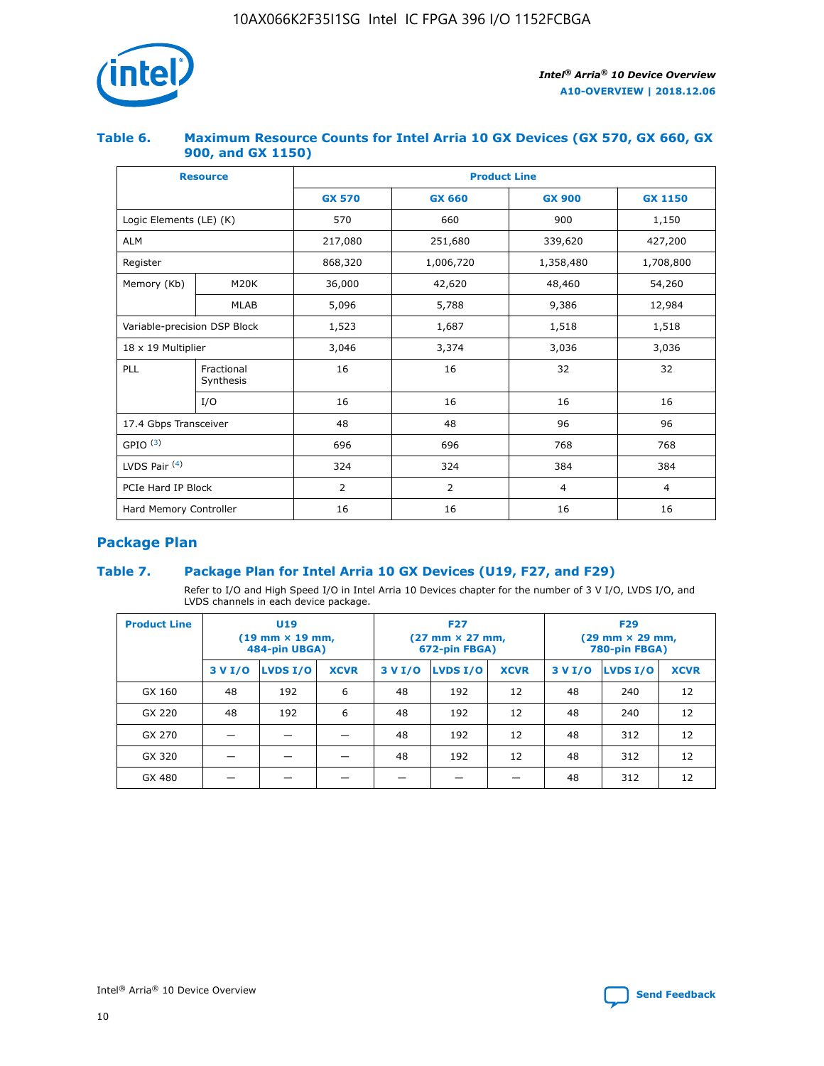### Table 6. Maximum Resource Counts for Intel Arria 10 GX Devices (GX 570, GX 660, GX 900, and GX 1150)

| Resource | | Product Line | | | |
|---|---|---|---|---|---|
| | | GX 570 | GX 660 | GX 900 | GX 1150 |
| Logic Elements (LE) (K) | | 570 | 660 | 900 | 1,150 |
| ALM | | 217,080 | 251,680 | 339,620 | 427,200 |
| Register | | 868,320 | 1,006,720 | 1,358,480 | 1,708,800 |
| Memory (Kb) | M20K | 36,000 | 42,620 | 48,460 | 54,260 |
| | MLAB | 5,096 | 5,788 | 9,386 | 12,984 |
| Variable-precision DSP Block | | 1,523 | 1,687 | 1,518 | 1,518 |
| 18 x 19 Multiplier | | 3,046 | 3,374 | 3,036 | 3,036 |
| PLL | Fractional Synthesis | 16 | 16 | 32 | 32 |
| | I/O | 16 | 16 | 16 | 16 |
| 17.4 Gbps Transceiver | | 48 | 48 | 96 | 96 |
| GPIO [(3)] | | 696 | 696 | 768 | 768 |
| LVDS Pair [(4)] | | 324 | 324 | 384 | 384 |
| PCIe Hard IP Block | | 2 | 2 | 4 | 4 |
| Hard Memory Controller | | 16 | 16 | 16 | 16 |

## Package Plan

### Table 7. Package Plan for Intel Arria 10 GX Devices (U19, F27, and F29)

Refer to I/O and High Speed I/O in Intel Arria 10 Devices chapter for the number of 3 V I/O, LVDS I/O, and LVDS channels in each device package.

| Product Line | U19 (19 mm × 19 mm, 484-pin UBGA) | | | F27 (27 mm × 27 mm, 672-pin FBGA) | | | F29 (29 mm × 29 mm, 780-pin FBGA) | | |
|---|---|---|---|---|---|---|---|---|---|
| | 3 V I/O | LVDS I/O | XCVR | 3 V I/O | LVDS I/O | XCVR | 3 V I/O | LVDS I/O | XCVR |
| GX 160 | 48 | 192 | 6 | 48 | 192 | 12 | 48 | 240 | 12 |
| GX 220 | 48 | 192 | 6 | 48 | 192 | 12 | 48 | 240 | 12 |
| GX 270 | — | — | — | 48 | 192 | 12 | 48 | 312 | 12 |
| GX 320 | — | — | — | 48 | 192 | 12 | 48 | 312 | 12 |
| GX 480 | — | — | — | — | — | — | 48 | 312 | 12 |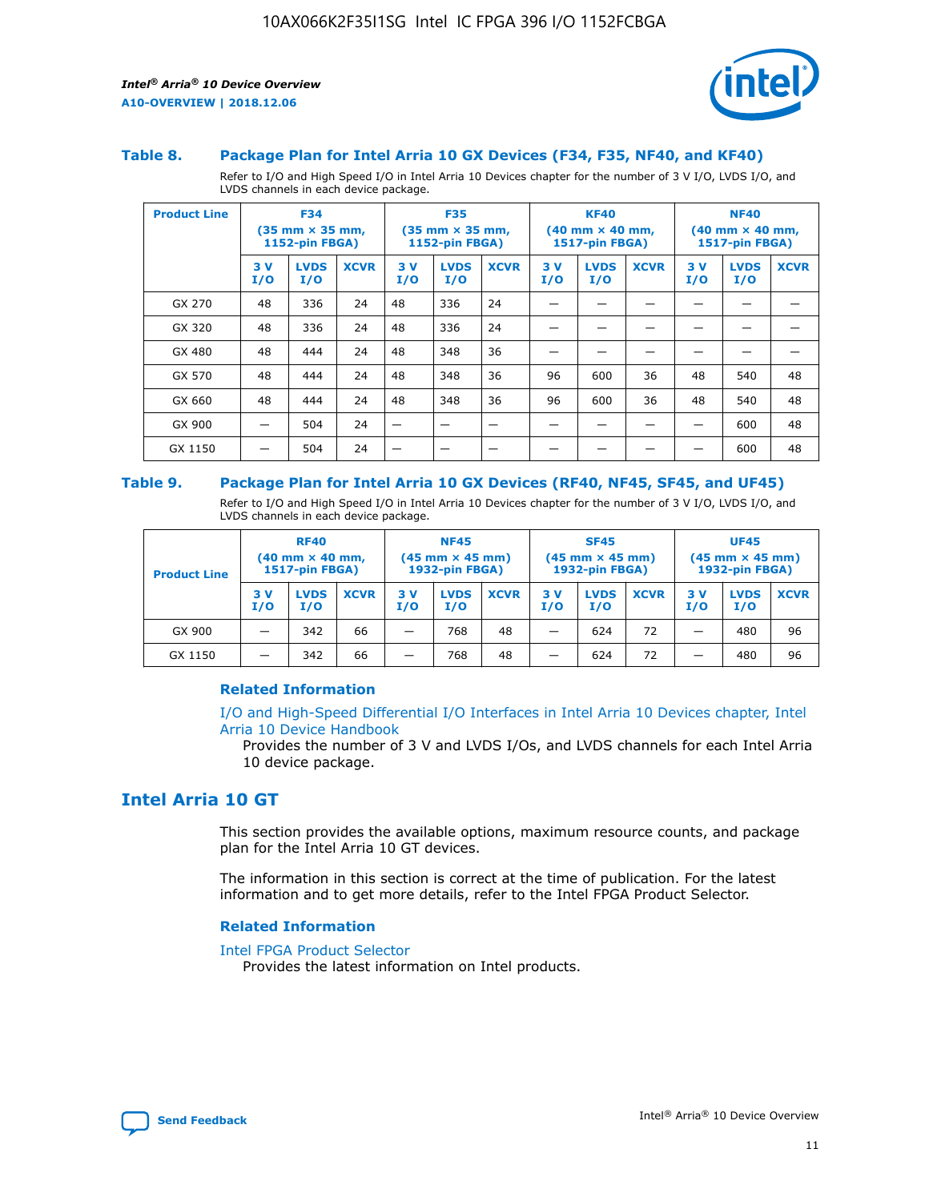### Table 8. Package Plan for Intel Arria 10 GX Devices (F34, F35, NF40, and KF40)

Refer to I/O and High Speed I/O in Intel Arria 10 Devices chapter for the number of 3 V I/O, LVDS I/O, and LVDS channels in each device package.

| Product Line | F34 (35 mm × 35 mm, 1152-pin FBGA) | | | F35 (35 mm × 35 mm, 1152-pin FBGA) | | | KF40 (40 mm × 40 mm, 1517-pin FBGA) | | | NF40 (40 mm × 40 mm, 1517-pin FBGA) | | |
|---|---|---|---|---|---|---|---|---|---|---|---|---|
| | 3 V I/O | LVDS I/O | XCVR | 3 V I/O | LVDS I/O | XCVR | 3 V I/O | LVDS I/O | XCVR | 3 V I/O | LVDS I/O | XCVR |
| GX 270 | 48 | 336 | 24 | 48 | 336 | 24 | — | — | — | — | — | — |
| GX 320 | 48 | 336 | 24 | 48 | 336 | 24 | — | — | — | — | — | — |
| GX 480 | 48 | 444 | 24 | 48 | 348 | 36 | — | — | — | — | — | — |
| GX 570 | 48 | 444 | 24 | 48 | 348 | 36 | 96 | 600 | 36 | 48 | 540 | 48 |
| GX 660 | 48 | 444 | 24 | 48 | 348 | 36 | 96 | 600 | 36 | 48 | 540 | 48 |
| GX 900 | — | 504 | 24 | — | — | — | — | — | — | — | 600 | 48 |
| GX 1150 | — | 504 | 24 | — | — | — | — | — | — | — | 600 | 48 |

### Table 9. Package Plan for Intel Arria 10 GX Devices (RF40, NF45, SF45, and UF45)

Refer to I/O and High Speed I/O in Intel Arria 10 Devices chapter for the number of 3 V I/O, LVDS I/O, and LVDS channels in each device package.

| Product Line | RF40 (40 mm × 40 mm, 1517-pin FBGA) | | | NF45 (45 mm × 45 mm) 1932-pin FBGA) | | | SF45 (45 mm × 45 mm) 1932-pin FBGA) | | | UF45 (45 mm × 45 mm) 1932-pin FBGA) | | |
|---|---|---|---|---|---|---|---|---|---|---|---|---|
| | 3 V I/O | LVDS I/O | XCVR | 3 V I/O | LVDS I/O | XCVR | 3 V I/O | LVDS I/O | XCVR | 3 V I/O | LVDS I/O | XCVR |
| GX 900 | — | 342 | 66 | — | 768 | 48 | — | 624 | 72 | — | 480 | 96 |
| GX 1150 | — | 342 | 66 | — | 768 | 48 | — | 624 | 72 | — | 480 | 96 |

#### Related Information

I/O and High-Speed Differential I/O Interfaces in Intel Arria 10 Devices chapter, Intel Arria 10 Device Handbook

Provides the number of 3 V and LVDS I/Os, and LVDS channels for each Intel Arria 10 device package.

## Intel Arria 10 GT

This section provides the available options, maximum resource counts, and package plan for the Intel Arria 10 GT devices.

The information in this section is correct at the time of publication. For the latest information and to get more details, refer to the Intel FPGA Product Selector.

#### Related Information

Intel FPGA Product Selector

Provides the latest information on Intel products.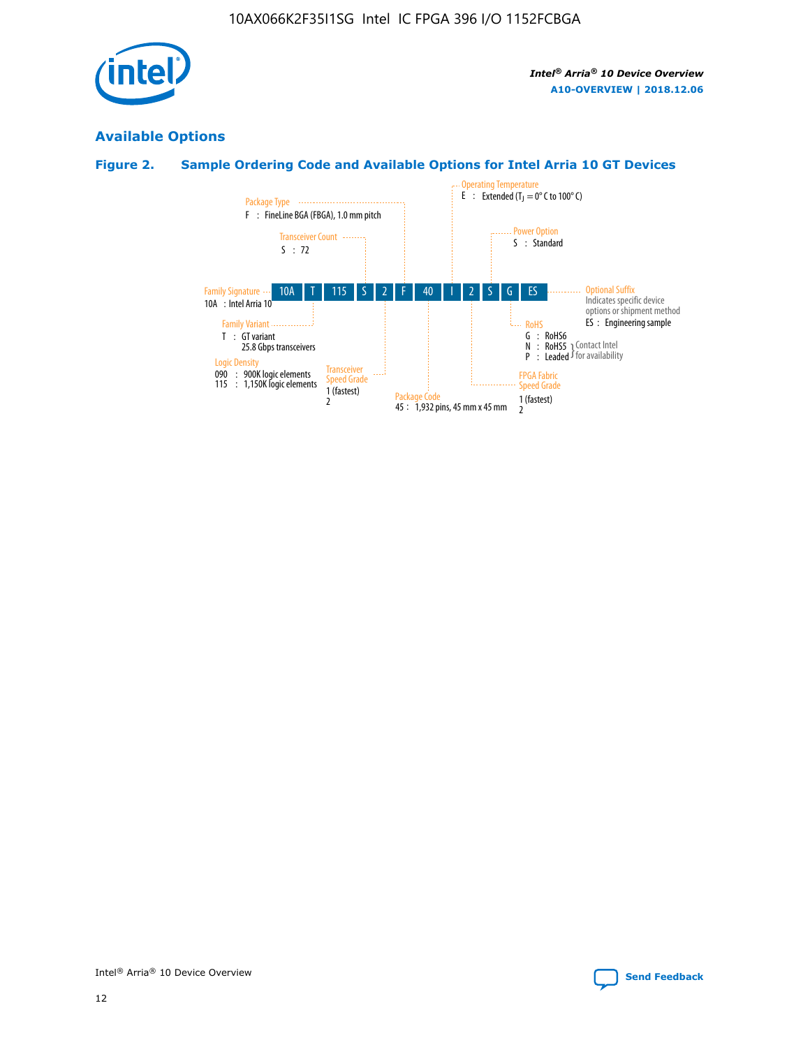## Available Options

### Figure 2. Sample Ordering Code and Available Options for Intel Arria 10 GT Devices

10A T 115 S 2 F 40 I 2 S G ES

- **Family Signature**
  - 10A : Intel Arria 10
- **Family Variant**
  - T : GT variant, 25.8 Gbps transceivers
- **Logic Density**
  - 090 : 900K logic elements
  - 115 : 1,150K logic elements
- **Transceiver Count**
  - S : 72
- **Transceiver Speed Grade**
  - 1 (fastest)
  - 2
- **Package Type**
  - F : FineLine BGA (FBGA), 1.0 mm pitch
- **Package Code**
  - 45 : 1,932 pins, 45 mm x 45 mm
- **Operating Temperature**
  - E : Extended ($T_J$ = 0° C to 100° C)
- **FPGA Fabric Speed Grade**
  - 1 (fastest)
  - 2
- **Power Option**
  - S : Standard
- **RoHS**
  - G : RoHS6
  - N : RoHS5 (Contact Intel for availability)
  - P : Leaded (Contact Intel for availability)
- **Optional Suffix**
  - Indicates specific device options or shipment method
  - ES : Engineering sample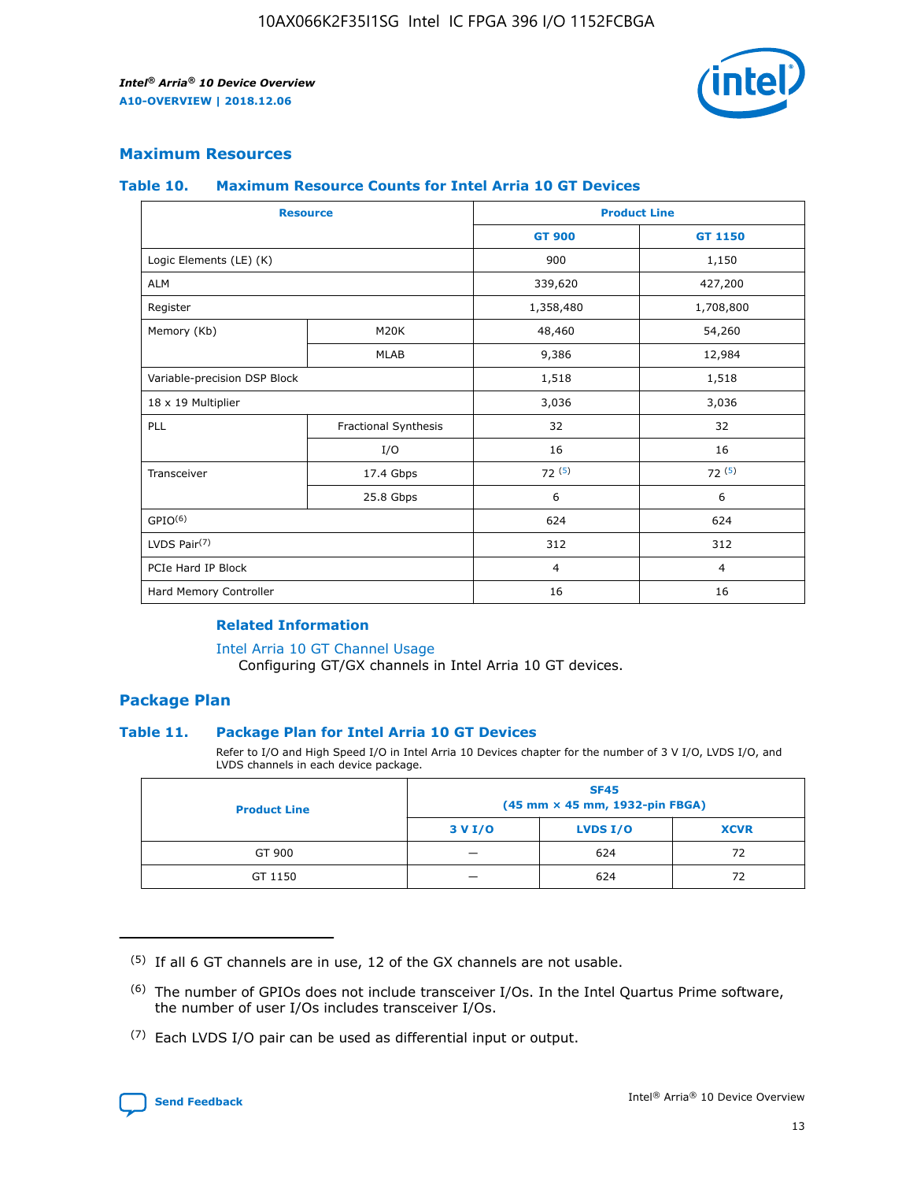## Maximum Resources

### Table 10. Maximum Resource Counts for Intel Arria 10 GT Devices

| Resource | | Product Line | |
|---|---|---|---|
| | | GT 900 | GT 1150 |
| Logic Elements (LE) (K) | | 900 | 1,150 |
| ALM | | 339,620 | 427,200 |
| Register | | 1,358,480 | 1,708,800 |
| Memory (Kb) | M20K | 48,460 | 54,260 |
| | MLAB | 9,386 | 12,984 |
| Variable-precision DSP Block | | 1,518 | 1,518 |
| 18 x 19 Multiplier | | 3,036 | 3,036 |
| PLL | Fractional Synthesis | 32 | 32 |
| | I/O | 16 | 16 |
| Transceiver | 17.4 Gbps | 72 [(5)] | 72 [(5)] |
| | 25.8 Gbps | 6 | 6 |
| GPIO[(6)] | | 624 | 624 |
| LVDS Pair[(7)] | | 312 | 312 |
| PCIe Hard IP Block | | 4 | 4 |
| Hard Memory Controller | | 16 | 16 |

#### Related Information

Intel Arria 10 GT Channel Usage
Configuring GT/GX channels in Intel Arria 10 GT devices.

## Package Plan

### Table 11. Package Plan for Intel Arria 10 GT Devices

Refer to I/O and High Speed I/O in Intel Arria 10 Devices chapter for the number of 3 V I/O, LVDS I/O, and LVDS channels in each device package.

| Product Line | SF45 (45 mm × 45 mm, 1932-pin FBGA) | | |
|---|---|---|---|
| | 3 V I/O | LVDS I/O | XCVR |
| GT 900 | — | 624 | 72 |
| GT 1150 | — | 624 | 72 |

(5) If all 6 GT channels are in use, 12 of the GX channels are not usable.

(6) The number of GPIOs does not include transceiver I/Os. In the Intel Quartus Prime software, the number of user I/Os includes transceiver I/Os.

(7) Each LVDS I/O pair can be used as differential input or output.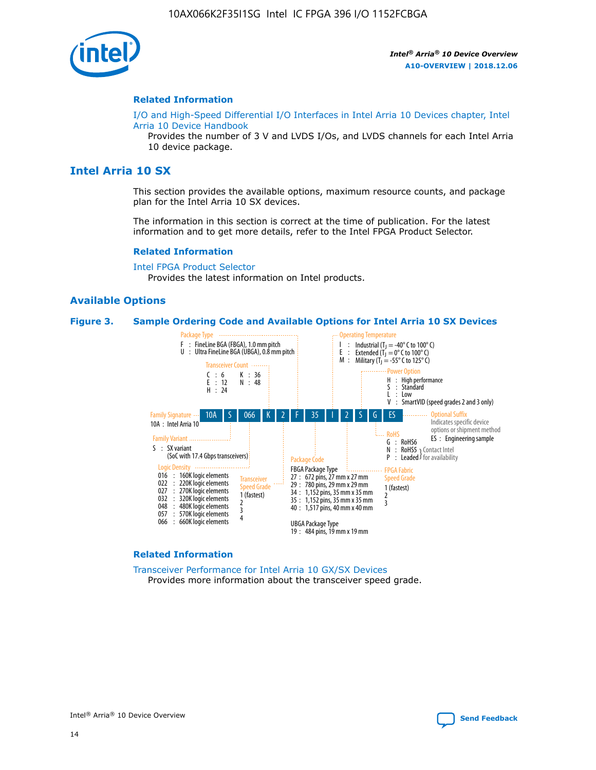## Related Information

I/O and High-Speed Differential I/O Interfaces in Intel Arria 10 Devices chapter, Intel Arria 10 Device Handbook
Provides the number of 3 V and LVDS I/Os, and LVDS channels for each Intel Arria 10 device package.

# Intel Arria 10 SX

This section provides the available options, maximum resource counts, and package plan for the Intel Arria 10 SX devices.

The information in this section is correct at the time of publication. For the latest information and to get more details, refer to the Intel FPGA Product Selector.

## Related Information

Intel FPGA Product Selector
Provides the latest information on Intel products.

## Available Options

**Figure 3. Sample Ordering Code and Available Options for Intel Arria 10 SX Devices**

Sample ordering code: 10A S 066 K 2 F 35 I 2 S G ES

- **Family Signature**
  - 10A : Intel Arria 10
- **Family Variant**
  - S : SX variant (SoC with 17.4 Gbps transceivers)
- **Logic Density**
  - 016 : 160K logic elements
  - 022 : 220K logic elements
  - 027 : 270K logic elements
  - 032 : 320K logic elements
  - 048 : 480K logic elements
  - 057 : 570K logic elements
  - 066 : 660K logic elements
- **Transceiver Count**
  - C : 6
  - E : 12
  - H : 24
  - K : 36
  - N : 48
- **Transceiver Speed Grade**
  - 1 (fastest)
  - 2
  - 3
  - 4
- **Package Type**
  - F : FineLine BGA (FBGA), 1.0 mm pitch
  - U : Ultra FineLine BGA (UBGA), 0.8 mm pitch
- **Package Code**
  - FBGA Package Type
    - 27 : 672 pins, 27 mm x 27 mm
    - 29 : 780 pins, 29 mm x 29 mm
    - 34 : 1,152 pins, 35 mm x 35 mm
    - 35 : 1,152 pins, 35 mm x 35 mm
    - 40 : 1,517 pins, 40 mm x 40 mm
  - UBGA Package Type
    - 19 : 484 pins, 19 mm x 19 mm
- **Operating Temperature**
  - I : Industrial ($T_J$ = -40° C to 100° C)
  - E : Extended ($T_J$ = 0° C to 100° C)
  - M : Military ($T_J$ = -55° C to 125° C)
- **FPGA Fabric Speed Grade**
  - 1 (fastest)
  - 2
  - 3
- **Power Option**
  - H : High performance
  - S : Standard
  - L : Low
  - V : SmartVID (speed grades 2 and 3 only)
- **RoHS**
  - G : RoHS6
  - N : RoHS5 (Contact Intel for availability)
  - P : Leaded (Contact Intel for availability)
- **Optional Suffix**
  - Indicates specific device options or shipment method
  - ES : Engineering sample

## Related Information

Transceiver Performance for Intel Arria 10 GX/SX Devices
Provides more information about the transceiver speed grade.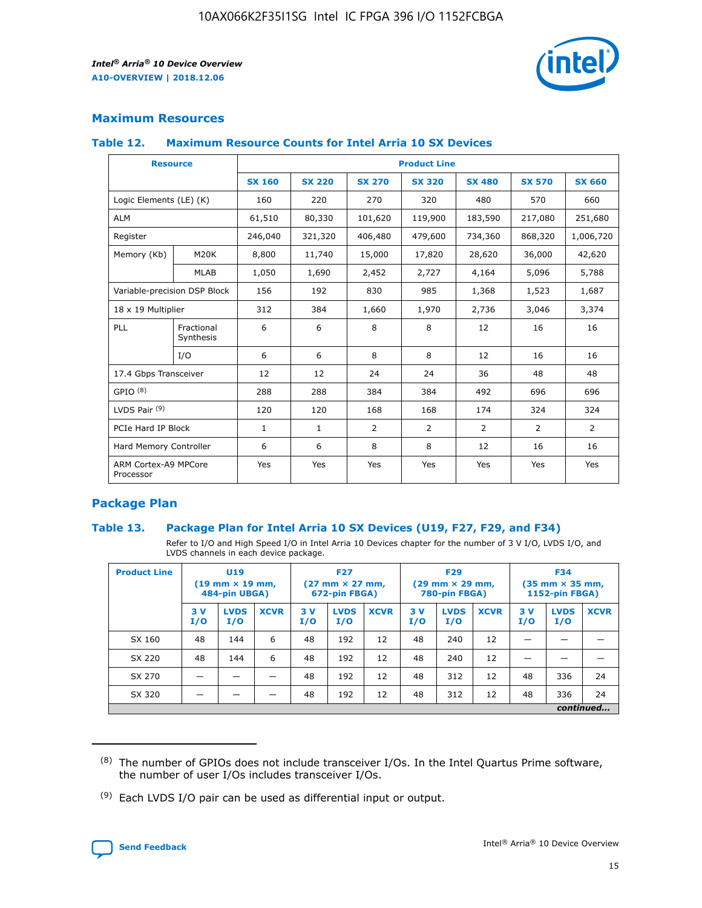## Maximum Resources

### Table 12. Maximum Resource Counts for Intel Arria 10 SX Devices

| Resource | | Product Line | | | | | | |
|---|---|---|---|---|---|---|---|---|
| | | SX 160 | SX 220 | SX 270 | SX 320 | SX 480 | SX 570 | SX 660 |
| Logic Elements (LE) (K) | | 160 | 220 | 270 | 320 | 480 | 570 | 660 |
| ALM | | 61,510 | 80,330 | 101,620 | 119,900 | 183,590 | 217,080 | 251,680 |
| Register | | 246,040 | 321,320 | 406,480 | 479,600 | 734,360 | 868,320 | 1,006,720 |
| Memory (Kb) | M20K | 8,800 | 11,740 | 15,000 | 17,820 | 28,620 | 36,000 | 42,620 |
| | MLAB | 1,050 | 1,690 | 2,452 | 2,727 | 4,164 | 5,096 | 5,788 |
| Variable-precision DSP Block | | 156 | 192 | 830 | 985 | 1,368 | 1,523 | 1,687 |
| 18 x 19 Multiplier | | 312 | 384 | 1,660 | 1,970 | 2,736 | 3,046 | 3,374 |
| PLL | Fractional Synthesis | 6 | 6 | 8 | 8 | 12 | 16 | 16 |
| | I/O | 6 | 6 | 8 | 8 | 12 | 16 | 16 |
| 17.4 Gbps Transceiver | | 12 | 12 | 24 | 24 | 36 | 48 | 48 |
| GPIO [8] | | 288 | 288 | 384 | 384 | 492 | 696 | 696 |
| LVDS Pair [9] | | 120 | 120 | 168 | 168 | 174 | 324 | 324 |
| PCIe Hard IP Block | | 1 | 1 | 2 | 2 | 2 | 2 | 2 |
| Hard Memory Controller | | 6 | 6 | 8 | 8 | 12 | 16 | 16 |
| ARM Cortex-A9 MPCore Processor | | Yes | Yes | Yes | Yes | Yes | Yes | Yes |

## Package Plan

### Table 13. Package Plan for Intel Arria 10 SX Devices (U19, F27, F29, and F34)

Refer to I/O and High Speed I/O in Intel Arria 10 Devices chapter for the number of 3 V I/O, LVDS I/O, and LVDS channels in each device package.

| Product Line | U19 (19 mm × 19 mm, 484-pin UBGA) | | | F27 (27 mm × 27 mm, 672-pin FBGA) | | | F29 (29 mm × 29 mm, 780-pin FBGA) | | | F34 (35 mm × 35 mm, 1152-pin FBGA) | | |
|---|---|---|---|---|---|---|---|---|---|---|---|---|
| | 3 V I/O | LVDS I/O | XCVR | 3 V I/O | LVDS I/O | XCVR | 3 V I/O | LVDS I/O | XCVR | 3 V I/O | LVDS I/O | XCVR |
| SX 160 | 48 | 144 | 6 | 48 | 192 | 12 | 48 | 240 | 12 | — | — | — |
| SX 220 | 48 | 144 | 6 | 48 | 192 | 12 | 48 | 240 | 12 | — | — | — |
| SX 270 | — | — | — | 48 | 192 | 12 | 48 | 312 | 12 | 48 | 336 | 24 |
| SX 320 | — | — | — | 48 | 192 | 12 | 48 | 312 | 12 | 48 | 336 | 24 |

*continued...*

(8) The number of GPIOs does not include transceiver I/Os. In the Intel Quartus Prime software, the number of user I/Os includes transceiver I/Os.

(9) Each LVDS I/O pair can be used as differential input or output.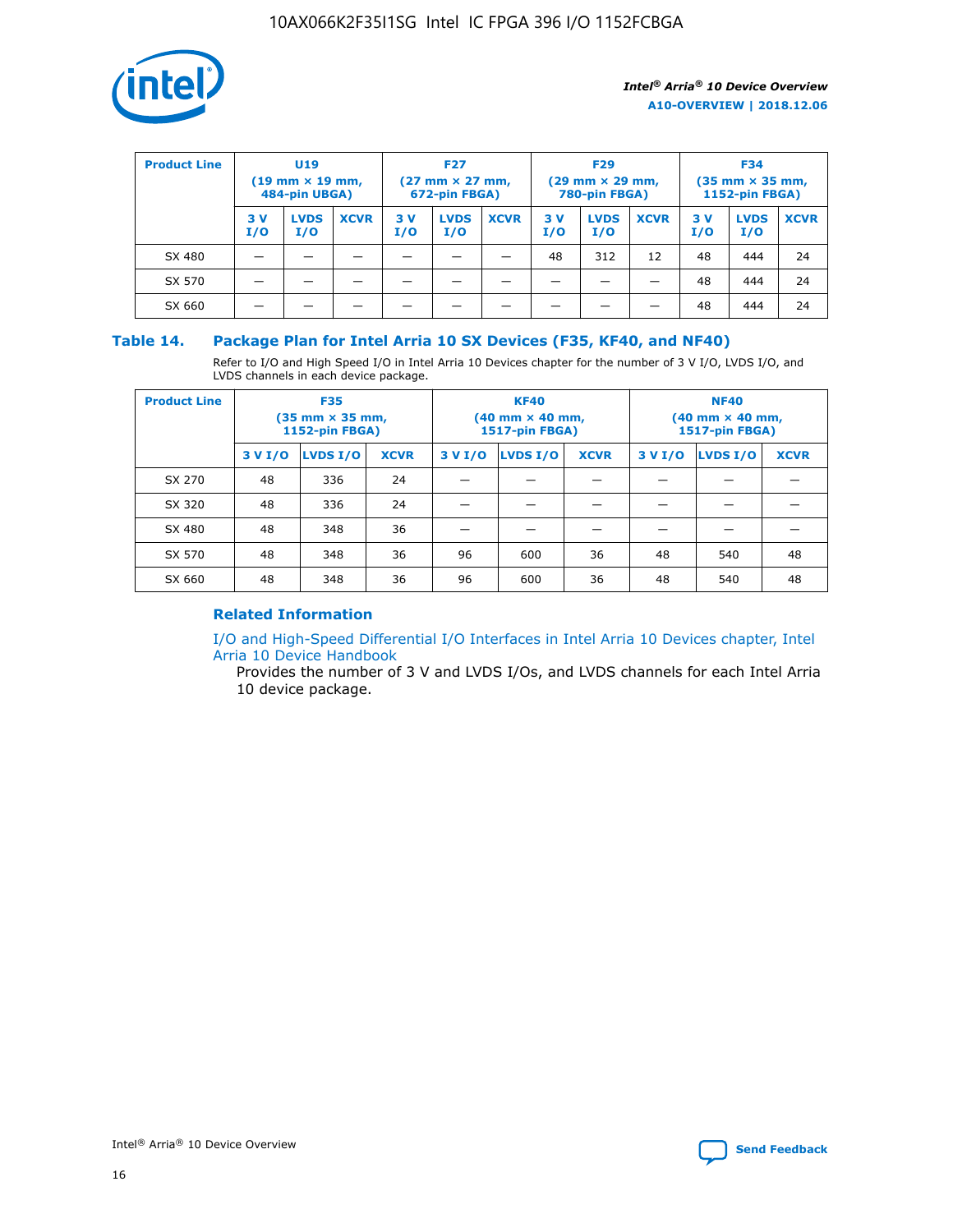| Product Line | U19 (19 mm × 19 mm, 484-pin UBGA) | | | F27 (27 mm × 27 mm, 672-pin FBGA) | | | F29 (29 mm × 29 mm, 780-pin FBGA) | | | F34 (35 mm × 35 mm, 1152-pin FBGA) | | |
|---|---|---|---|---|---|---|---|---|---|---|---|---|
| | 3 V I/O | LVDS I/O | XCVR | 3 V I/O | LVDS I/O | XCVR | 3 V I/O | LVDS I/O | XCVR | 3 V I/O | LVDS I/O | XCVR |
| SX 480 | — | — | — | — | — | — | 48 | 312 | 12 | 48 | 444 | 24 |
| SX 570 | — | — | — | — | — | — | — | — | — | 48 | 444 | 24 |
| SX 660 | — | — | — | — | — | — | — | — | — | 48 | 444 | 24 |

### Table 14. Package Plan for Intel Arria 10 SX Devices (F35, KF40, and NF40)

Refer to I/O and High Speed I/O in Intel Arria 10 Devices chapter for the number of 3 V I/O, LVDS I/O, and LVDS channels in each device package.

| Product Line | F35 (35 mm × 35 mm, 1152-pin FBGA) | | | KF40 (40 mm × 40 mm, 1517-pin FBGA) | | | NF40 (40 mm × 40 mm, 1517-pin FBGA) | | |
|---|---|---|---|---|---|---|---|---|---|
| | 3 V I/O | LVDS I/O | XCVR | 3 V I/O | LVDS I/O | XCVR | 3 V I/O | LVDS I/O | XCVR |
| SX 270 | 48 | 336 | 24 | — | — | — | — | — | — |
| SX 320 | 48 | 336 | 24 | — | — | — | — | — | — |
| SX 480 | 48 | 348 | 36 | — | — | — | — | — | — |
| SX 570 | 48 | 348 | 36 | 96 | 600 | 36 | 48 | 540 | 48 |
| SX 660 | 48 | 348 | 36 | 96 | 600 | 36 | 48 | 540 | 48 |

#### Related Information

I/O and High-Speed Differential I/O Interfaces in Intel Arria 10 Devices chapter, Intel Arria 10 Device Handbook

Provides the number of 3 V and LVDS I/Os, and LVDS channels for each Intel Arria 10 device package.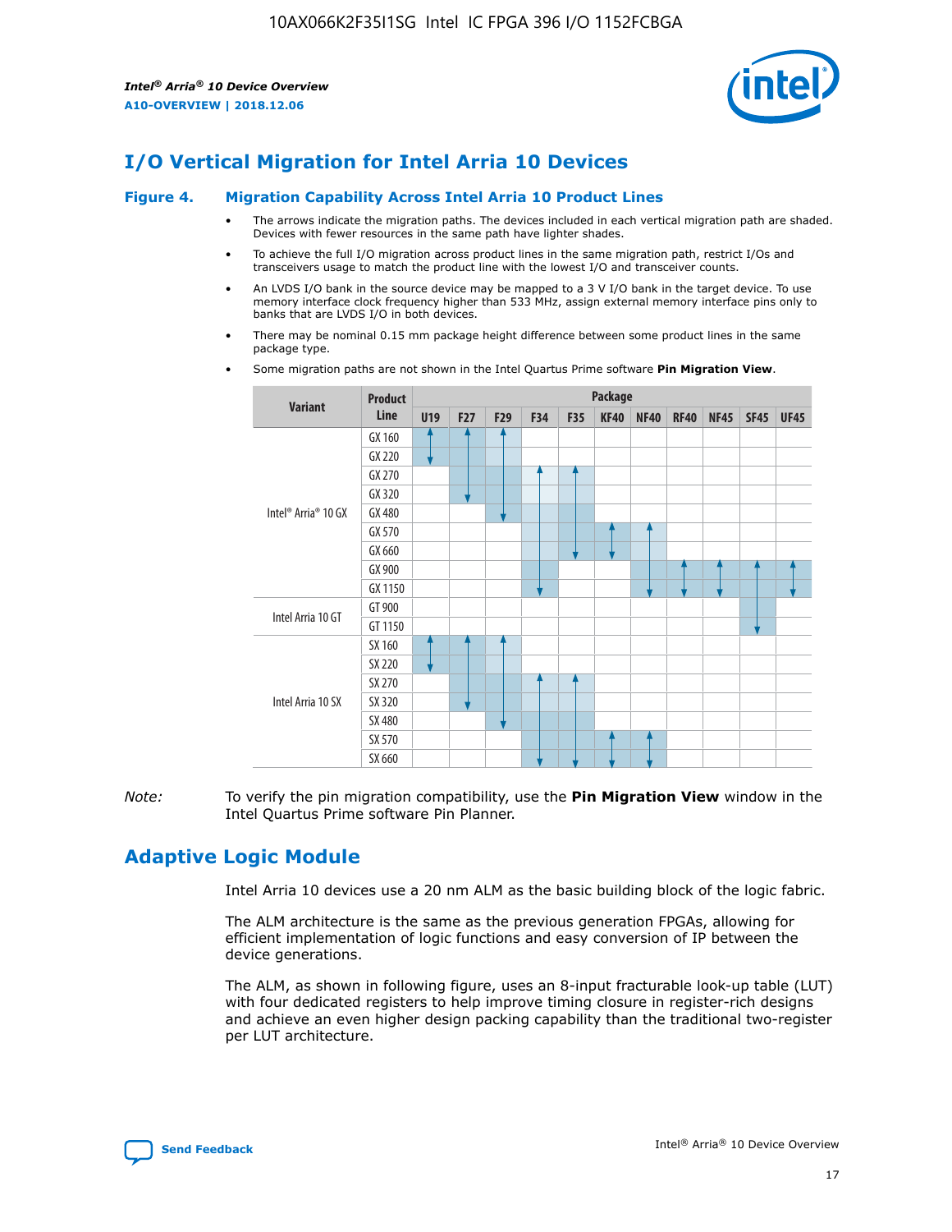# I/O Vertical Migration for Intel Arria 10 Devices

**Figure 4. Migration Capability Across Intel Arria 10 Product Lines**

- The arrows indicate the migration paths. The devices included in each vertical migration path are shaded. Devices with fewer resources in the same path have lighter shades.
- To achieve the full I/O migration across product lines in the same migration path, restrict I/Os and transceivers usage to match the product line with the lowest I/O and transceiver counts.
- An LVDS I/O bank in the source device may be mapped to a 3 V I/O bank in the target device. To use memory interface clock frequency higher than 533 MHz, assign external memory interface pins only to banks that are LVDS I/O in both devices.
- There may be nominal 0.15 mm package height difference between some product lines in the same package type.
- Some migration paths are not shown in the Intel Quartus Prime software **Pin Migration View**.

| Variant | Product Line | U19 | F27 | F29 | F34 | F35 | KF40 | NF40 | RF40 | NF45 | SF45 | UF45 |
|---|---|---|---|---|---|---|---|---|---|---|---|---|
| Intel® Arria® 10 GX | GX 160 | | | | | | | | | | | |
| | GX 220 | | | | | | | | | | | |
| | GX 270 | | | | | | | | | | | |
| | GX 320 | | | | | | | | | | | |
| | GX 480 | | | | | | | | | | | |
| | GX 570 | | | | | | | | | | | |
| | GX 660 | | | | | | | | | | | |
| | GX 900 | | | | | | | | | | | |
| | GX 1150 | | | | | | | | | | | |
| Intel Arria 10 GT | GT 900 | | | | | | | | | | | |
| | GT 1150 | | | | | | | | | | | |
| Intel Arria 10 SX | SX 160 | | | | | | | | | | | |
| | SX 220 | | | | | | | | | | | |
| | SX 270 | | | | | | | | | | | |
| | SX 320 | | | | | | | | | | | |
| | SX 480 | | | | | | | | | | | |
| | SX 570 | | | | | | | | | | | |
| | SX 660 | | | | | | | | | | | |

*Note:* To verify the pin migration compatibility, use the **Pin Migration View** window in the Intel Quartus Prime software Pin Planner.

# Adaptive Logic Module

Intel Arria 10 devices use a 20 nm ALM as the basic building block of the logic fabric.

The ALM architecture is the same as the previous generation FPGAs, allowing for efficient implementation of logic functions and easy conversion of IP between the device generations.

The ALM, as shown in following figure, uses an 8-input fracturable look-up table (LUT) with four dedicated registers to help improve timing closure in register-rich designs and achieve an even higher design packing capability than the traditional two-register per LUT architecture.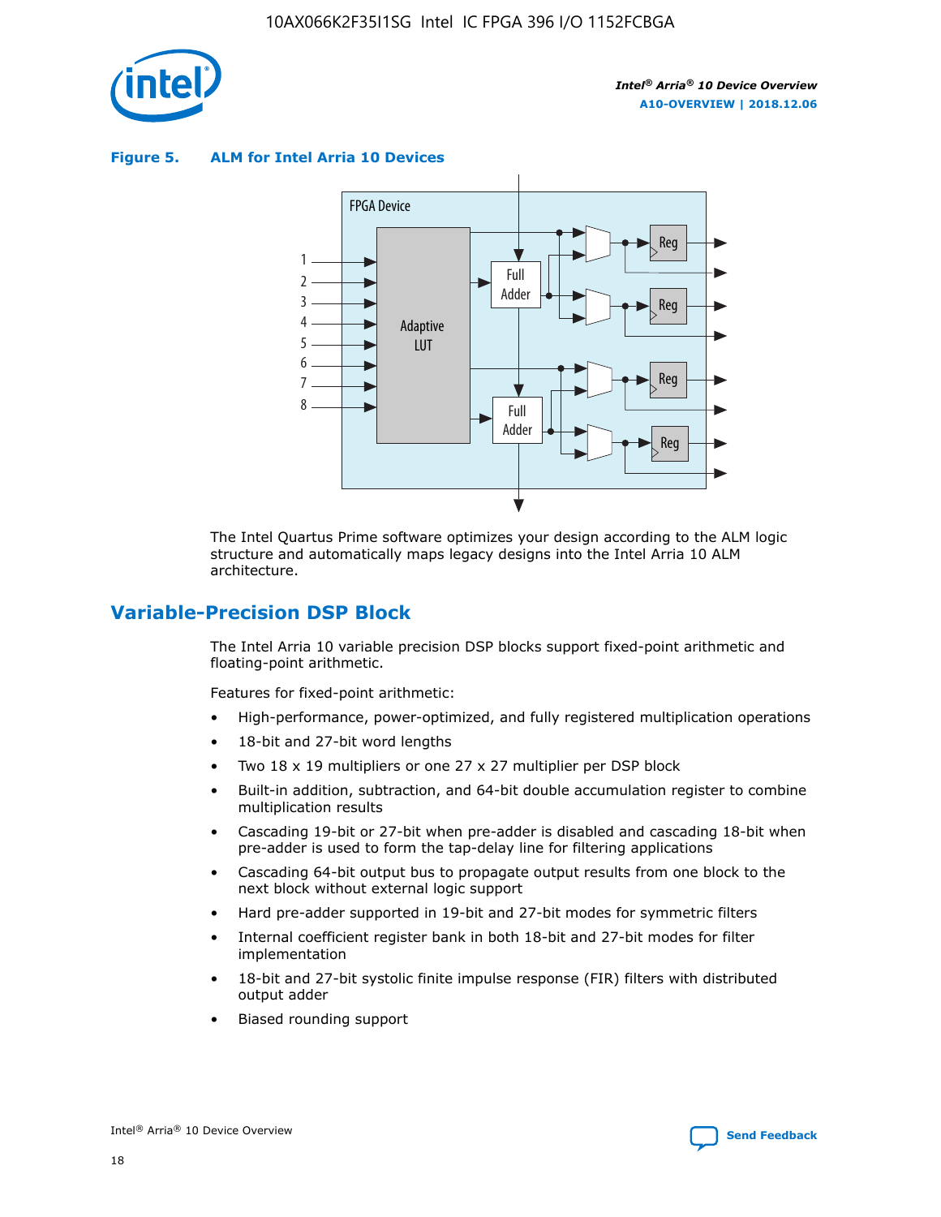**Figure 5. ALM for Intel Arria 10 Devices**

The Intel Quartus Prime software optimizes your design according to the ALM logic structure and automatically maps legacy designs into the Intel Arria 10 ALM architecture.

## Variable-Precision DSP Block

The Intel Arria 10 variable precision DSP blocks support fixed-point arithmetic and floating-point arithmetic.

Features for fixed-point arithmetic:

- High-performance, power-optimized, and fully registered multiplication operations
- 18-bit and 27-bit word lengths
- Two 18 x 19 multipliers or one 27 x 27 multiplier per DSP block
- Built-in addition, subtraction, and 64-bit double accumulation register to combine multiplication results
- Cascading 19-bit or 27-bit when pre-adder is disabled and cascading 18-bit when pre-adder is used to form the tap-delay line for filtering applications
- Cascading 64-bit output bus to propagate output results from one block to the next block without external logic support
- Hard pre-adder supported in 19-bit and 27-bit modes for symmetric filters
- Internal coefficient register bank in both 18-bit and 27-bit modes for filter implementation
- 18-bit and 27-bit systolic finite impulse response (FIR) filters with distributed output adder
- Biased rounding support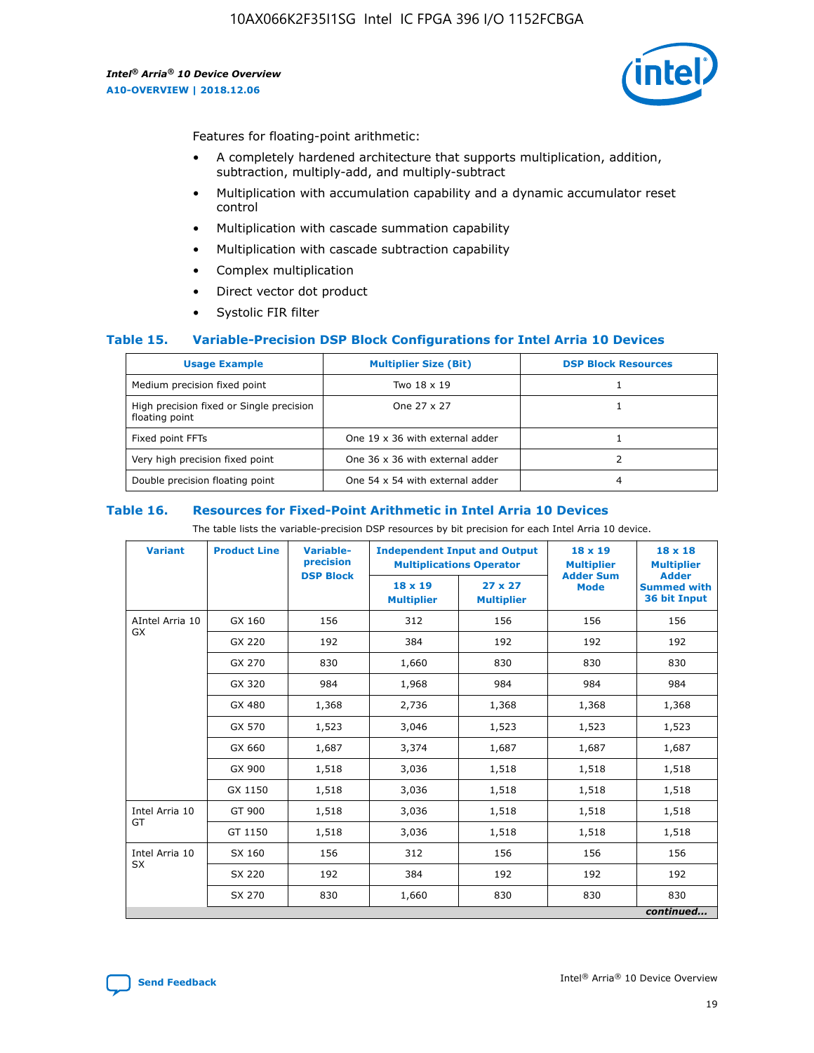Features for floating-point arithmetic:

- A completely hardened architecture that supports multiplication, addition, subtraction, multiply-add, and multiply-subtract
- Multiplication with accumulation capability and a dynamic accumulator reset control
- Multiplication with cascade summation capability
- Multiplication with cascade subtraction capability
- Complex multiplication
- Direct vector dot product
- Systolic FIR filter

### Table 15. Variable-Precision DSP Block Configurations for Intel Arria 10 Devices

| Usage Example | Multiplier Size (Bit) | DSP Block Resources |
|---|---|---|
| Medium precision fixed point | Two 18 x 19 | 1 |
| High precision fixed or Single precision floating point | One 27 x 27 | 1 |
| Fixed point FFTs | One 19 x 36 with external adder | 1 |
| Very high precision fixed point | One 36 x 36 with external adder | 2 |
| Double precision floating point | One 54 x 54 with external adder | 4 |

### Table 16. Resources for Fixed-Point Arithmetic in Intel Arria 10 Devices

The table lists the variable-precision DSP resources by bit precision for each Intel Arria 10 device.

| Variant | Product Line | Variable-precision DSP Block | Independent Input and Output Multiplications Operator | | 18 x 19 Multiplier Adder Sum Mode | 18 x 18 Multiplier Adder Summed with 36 bit Input |
|---|---|---|---|---|---|---|
| | | | 18 x 19 Multiplier | 27 x 27 Multiplier | | |
| AIntel Arria 10 GX | GX 160 | 156 | 312 | 156 | 156 | 156 |
| | GX 220 | 192 | 384 | 192 | 192 | 192 |
| | GX 270 | 830 | 1,660 | 830 | 830 | 830 |
| | GX 320 | 984 | 1,968 | 984 | 984 | 984 |
| | GX 480 | 1,368 | 2,736 | 1,368 | 1,368 | 1,368 |
| | GX 570 | 1,523 | 3,046 | 1,523 | 1,523 | 1,523 |
| | GX 660 | 1,687 | 3,374 | 1,687 | 1,687 | 1,687 |
| | GX 900 | 1,518 | 3,036 | 1,518 | 1,518 | 1,518 |
| | GX 1150 | 1,518 | 3,036 | 1,518 | 1,518 | 1,518 |
| Intel Arria 10 GT | GT 900 | 1,518 | 3,036 | 1,518 | 1,518 | 1,518 |
| | GT 1150 | 1,518 | 3,036 | 1,518 | 1,518 | 1,518 |
| Intel Arria 10 SX | SX 160 | 156 | 312 | 156 | 156 | 156 |
| | SX 220 | 192 | 384 | 192 | 192 | 192 |
| | SX 270 | 830 | 1,660 | 830 | 830 | 830 |

*continued...*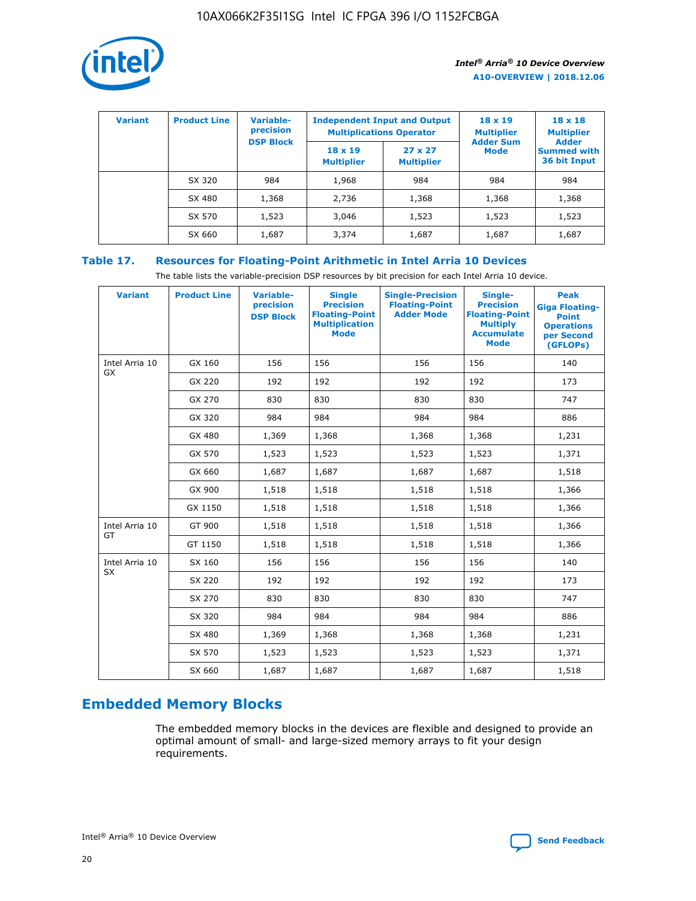| Variant | Product Line | Variable-precision DSP Block | Independent Input and Output Multiplications Operator | | 18 x 19 Multiplier Adder Sum Mode | 18 x 18 Multiplier Adder Summed with 36 bit Input |
|---|---|---|---|---|---|---|
| | | | 18 x 19 Multiplier | 27 x 27 Multiplier | | |
| | SX 320 | 984 | 1,968 | 984 | 984 | 984 |
| | SX 480 | 1,368 | 2,736 | 1,368 | 1,368 | 1,368 |
| | SX 570 | 1,523 | 3,046 | 1,523 | 1,523 | 1,523 |
| | SX 660 | 1,687 | 3,374 | 1,687 | 1,687 | 1,687 |

## Table 17. Resources for Floating-Point Arithmetic in Intel Arria 10 Devices

The table lists the variable-precision DSP resources by bit precision for each Intel Arria 10 device.

| Variant | Product Line | Variable-precision DSP Block | Single Precision Floating-Point Multiplication Mode | Single-Precision Floating-Point Adder Mode | Single-Precision Floating-Point Multiply Accumulate Mode | Peak Giga Floating-Point Operations per Second (GFLOPs) |
|---|---|---|---|---|---|---|
| Intel Arria 10 GX | GX 160 | 156 | 156 | 156 | 156 | 140 |
| | GX 220 | 192 | 192 | 192 | 192 | 173 |
| | GX 270 | 830 | 830 | 830 | 830 | 747 |
| | GX 320 | 984 | 984 | 984 | 984 | 886 |
| | GX 480 | 1,369 | 1,368 | 1,368 | 1,368 | 1,231 |
| | GX 570 | 1,523 | 1,523 | 1,523 | 1,523 | 1,371 |
| | GX 660 | 1,687 | 1,687 | 1,687 | 1,687 | 1,518 |
| | GX 900 | 1,518 | 1,518 | 1,518 | 1,518 | 1,366 |
| | GX 1150 | 1,518 | 1,518 | 1,518 | 1,518 | 1,366 |
| Intel Arria 10 GT | GT 900 | 1,518 | 1,518 | 1,518 | 1,518 | 1,366 |
| | GT 1150 | 1,518 | 1,518 | 1,518 | 1,518 | 1,366 |
| Intel Arria 10 SX | SX 160 | 156 | 156 | 156 | 156 | 140 |
| | SX 220 | 192 | 192 | 192 | 192 | 173 |
| | SX 270 | 830 | 830 | 830 | 830 | 747 |
| | SX 320 | 984 | 984 | 984 | 984 | 886 |
| | SX 480 | 1,369 | 1,368 | 1,368 | 1,368 | 1,231 |
| | SX 570 | 1,523 | 1,523 | 1,523 | 1,523 | 1,371 |
| | SX 660 | 1,687 | 1,687 | 1,687 | 1,687 | 1,518 |

## Embedded Memory Blocks

The embedded memory blocks in the devices are flexible and designed to provide an optimal amount of small- and large-sized memory arrays to fit your design requirements.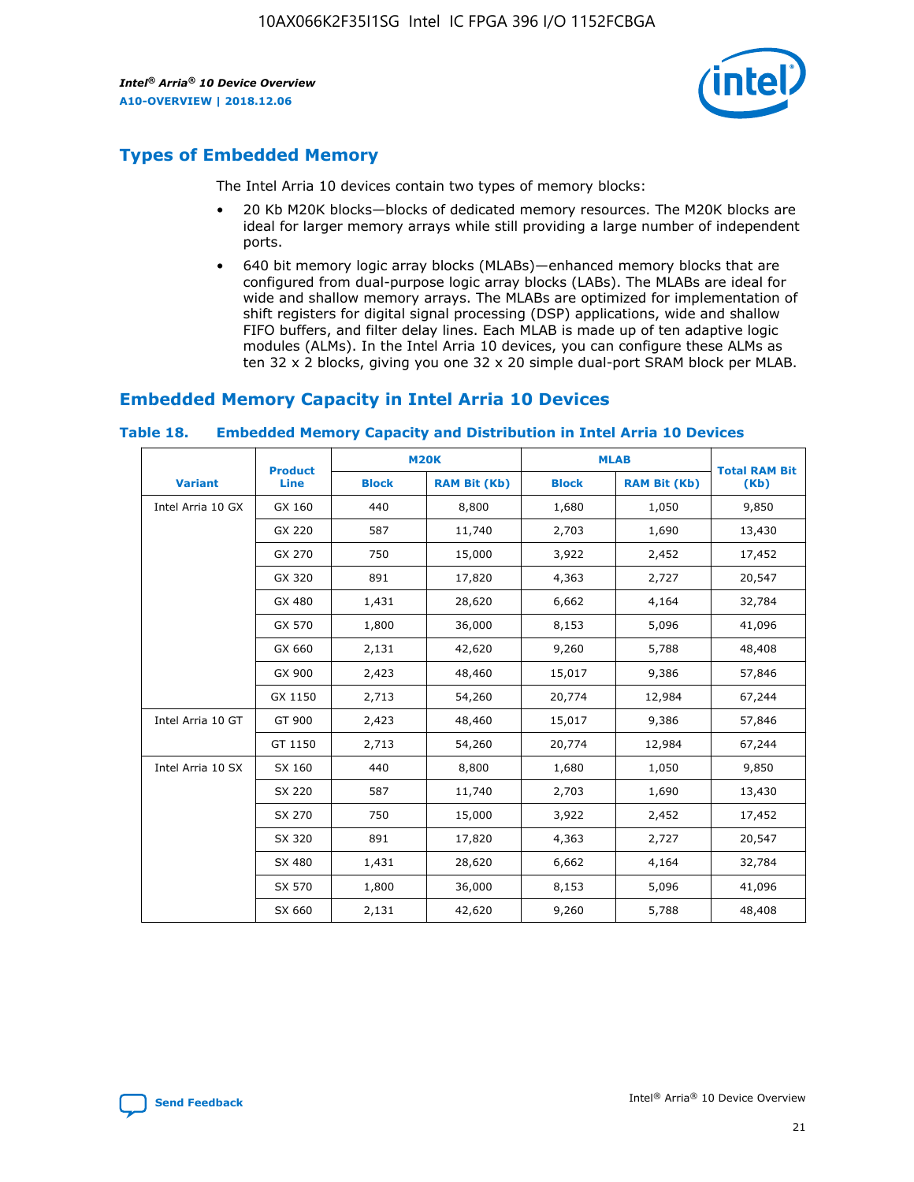## Types of Embedded Memory

The Intel Arria 10 devices contain two types of memory blocks:

- 20 Kb M20K blocks—blocks of dedicated memory resources. The M20K blocks are ideal for larger memory arrays while still providing a large number of independent ports.
- 640 bit memory logic array blocks (MLABs)—enhanced memory blocks that are configured from dual-purpose logic array blocks (LABs). The MLABs are ideal for wide and shallow memory arrays. The MLABs are optimized for implementation of shift registers for digital signal processing (DSP) applications, wide and shallow FIFO buffers, and filter delay lines. Each MLAB is made up of ten adaptive logic modules (ALMs). In the Intel Arria 10 devices, you can configure these ALMs as ten 32 x 2 blocks, giving you one 32 x 20 simple dual-port SRAM block per MLAB.

## Embedded Memory Capacity in Intel Arria 10 Devices

**Table 18. Embedded Memory Capacity and Distribution in Intel Arria 10 Devices**

| Variant | Product Line | M20K | | MLAB | | Total RAM Bit (Kb) |
|---|---|---|---|---|---|---|
| | | Block | RAM Bit (Kb) | Block | RAM Bit (Kb) | |
| Intel Arria 10 GX | GX 160 | 440 | 8,800 | 1,680 | 1,050 | 9,850 |
| | GX 220 | 587 | 11,740 | 2,703 | 1,690 | 13,430 |
| | GX 270 | 750 | 15,000 | 3,922 | 2,452 | 17,452 |
| | GX 320 | 891 | 17,820 | 4,363 | 2,727 | 20,547 |
| | GX 480 | 1,431 | 28,620 | 6,662 | 4,164 | 32,784 |
| | GX 570 | 1,800 | 36,000 | 8,153 | 5,096 | 41,096 |
| | GX 660 | 2,131 | 42,620 | 9,260 | 5,788 | 48,408 |
| | GX 900 | 2,423 | 48,460 | 15,017 | 9,386 | 57,846 |
| | GX 1150 | 2,713 | 54,260 | 20,774 | 12,984 | 67,244 |
| Intel Arria 10 GT | GT 900 | 2,423 | 48,460 | 15,017 | 9,386 | 57,846 |
| | GT 1150 | 2,713 | 54,260 | 20,774 | 12,984 | 67,244 |
| Intel Arria 10 SX | SX 160 | 440 | 8,800 | 1,680 | 1,050 | 9,850 |
| | SX 220 | 587 | 11,740 | 2,703 | 1,690 | 13,430 |
| | SX 270 | 750 | 15,000 | 3,922 | 2,452 | 17,452 |
| | SX 320 | 891 | 17,820 | 4,363 | 2,727 | 20,547 |
| | SX 480 | 1,431 | 28,620 | 6,662 | 4,164 | 32,784 |
| | SX 570 | 1,800 | 36,000 | 8,153 | 5,096 | 41,096 |
| | SX 660 | 2,131 | 42,620 | 9,260 | 5,788 | 48,408 |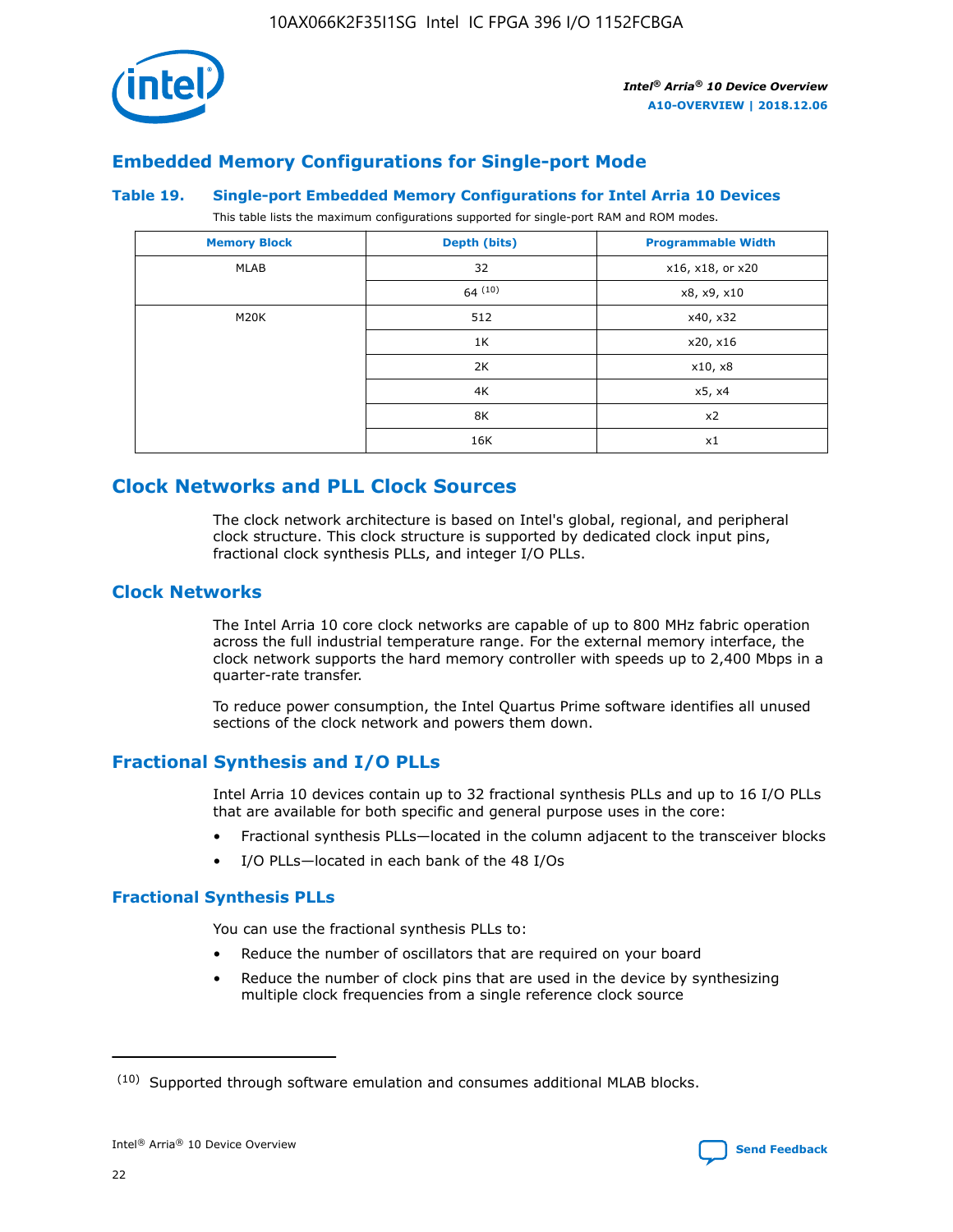## Embedded Memory Configurations for Single-port Mode

### Table 19. Single-port Embedded Memory Configurations for Intel Arria 10 Devices

This table lists the maximum configurations supported for single-port RAM and ROM modes.

| Memory Block | Depth (bits) | Programmable Width |
|---|---|---|
| MLAB | 32 | x16, x18, or x20 |
| | 64 (10) | x8, x9, x10 |
| M20K | 512 | x40, x32 |
| | 1K | x20, x16 |
| | 2K | x10, x8 |
| | 4K | x5, x4 |
| | 8K | x2 |
| | 16K | x1 |

# Clock Networks and PLL Clock Sources

The clock network architecture is based on Intel's global, regional, and peripheral clock structure. This clock structure is supported by dedicated clock input pins, fractional clock synthesis PLLs, and integer I/O PLLs.

## Clock Networks

The Intel Arria 10 core clock networks are capable of up to 800 MHz fabric operation across the full industrial temperature range. For the external memory interface, the clock network supports the hard memory controller with speeds up to 2,400 Mbps in a quarter-rate transfer.

To reduce power consumption, the Intel Quartus Prime software identifies all unused sections of the clock network and powers them down.

## Fractional Synthesis and I/O PLLs

Intel Arria 10 devices contain up to 32 fractional synthesis PLLs and up to 16 I/O PLLs that are available for both specific and general purpose uses in the core:

- Fractional synthesis PLLs—located in the column adjacent to the transceiver blocks
- I/O PLLs—located in each bank of the 48 I/Os

### Fractional Synthesis PLLs

You can use the fractional synthesis PLLs to:

- Reduce the number of oscillators that are required on your board
- Reduce the number of clock pins that are used in the device by synthesizing multiple clock frequencies from a single reference clock source

(10) Supported through software emulation and consumes additional MLAB blocks.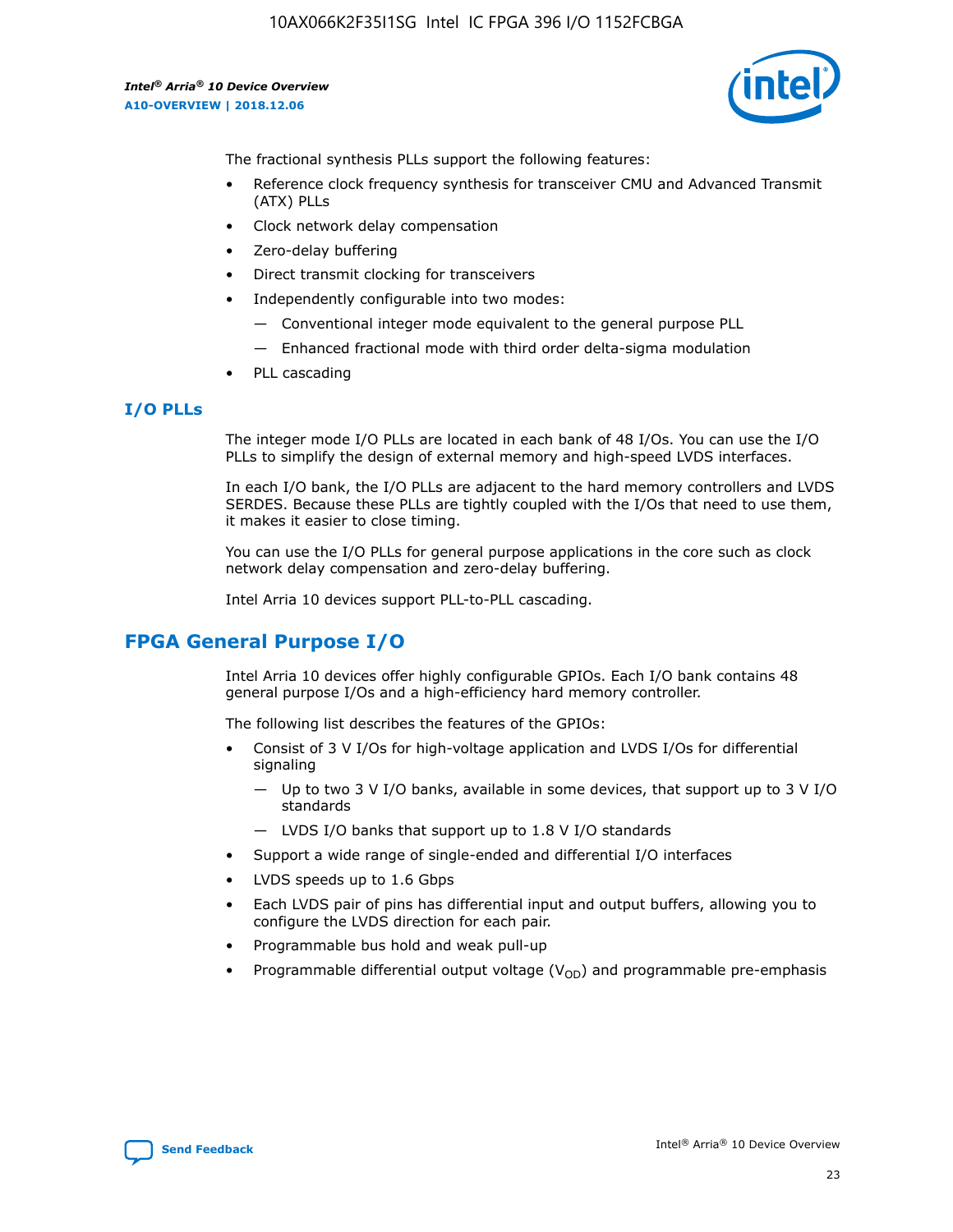The fractional synthesis PLLs support the following features:

- Reference clock frequency synthesis for transceiver CMU and Advanced Transmit (ATX) PLLs
- Clock network delay compensation
- Zero-delay buffering
- Direct transmit clocking for transceivers
- Independently configurable into two modes:
  - Conventional integer mode equivalent to the general purpose PLL
  - Enhanced fractional mode with third order delta-sigma modulation
- PLL cascading

### I/O PLLs

The integer mode I/O PLLs are located in each bank of 48 I/Os. You can use the I/O PLLs to simplify the design of external memory and high-speed LVDS interfaces.

In each I/O bank, the I/O PLLs are adjacent to the hard memory controllers and LVDS SERDES. Because these PLLs are tightly coupled with the I/Os that need to use them, it makes it easier to close timing.

You can use the I/O PLLs for general purpose applications in the core such as clock network delay compensation and zero-delay buffering.

Intel Arria 10 devices support PLL-to-PLL cascading.

## FPGA General Purpose I/O

Intel Arria 10 devices offer highly configurable GPIOs. Each I/O bank contains 48 general purpose I/Os and a high-efficiency hard memory controller.

The following list describes the features of the GPIOs:

- Consist of 3 V I/Os for high-voltage application and LVDS I/Os for differential signaling
  - Up to two 3 V I/O banks, available in some devices, that support up to 3 V I/O standards
  - LVDS I/O banks that support up to 1.8 V I/O standards
- Support a wide range of single-ended and differential I/O interfaces
- LVDS speeds up to 1.6 Gbps
- Each LVDS pair of pins has differential input and output buffers, allowing you to configure the LVDS direction for each pair.
- Programmable bus hold and weak pull-up
- Programmable differential output voltage ($V_{OD}$) and programmable pre-emphasis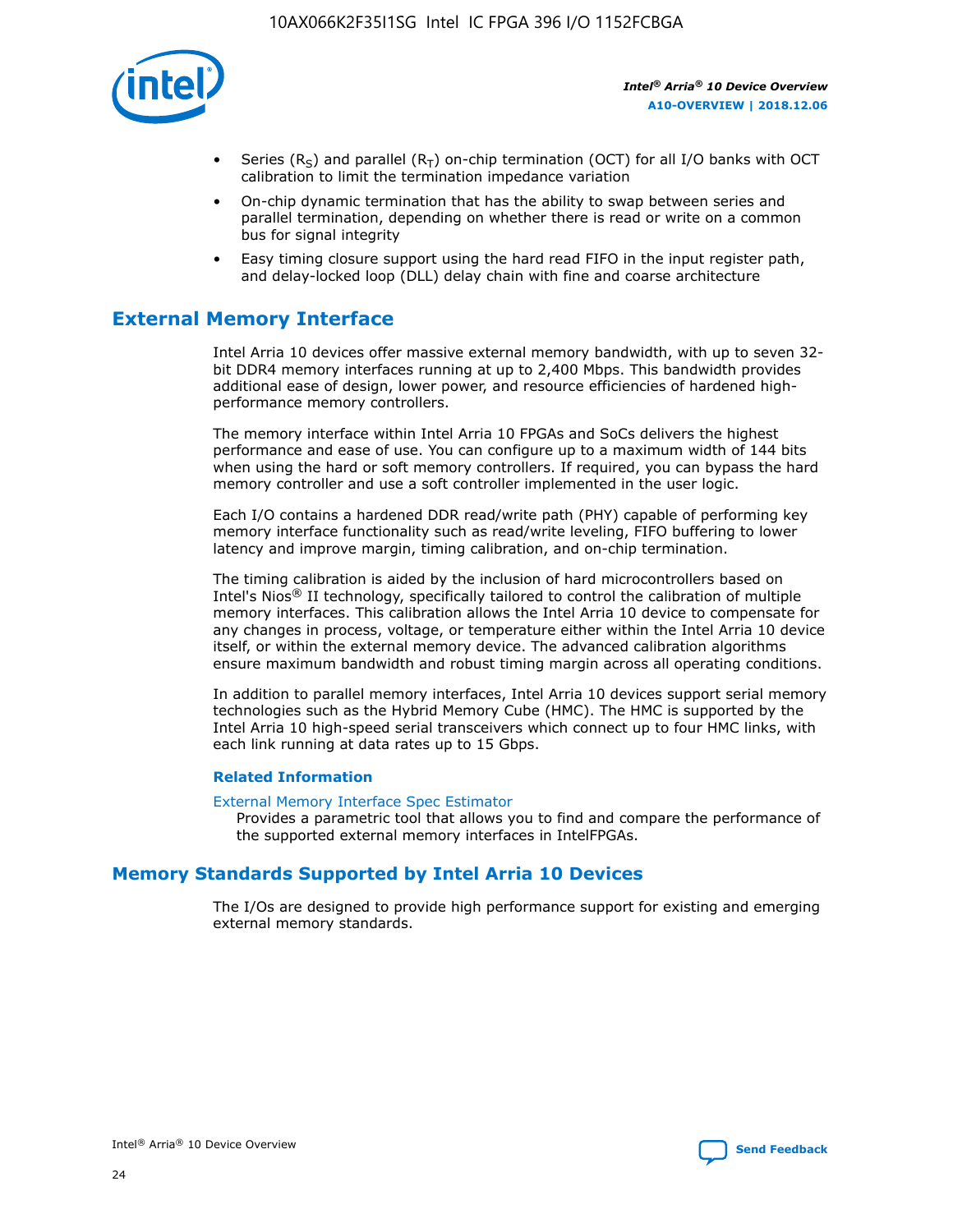- Series ($R_S$) and parallel ($R_T$) on-chip termination (OCT) for all I/O banks with OCT calibration to limit the termination impedance variation
- On-chip dynamic termination that has the ability to swap between series and parallel termination, depending on whether there is read or write on a common bus for signal integrity
- Easy timing closure support using the hard read FIFO in the input register path, and delay-locked loop (DLL) delay chain with fine and coarse architecture

## External Memory Interface

Intel Arria 10 devices offer massive external memory bandwidth, with up to seven 32-bit DDR4 memory interfaces running at up to 2,400 Mbps. This bandwidth provides additional ease of design, lower power, and resource efficiencies of hardened high-performance memory controllers.

The memory interface within Intel Arria 10 FPGAs and SoCs delivers the highest performance and ease of use. You can configure up to a maximum width of 144 bits when using the hard or soft memory controllers. If required, you can bypass the hard memory controller and use a soft controller implemented in the user logic.

Each I/O contains a hardened DDR read/write path (PHY) capable of performing key memory interface functionality such as read/write leveling, FIFO buffering to lower latency and improve margin, timing calibration, and on-chip termination.

The timing calibration is aided by the inclusion of hard microcontrollers based on Intel's Nios® II technology, specifically tailored to control the calibration of multiple memory interfaces. This calibration allows the Intel Arria 10 device to compensate for any changes in process, voltage, or temperature either within the Intel Arria 10 device itself, or within the external memory device. The advanced calibration algorithms ensure maximum bandwidth and robust timing margin across all operating conditions.

In addition to parallel memory interfaces, Intel Arria 10 devices support serial memory technologies such as the Hybrid Memory Cube (HMC). The HMC is supported by the Intel Arria 10 high-speed serial transceivers which connect up to four HMC links, with each link running at data rates up to 15 Gbps.

### Related Information

External Memory Interface Spec Estimator
Provides a parametric tool that allows you to find and compare the performance of the supported external memory interfaces in IntelFPGAs.

## Memory Standards Supported by Intel Arria 10 Devices

The I/Os are designed to provide high performance support for existing and emerging external memory standards.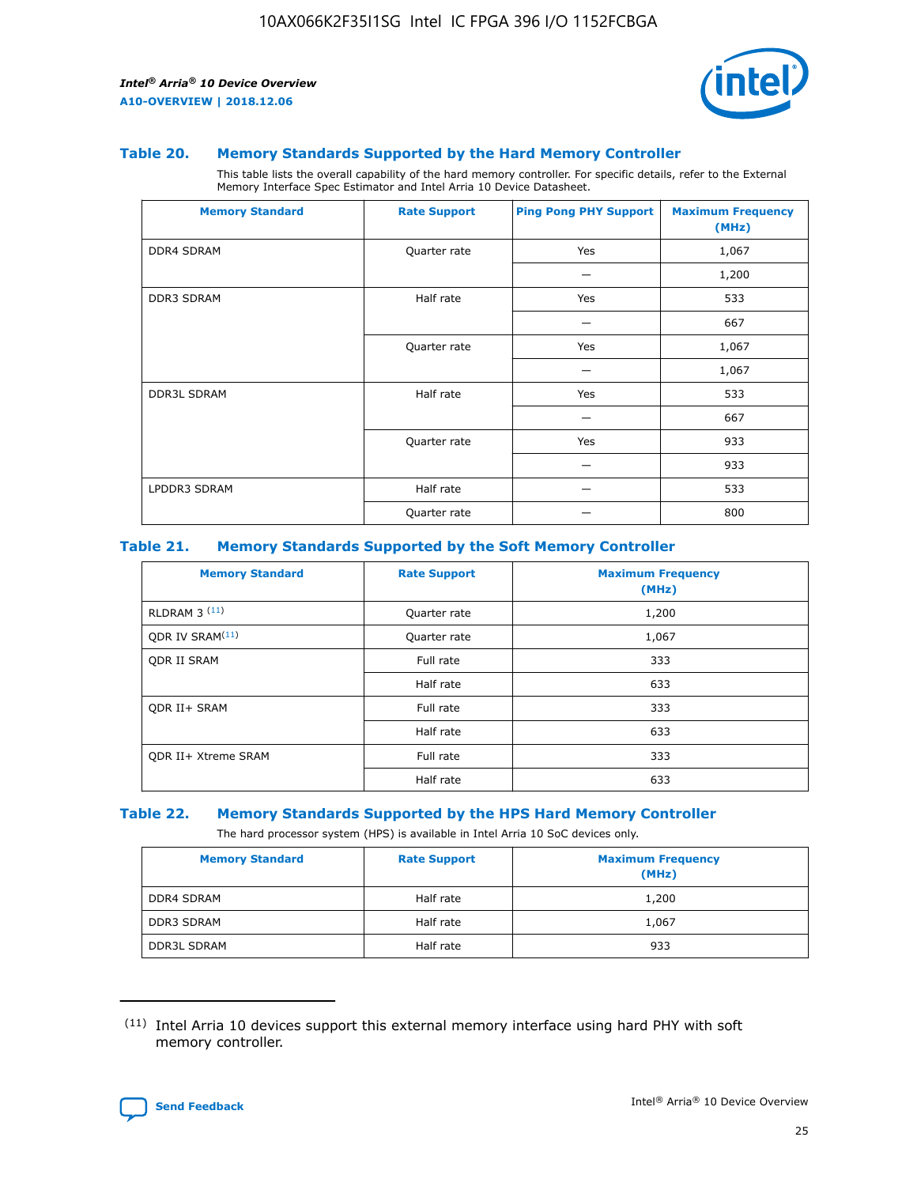### Table 20. Memory Standards Supported by the Hard Memory Controller

This table lists the overall capability of the hard memory controller. For specific details, refer to the External Memory Interface Spec Estimator and Intel Arria 10 Device Datasheet.

| Memory Standard | Rate Support | Ping Pong PHY Support | Maximum Frequency (MHz) |
|---|---|---|---|
| DDR4 SDRAM | Quarter rate | Yes | 1,067 |
| | | — | 1,200 |
| DDR3 SDRAM | Half rate | Yes | 533 |
| | | — | 667 |
| | Quarter rate | Yes | 1,067 |
| | | — | 1,067 |
| DDR3L SDRAM | Half rate | Yes | 533 |
| | | — | 667 |
| | Quarter rate | Yes | 933 |
| | | — | 933 |
| LPDDR3 SDRAM | Half rate | — | 533 |
| | Quarter rate | — | 800 |

### Table 21. Memory Standards Supported by the Soft Memory Controller

| Memory Standard | Rate Support | Maximum Frequency (MHz) |
|---|---|---|
| RLDRAM 3 [11] | Quarter rate | 1,200 |
| QDR IV SRAM[11] | Quarter rate | 1,067 |
| QDR II SRAM | Full rate | 333 |
| | Half rate | 633 |
| QDR II+ SRAM | Full rate | 333 |
| | Half rate | 633 |
| QDR II+ Xtreme SRAM | Full rate | 333 |
| | Half rate | 633 |

### Table 22. Memory Standards Supported by the HPS Hard Memory Controller

The hard processor system (HPS) is available in Intel Arria 10 SoC devices only.

| Memory Standard | Rate Support | Maximum Frequency (MHz) |
|---|---|---|
| DDR4 SDRAM | Half rate | 1,200 |
| DDR3 SDRAM | Half rate | 1,067 |
| DDR3L SDRAM | Half rate | 933 |

(11) Intel Arria 10 devices support this external memory interface using hard PHY with soft memory controller.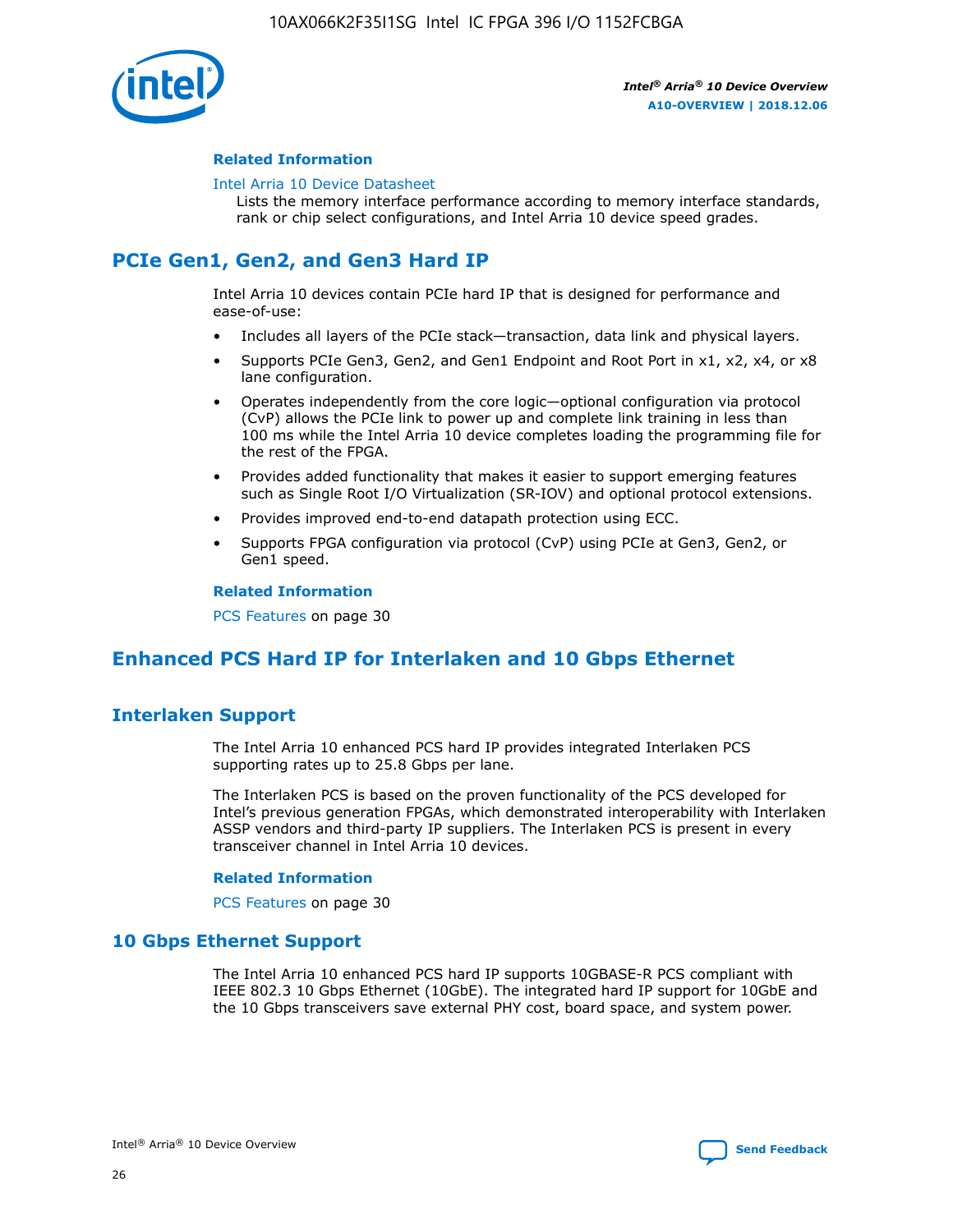#### Related Information

Intel Arria 10 Device Datasheet
Lists the memory interface performance according to memory interface standards, rank or chip select configurations, and Intel Arria 10 device speed grades.

## PCIe Gen1, Gen2, and Gen3 Hard IP

Intel Arria 10 devices contain PCIe hard IP that is designed for performance and ease-of-use:

- Includes all layers of the PCIe stack—transaction, data link and physical layers.
- Supports PCIe Gen3, Gen2, and Gen1 Endpoint and Root Port in x1, x2, x4, or x8 lane configuration.
- Operates independently from the core logic—optional configuration via protocol (CvP) allows the PCIe link to power up and complete link training in less than 100 ms while the Intel Arria 10 device completes loading the programming file for the rest of the FPGA.
- Provides added functionality that makes it easier to support emerging features such as Single Root I/O Virtualization (SR-IOV) and optional protocol extensions.
- Provides improved end-to-end datapath protection using ECC.
- Supports FPGA configuration via protocol (CvP) using PCIe at Gen3, Gen2, or Gen1 speed.

#### Related Information

PCS Features on page 30

## Enhanced PCS Hard IP for Interlaken and 10 Gbps Ethernet

### Interlaken Support

The Intel Arria 10 enhanced PCS hard IP provides integrated Interlaken PCS supporting rates up to 25.8 Gbps per lane.

The Interlaken PCS is based on the proven functionality of the PCS developed for Intel's previous generation FPGAs, which demonstrated interoperability with Interlaken ASSP vendors and third-party IP suppliers. The Interlaken PCS is present in every transceiver channel in Intel Arria 10 devices.

#### Related Information

PCS Features on page 30

### 10 Gbps Ethernet Support

The Intel Arria 10 enhanced PCS hard IP supports 10GBASE-R PCS compliant with IEEE 802.3 10 Gbps Ethernet (10GbE). The integrated hard IP support for 10GbE and the 10 Gbps transceivers save external PHY cost, board space, and system power.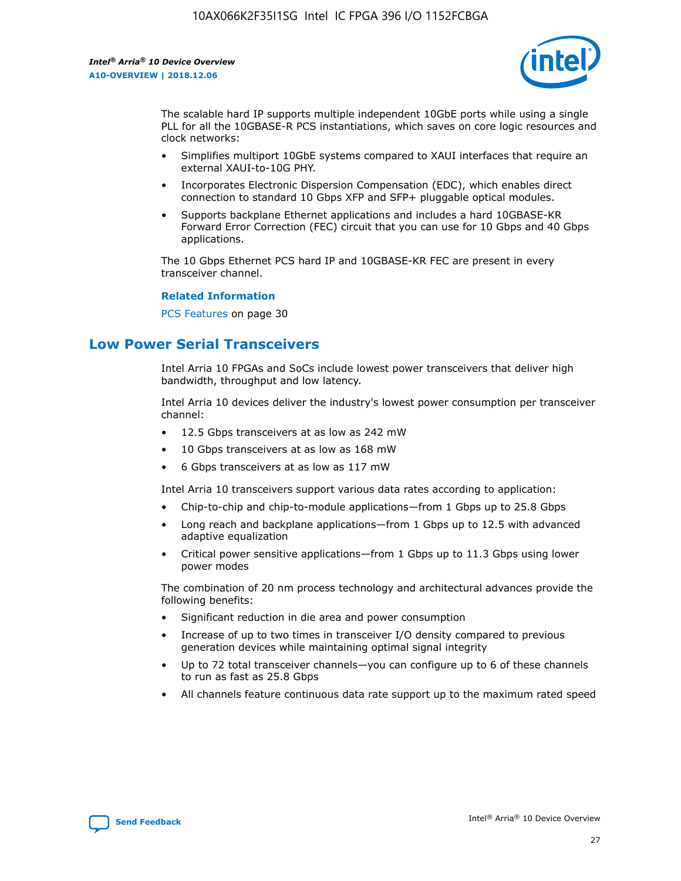The scalable hard IP supports multiple independent 10GbE ports while using a single PLL for all the 10GBASE-R PCS instantiations, which saves on core logic resources and clock networks:

- Simplifies multiport 10GbE systems compared to XAUI interfaces that require an external XAUI-to-10G PHY.
- Incorporates Electronic Dispersion Compensation (EDC), which enables direct connection to standard 10 Gbps XFP and SFP+ pluggable optical modules.
- Supports backplane Ethernet applications and includes a hard 10GBASE-KR Forward Error Correction (FEC) circuit that you can use for 10 Gbps and 40 Gbps applications.

The 10 Gbps Ethernet PCS hard IP and 10GBASE-KR FEC are present in every transceiver channel.

**Related Information**

PCS Features on page 30

## Low Power Serial Transceivers

Intel Arria 10 FPGAs and SoCs include lowest power transceivers that deliver high bandwidth, throughput and low latency.

Intel Arria 10 devices deliver the industry's lowest power consumption per transceiver channel:

- 12.5 Gbps transceivers at as low as 242 mW
- 10 Gbps transceivers at as low as 168 mW
- 6 Gbps transceivers at as low as 117 mW

Intel Arria 10 transceivers support various data rates according to application:

- Chip-to-chip and chip-to-module applications—from 1 Gbps up to 25.8 Gbps
- Long reach and backplane applications—from 1 Gbps up to 12.5 with advanced adaptive equalization
- Critical power sensitive applications—from 1 Gbps up to 11.3 Gbps using lower power modes

The combination of 20 nm process technology and architectural advances provide the following benefits:

- Significant reduction in die area and power consumption
- Increase of up to two times in transceiver I/O density compared to previous generation devices while maintaining optimal signal integrity
- Up to 72 total transceiver channels—you can configure up to 6 of these channels to run as fast as 25.8 Gbps
- All channels feature continuous data rate support up to the maximum rated speed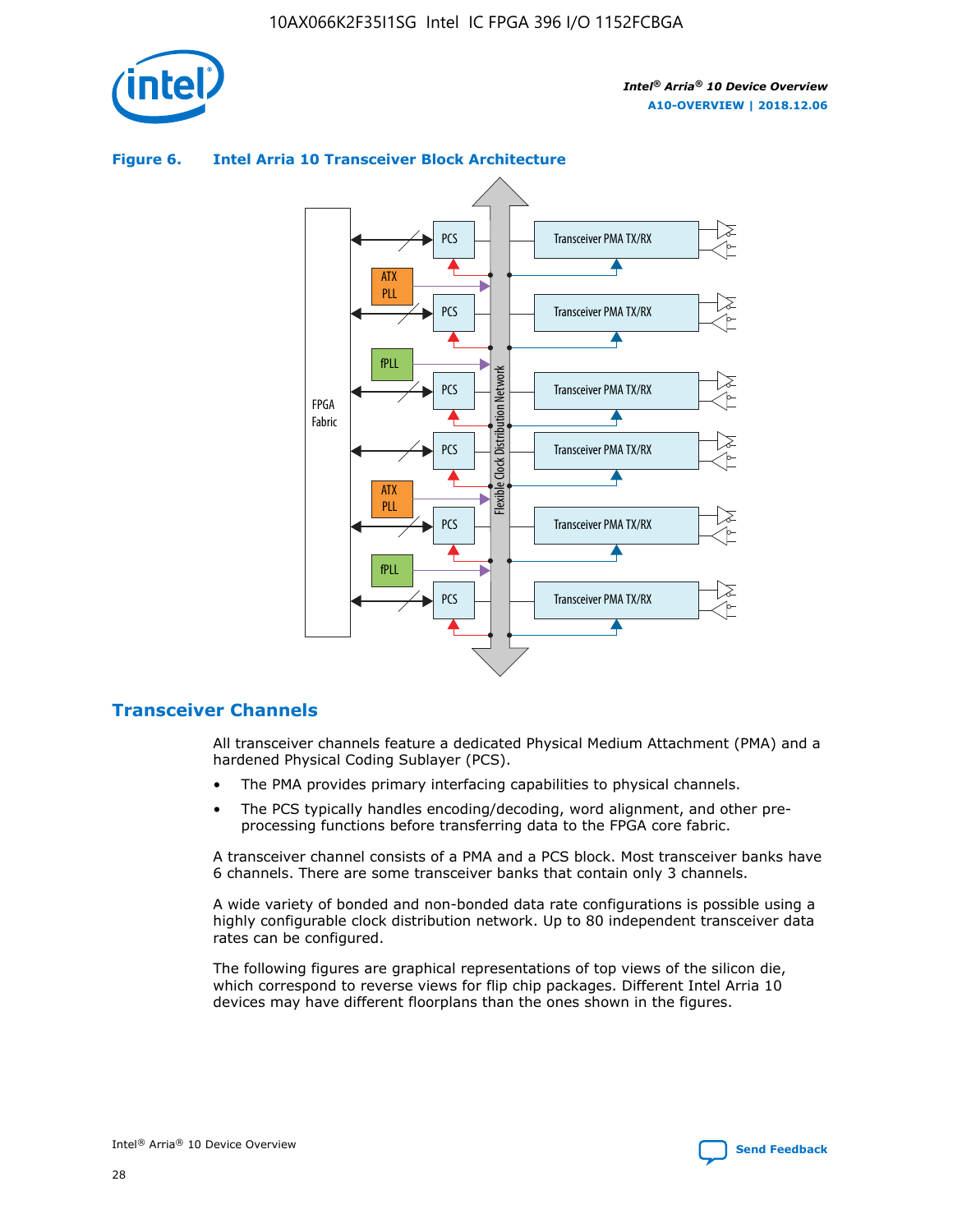**Figure 6. Intel Arria 10 Transceiver Block Architecture**

## Transceiver Channels

All transceiver channels feature a dedicated Physical Medium Attachment (PMA) and a hardened Physical Coding Sublayer (PCS).

- The PMA provides primary interfacing capabilities to physical channels.
- The PCS typically handles encoding/decoding, word alignment, and other pre-processing functions before transferring data to the FPGA core fabric.

A transceiver channel consists of a PMA and a PCS block. Most transceiver banks have 6 channels. There are some transceiver banks that contain only 3 channels.

A wide variety of bonded and non-bonded data rate configurations is possible using a highly configurable clock distribution network. Up to 80 independent transceiver data rates can be configured.

The following figures are graphical representations of top views of the silicon die, which correspond to reverse views for flip chip packages. Different Intel Arria 10 devices may have different floorplans than the ones shown in the figures.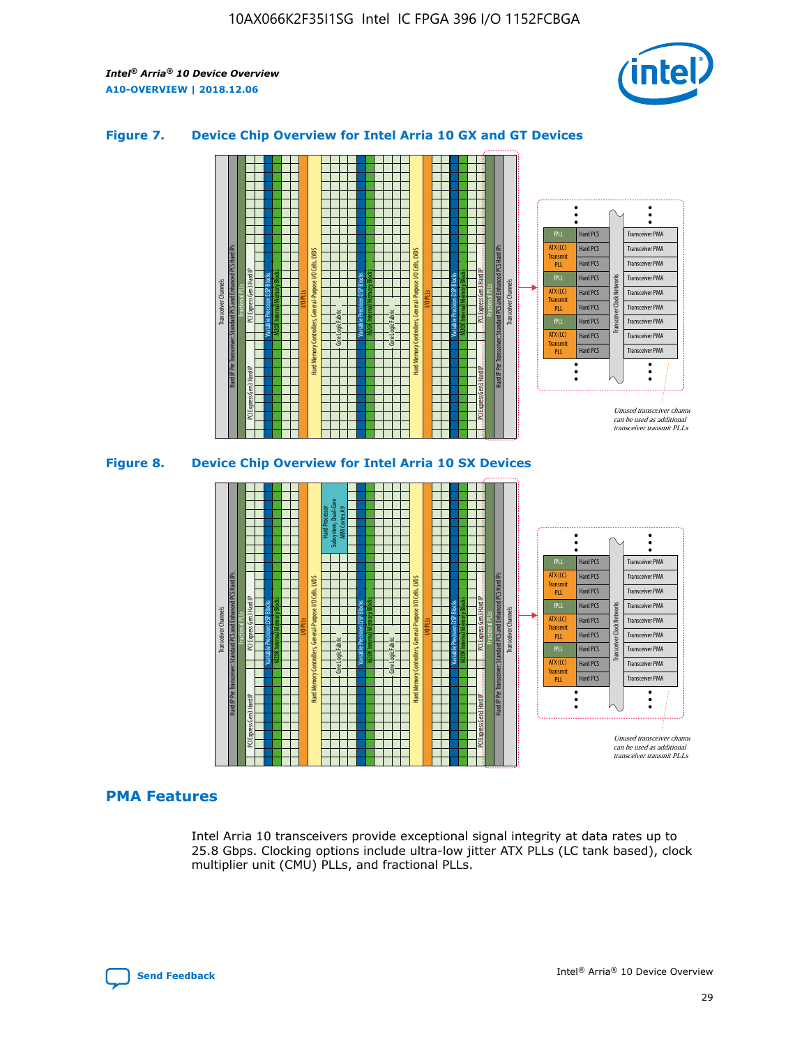## Figure 7. Device Chip Overview for Intel Arria 10 GX and GT Devices

Unused transceiver channels can be used as additional transceiver transmit PLLs

## Figure 8. Device Chip Overview for Intel Arria 10 SX Devices

Unused transceiver channels can be used as additional transceiver transmit PLLs

## PMA Features

Intel Arria 10 transceivers provide exceptional signal integrity at data rates up to 25.8 Gbps. Clocking options include ultra-low jitter ATX PLLs (LC tank based), clock multiplier unit (CMU) PLLs, and fractional PLLs.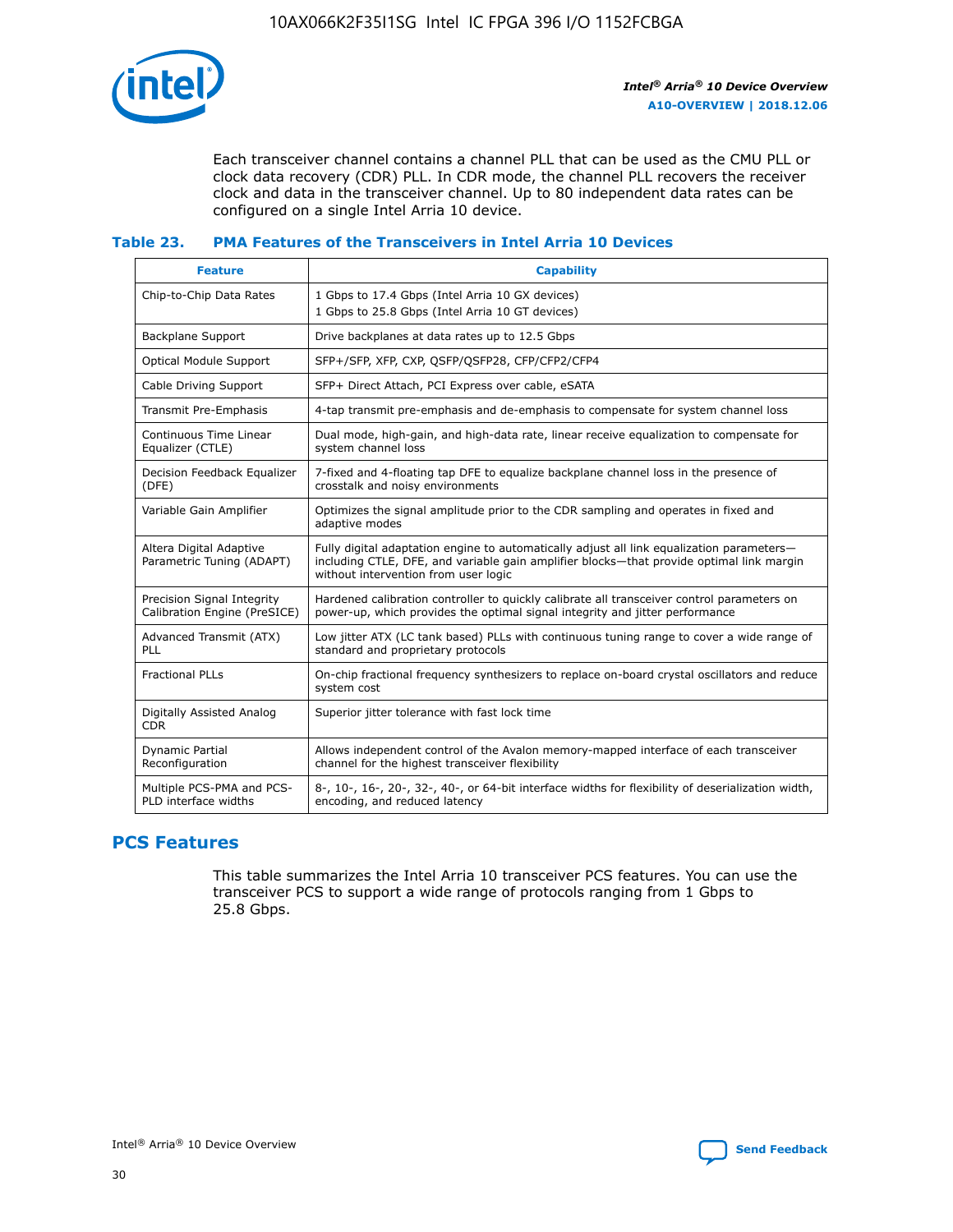Each transceiver channel contains a channel PLL that can be used as the CMU PLL or clock data recovery (CDR) PLL. In CDR mode, the channel PLL recovers the receiver clock and data in the transceiver channel. Up to 80 independent data rates can be configured on a single Intel Arria 10 device.

### Table 23. PMA Features of the Transceivers in Intel Arria 10 Devices

| Feature | Capability |
| --- | --- |
| Chip-to-Chip Data Rates | 1 Gbps to 17.4 Gbps (Intel Arria 10 GX devices)<br>1 Gbps to 25.8 Gbps (Intel Arria 10 GT devices) |
| Backplane Support | Drive backplanes at data rates up to 12.5 Gbps |
| Optical Module Support | SFP+/SFP, XFP, CXP, QSFP/QSFP28, CFP/CFP2/CFP4 |
| Cable Driving Support | SFP+ Direct Attach, PCI Express over cable, eSATA |
| Transmit Pre-Emphasis | 4-tap transmit pre-emphasis and de-emphasis to compensate for system channel loss |
| Continuous Time Linear Equalizer (CTLE) | Dual mode, high-gain, and high-data rate, linear receive equalization to compensate for system channel loss |
| Decision Feedback Equalizer (DFE) | 7-fixed and 4-floating tap DFE to equalize backplane channel loss in the presence of crosstalk and noisy environments |
| Variable Gain Amplifier | Optimizes the signal amplitude prior to the CDR sampling and operates in fixed and adaptive modes |
| Altera Digital Adaptive Parametric Tuning (ADAPT) | Fully digital adaptation engine to automatically adjust all link equalization parameters—including CTLE, DFE, and variable gain amplifier blocks—that provide optimal link margin without intervention from user logic |
| Precision Signal Integrity Calibration Engine (PreSICE) | Hardened calibration controller to quickly calibrate all transceiver control parameters on power-up, which provides the optimal signal integrity and jitter performance |
| Advanced Transmit (ATX) PLL | Low jitter ATX (LC tank based) PLLs with continuous tuning range to cover a wide range of standard and proprietary protocols |
| Fractional PLLs | On-chip fractional frequency synthesizers to replace on-board crystal oscillators and reduce system cost |
| Digitally Assisted Analog CDR | Superior jitter tolerance with fast lock time |
| Dynamic Partial Reconfiguration | Allows independent control of the Avalon memory-mapped interface of each transceiver channel for the highest transceiver flexibility |
| Multiple PCS-PMA and PCS-PLD interface widths | 8-, 10-, 16-, 20-, 32-, 40-, or 64-bit interface widths for flexibility of deserialization width, encoding, and reduced latency |

## PCS Features

This table summarizes the Intel Arria 10 transceiver PCS features. You can use the transceiver PCS to support a wide range of protocols ranging from 1 Gbps to 25.8 Gbps.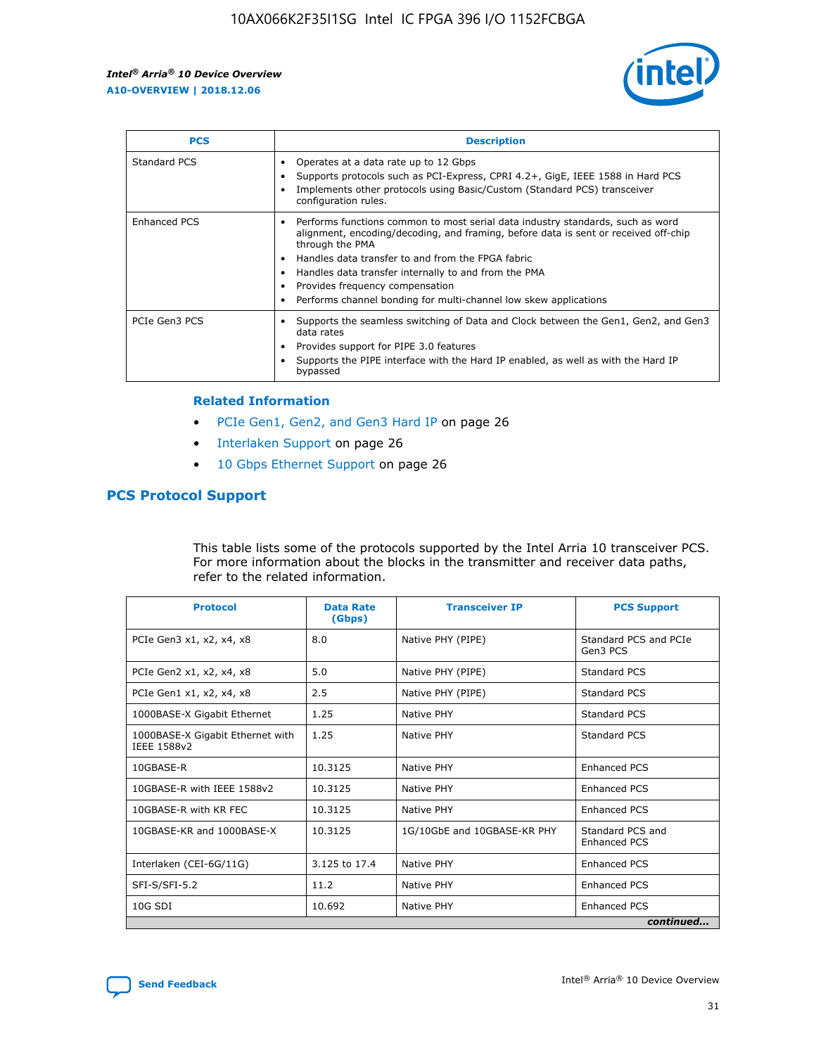| PCS | Description |
| --- | --- |
| Standard PCS | • Operates at a data rate up to 12 Gbps<br>• Supports protocols such as PCI-Express, CPRI 4.2+, GigE, IEEE 1588 in Hard PCS<br>• Implements other protocols using Basic/Custom (Standard PCS) transceiver configuration rules. |
| Enhanced PCS | • Performs functions common to most serial data industry standards, such as word alignment, encoding/decoding, and framing, before data is sent or received off-chip through the PMA<br>• Handles data transfer to and from the FPGA fabric<br>• Handles data transfer internally to and from the PMA<br>• Provides frequency compensation<br>• Performs channel bonding for multi-channel low skew applications |
| PCIe Gen3 PCS | • Supports the seamless switching of Data and Clock between the Gen1, Gen2, and Gen3 data rates<br>• Provides support for PIPE 3.0 features<br>• Supports the PIPE interface with the Hard IP enabled, as well as with the Hard IP bypassed |

### Related Information

- PCIe Gen1, Gen2, and Gen3 Hard IP on page 26
- Interlaken Support on page 26
- 10 Gbps Ethernet Support on page 26

## PCS Protocol Support

This table lists some of the protocols supported by the Intel Arria 10 transceiver PCS. For more information about the blocks in the transmitter and receiver data paths, refer to the related information.

| Protocol | Data Rate (Gbps) | Transceiver IP | PCS Support |
| --- | --- | --- | --- |
| PCIe Gen3 x1, x2, x4, x8 | 8.0 | Native PHY (PIPE) | Standard PCS and PCIe Gen3 PCS |
| PCIe Gen2 x1, x2, x4, x8 | 5.0 | Native PHY (PIPE) | Standard PCS |
| PCIe Gen1 x1, x2, x4, x8 | 2.5 | Native PHY (PIPE) | Standard PCS |
| 1000BASE-X Gigabit Ethernet | 1.25 | Native PHY | Standard PCS |
| 1000BASE-X Gigabit Ethernet with IEEE 1588v2 | 1.25 | Native PHY | Standard PCS |
| 10GBASE-R | 10.3125 | Native PHY | Enhanced PCS |
| 10GBASE-R with IEEE 1588v2 | 10.3125 | Native PHY | Enhanced PCS |
| 10GBASE-R with KR FEC | 10.3125 | Native PHY | Enhanced PCS |
| 10GBASE-KR and 1000BASE-X | 10.3125 | 1G/10GbE and 10GBASE-KR PHY | Standard PCS and Enhanced PCS |
| Interlaken (CEI-6G/11G) | 3.125 to 17.4 | Native PHY | Enhanced PCS |
| SFI-S/SFI-5.2 | 11.2 | Native PHY | Enhanced PCS |
| 10G SDI | 10.692 | Native PHY | Enhanced PCS |

*continued...*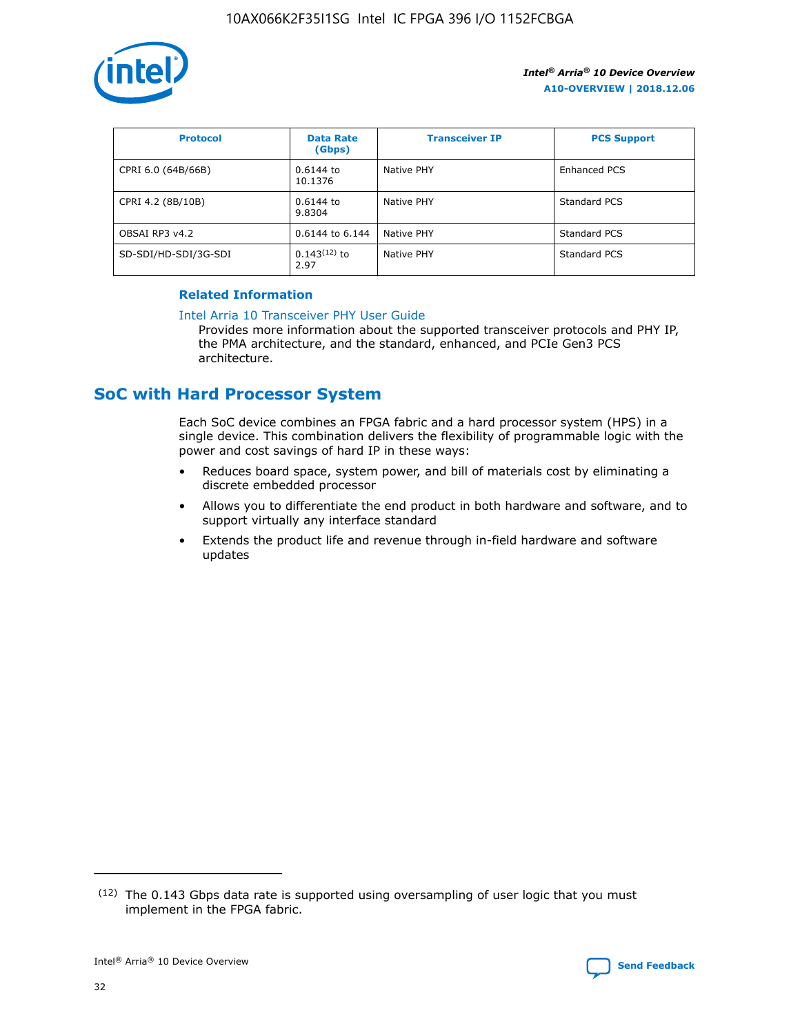| Protocol | Data Rate (Gbps) | Transceiver IP | PCS Support |
| --- | --- | --- | --- |
| CPRI 6.0 (64B/66B) | 0.6144 to 10.1376 | Native PHY | Enhanced PCS |
| CPRI 4.2 (8B/10B) | 0.6144 to 9.8304 | Native PHY | Standard PCS |
| OBSAI RP3 v4.2 | 0.6144 to 6.144 | Native PHY | Standard PCS |
| SD-SDI/HD-SDI/3G-SDI | 0.143[(12)] to 2.97 | Native PHY | Standard PCS |

**Related Information**

Intel Arria 10 Transceiver PHY User Guide

Provides more information about the supported transceiver protocols and PHY IP, the PMA architecture, and the standard, enhanced, and PCIe Gen3 PCS architecture.

## SoC with Hard Processor System

Each SoC device combines an FPGA fabric and a hard processor system (HPS) in a single device. This combination delivers the flexibility of programmable logic with the power and cost savings of hard IP in these ways:

- Reduces board space, system power, and bill of materials cost by eliminating a discrete embedded processor
- Allows you to differentiate the end product in both hardware and software, and to support virtually any interface standard
- Extends the product life and revenue through in-field hardware and software updates

(12) The 0.143 Gbps data rate is supported using oversampling of user logic that you must implement in the FPGA fabric.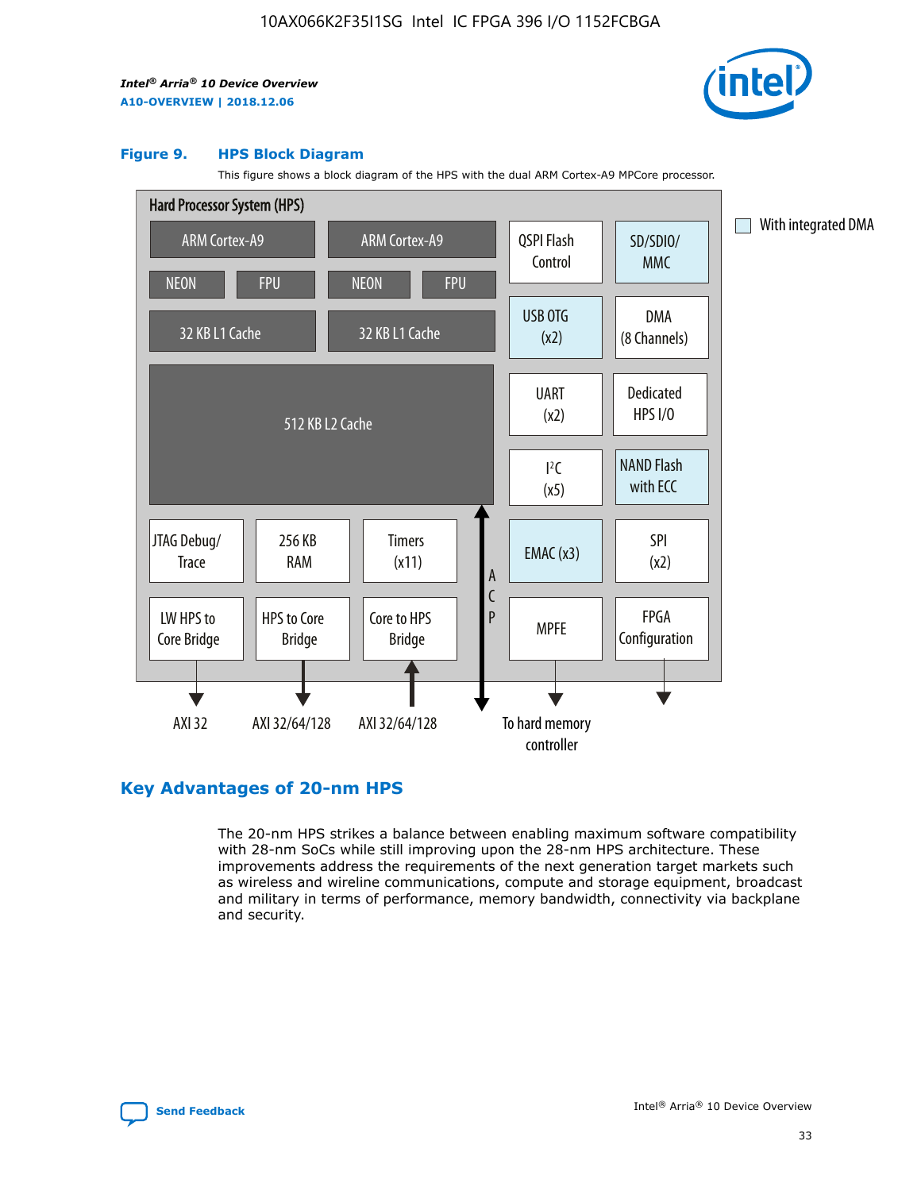**Figure 9. HPS Block Diagram**

This figure shows a block diagram of the HPS with the dual ARM Cortex-A9 MPCore processor.

## Key Advantages of 20-nm HPS

The 20-nm HPS strikes a balance between enabling maximum software compatibility with 28-nm SoCs while still improving upon the 28-nm HPS architecture. These improvements address the requirements of the next generation target markets such as wireless and wireline communications, compute and storage equipment, broadcast and military in terms of performance, memory bandwidth, connectivity via backplane and security.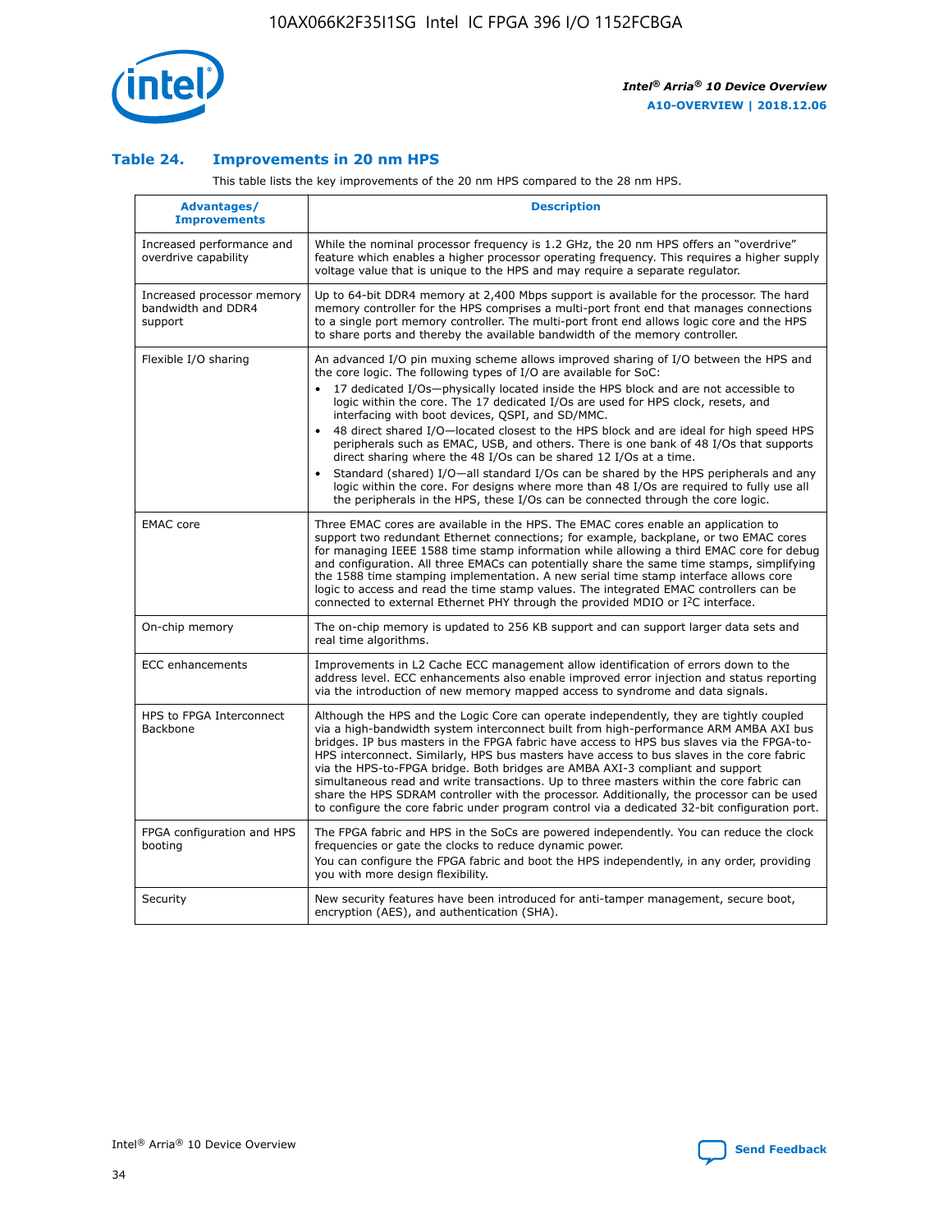## Table 24. Improvements in 20 nm HPS

This table lists the key improvements of the 20 nm HPS compared to the 28 nm HPS.

| Advantages/ Improvements | Description |
| --- | --- |
| Increased performance and overdrive capability | While the nominal processor frequency is 1.2 GHz, the 20 nm HPS offers an "overdrive" feature which enables a higher processor operating frequency. This requires a higher supply voltage value that is unique to the HPS and may require a separate regulator. |
| Increased processor memory bandwidth and DDR4 support | Up to 64-bit DDR4 memory at 2,400 Mbps support is available for the processor. The hard memory controller for the HPS comprises a multi-port front end that manages connections to a single port memory controller. The multi-port front end allows logic core and the HPS to share ports and thereby the available bandwidth of the memory controller. |
| Flexible I/O sharing | An advanced I/O pin muxing scheme allows improved sharing of I/O between the HPS and the core logic. The following types of I/O are available for SoC: <br>• 17 dedicated I/Os—physically located inside the HPS block and are not accessible to logic within the core. The 17 dedicated I/Os are used for HPS clock, resets, and interfacing with boot devices, QSPI, and SD/MMC. <br>• 48 direct shared I/O—located closest to the HPS block and are ideal for high speed HPS peripherals such as EMAC, USB, and others. There is one bank of 48 I/Os that supports direct sharing where the 48 I/Os can be shared 12 I/Os at a time. <br>• Standard (shared) I/O—all standard I/Os can be shared by the HPS peripherals and any logic within the core. For designs where more than 48 I/Os are required to fully use all the peripherals in the HPS, these I/Os can be connected through the core logic. |
| EMAC core | Three EMAC cores are available in the HPS. The EMAC cores enable an application to support two redundant Ethernet connections; for example, backplane, or two EMAC cores for managing IEEE 1588 time stamp information while allowing a third EMAC core for debug and configuration. All three EMACs can potentially share the same time stamps, simplifying the 1588 time stamping implementation. A new serial time stamp interface allows core logic to access and read the time stamp values. The integrated EMAC controllers can be connected to external Ethernet PHY through the provided MDIO or I²C interface. |
| On-chip memory | The on-chip memory is updated to 256 KB support and can support larger data sets and real time algorithms. |
| ECC enhancements | Improvements in L2 Cache ECC management allow identification of errors down to the address level. ECC enhancements also enable improved error injection and status reporting via the introduction of new memory mapped access to syndrome and data signals. |
| HPS to FPGA Interconnect Backbone | Although the HPS and the Logic Core can operate independently, they are tightly coupled via a high-bandwidth system interconnect built from high-performance ARM AMBA AXI bus bridges. IP bus masters in the FPGA fabric have access to HPS bus slaves via the FPGA-to-HPS interconnect. Similarly, HPS bus masters have access to bus slaves in the core fabric via the HPS-to-FPGA bridge. Both bridges are AMBA AXI-3 compliant and support simultaneous read and write transactions. Up to three masters within the core fabric can share the HPS SDRAM controller with the processor. Additionally, the processor can be used to configure the core fabric under program control via a dedicated 32-bit configuration port. |
| FPGA configuration and HPS booting | The FPGA fabric and HPS in the SoCs are powered independently. You can reduce the clock frequencies or gate the clocks to reduce dynamic power. <br>You can configure the FPGA fabric and boot the HPS independently, in any order, providing you with more design flexibility. |
| Security | New security features have been introduced for anti-tamper management, secure boot, encryption (AES), and authentication (SHA). |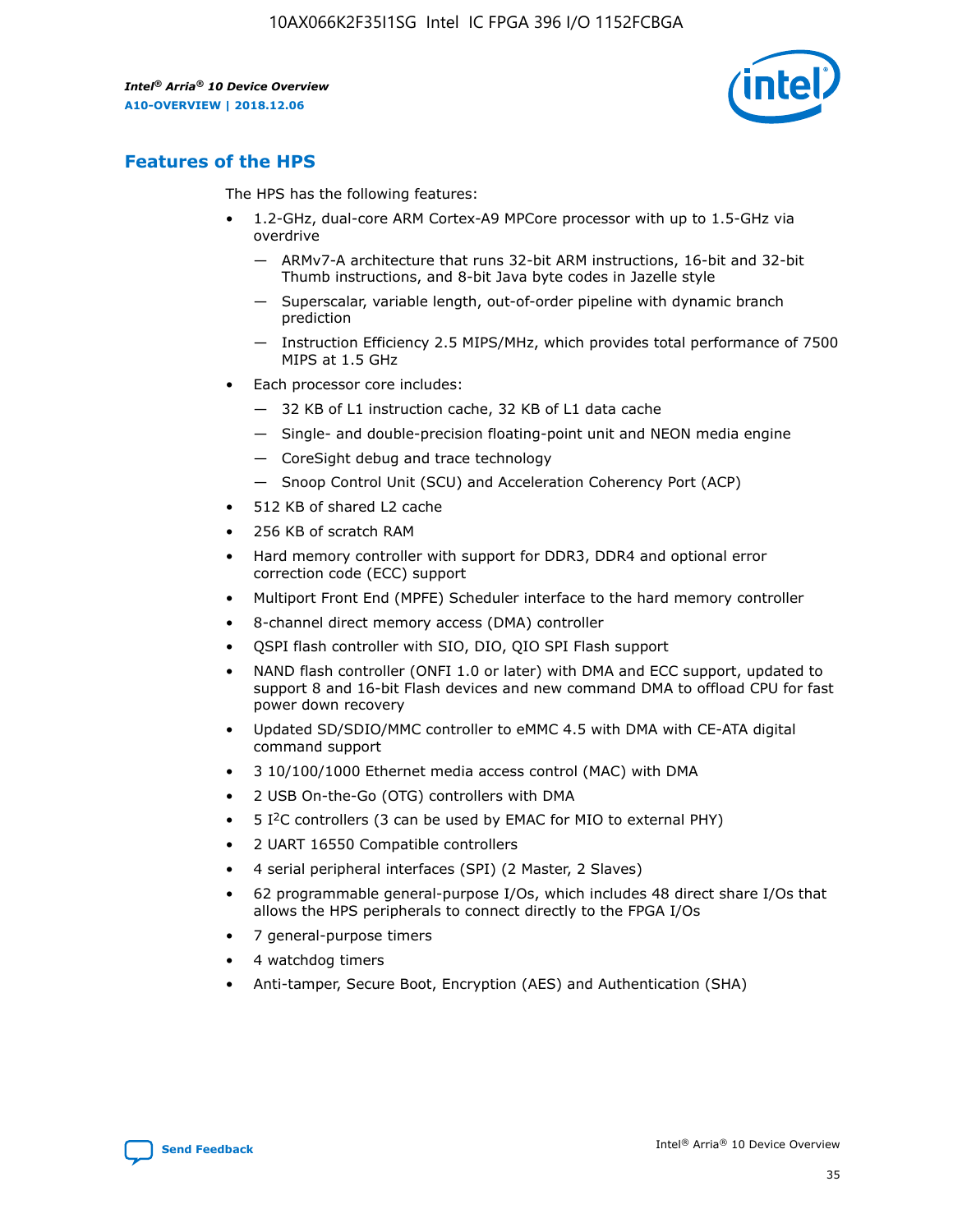## Features of the HPS

The HPS has the following features:

- 1.2-GHz, dual-core ARM Cortex-A9 MPCore processor with up to 1.5-GHz via overdrive
  - — ARMv7-A architecture that runs 32-bit ARM instructions, 16-bit and 32-bit Thumb instructions, and 8-bit Java byte codes in Jazelle style
  - — Superscalar, variable length, out-of-order pipeline with dynamic branch prediction
  - — Instruction Efficiency 2.5 MIPS/MHz, which provides total performance of 7500 MIPS at 1.5 GHz
- Each processor core includes:
  - — 32 KB of L1 instruction cache, 32 KB of L1 data cache
  - — Single- and double-precision floating-point unit and NEON media engine
  - — CoreSight debug and trace technology
  - — Snoop Control Unit (SCU) and Acceleration Coherency Port (ACP)
- 512 KB of shared L2 cache
- 256 KB of scratch RAM
- Hard memory controller with support for DDR3, DDR4 and optional error correction code (ECC) support
- Multiport Front End (MPFE) Scheduler interface to the hard memory controller
- 8-channel direct memory access (DMA) controller
- QSPI flash controller with SIO, DIO, QIO SPI Flash support
- NAND flash controller (ONFI 1.0 or later) with DMA and ECC support, updated to support 8 and 16-bit Flash devices and new command DMA to offload CPU for fast power down recovery
- Updated SD/SDIO/MMC controller to eMMC 4.5 with DMA with CE-ATA digital command support
- 3 10/100/1000 Ethernet media access control (MAC) with DMA
- 2 USB On-the-Go (OTG) controllers with DMA
- 5 I²C controllers (3 can be used by EMAC for MIO to external PHY)
- 2 UART 16550 Compatible controllers
- 4 serial peripheral interfaces (SPI) (2 Master, 2 Slaves)
- 62 programmable general-purpose I/Os, which includes 48 direct share I/Os that allows the HPS peripherals to connect directly to the FPGA I/Os
- 7 general-purpose timers
- 4 watchdog timers
- Anti-tamper, Secure Boot, Encryption (AES) and Authentication (SHA)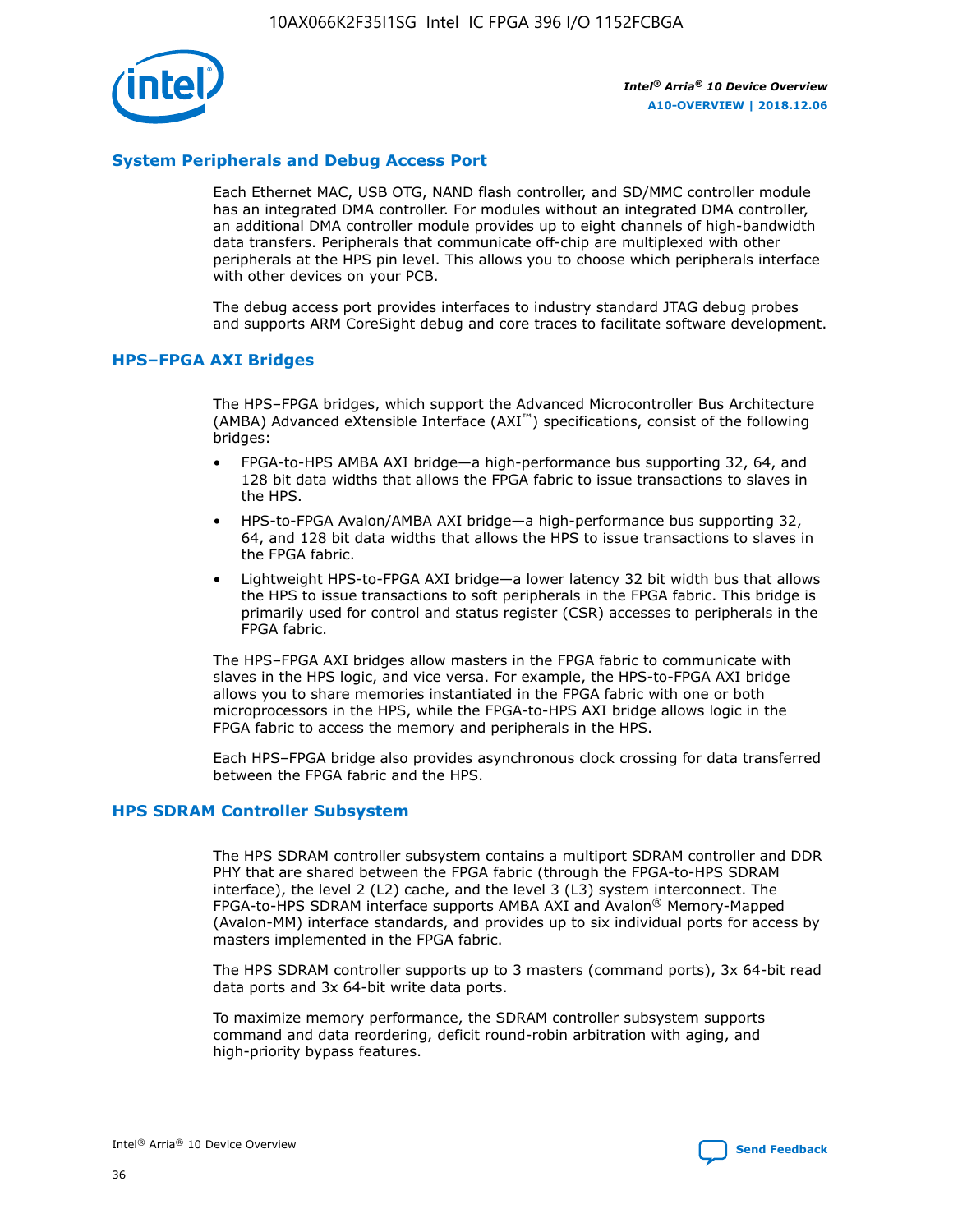## System Peripherals and Debug Access Port

Each Ethernet MAC, USB OTG, NAND flash controller, and SD/MMC controller module has an integrated DMA controller. For modules without an integrated DMA controller, an additional DMA controller module provides up to eight channels of high-bandwidth data transfers. Peripherals that communicate off-chip are multiplexed with other peripherals at the HPS pin level. This allows you to choose which peripherals interface with other devices on your PCB.

The debug access port provides interfaces to industry standard JTAG debug probes and supports ARM CoreSight debug and core traces to facilitate software development.

## HPS–FPGA AXI Bridges

The HPS–FPGA bridges, which support the Advanced Microcontroller Bus Architecture (AMBA) Advanced eXtensible Interface (AXI™) specifications, consist of the following bridges:

- FPGA-to-HPS AMBA AXI bridge—a high-performance bus supporting 32, 64, and 128 bit data widths that allows the FPGA fabric to issue transactions to slaves in the HPS.
- HPS-to-FPGA Avalon/AMBA AXI bridge—a high-performance bus supporting 32, 64, and 128 bit data widths that allows the HPS to issue transactions to slaves in the FPGA fabric.
- Lightweight HPS-to-FPGA AXI bridge—a lower latency 32 bit width bus that allows the HPS to issue transactions to soft peripherals in the FPGA fabric. This bridge is primarily used for control and status register (CSR) accesses to peripherals in the FPGA fabric.

The HPS–FPGA AXI bridges allow masters in the FPGA fabric to communicate with slaves in the HPS logic, and vice versa. For example, the HPS-to-FPGA AXI bridge allows you to share memories instantiated in the FPGA fabric with one or both microprocessors in the HPS, while the FPGA-to-HPS AXI bridge allows logic in the FPGA fabric to access the memory and peripherals in the HPS.

Each HPS–FPGA bridge also provides asynchronous clock crossing for data transferred between the FPGA fabric and the HPS.

## HPS SDRAM Controller Subsystem

The HPS SDRAM controller subsystem contains a multiport SDRAM controller and DDR PHY that are shared between the FPGA fabric (through the FPGA-to-HPS SDRAM interface), the level 2 (L2) cache, and the level 3 (L3) system interconnect. The FPGA-to-HPS SDRAM interface supports AMBA AXI and Avalon® Memory-Mapped (Avalon-MM) interface standards, and provides up to six individual ports for access by masters implemented in the FPGA fabric.

The HPS SDRAM controller supports up to 3 masters (command ports), 3x 64-bit read data ports and 3x 64-bit write data ports.

To maximize memory performance, the SDRAM controller subsystem supports command and data reordering, deficit round-robin arbitration with aging, and high-priority bypass features.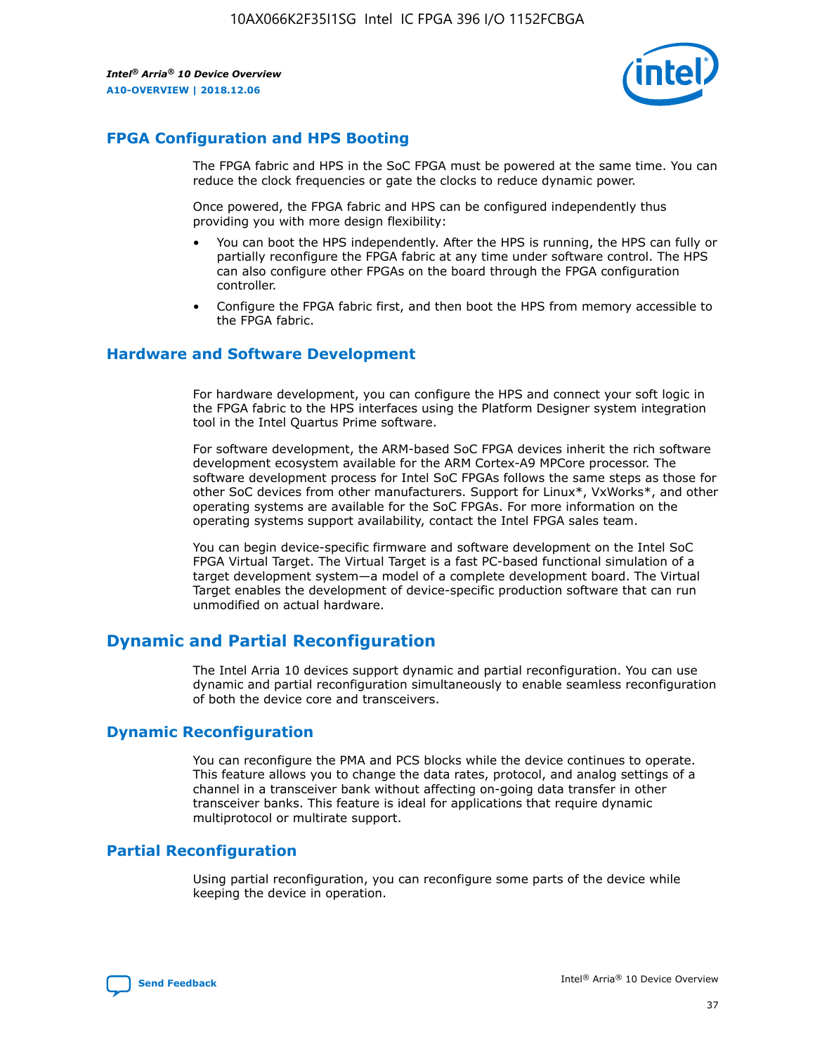## FPGA Configuration and HPS Booting

The FPGA fabric and HPS in the SoC FPGA must be powered at the same time. You can reduce the clock frequencies or gate the clocks to reduce dynamic power.

Once powered, the FPGA fabric and HPS can be configured independently thus providing you with more design flexibility:

- You can boot the HPS independently. After the HPS is running, the HPS can fully or partially reconfigure the FPGA fabric at any time under software control. The HPS can also configure other FPGAs on the board through the FPGA configuration controller.
- Configure the FPGA fabric first, and then boot the HPS from memory accessible to the FPGA fabric.

## Hardware and Software Development

For hardware development, you can configure the HPS and connect your soft logic in the FPGA fabric to the HPS interfaces using the Platform Designer system integration tool in the Intel Quartus Prime software.

For software development, the ARM-based SoC FPGA devices inherit the rich software development ecosystem available for the ARM Cortex-A9 MPCore processor. The software development process for Intel SoC FPGAs follows the same steps as those for other SoC devices from other manufacturers. Support for Linux*, VxWorks*, and other operating systems are available for the SoC FPGAs. For more information on the operating systems support availability, contact the Intel FPGA sales team.

You can begin device-specific firmware and software development on the Intel SoC FPGA Virtual Target. The Virtual Target is a fast PC-based functional simulation of a target development system—a model of a complete development board. The Virtual Target enables the development of device-specific production software that can run unmodified on actual hardware.

# Dynamic and Partial Reconfiguration

The Intel Arria 10 devices support dynamic and partial reconfiguration. You can use dynamic and partial reconfiguration simultaneously to enable seamless reconfiguration of both the device core and transceivers.

## Dynamic Reconfiguration

You can reconfigure the PMA and PCS blocks while the device continues to operate. This feature allows you to change the data rates, protocol, and analog settings of a channel in a transceiver bank without affecting on-going data transfer in other transceiver banks. This feature is ideal for applications that require dynamic multiprotocol or multirate support.

## Partial Reconfiguration

Using partial reconfiguration, you can reconfigure some parts of the device while keeping the device in operation.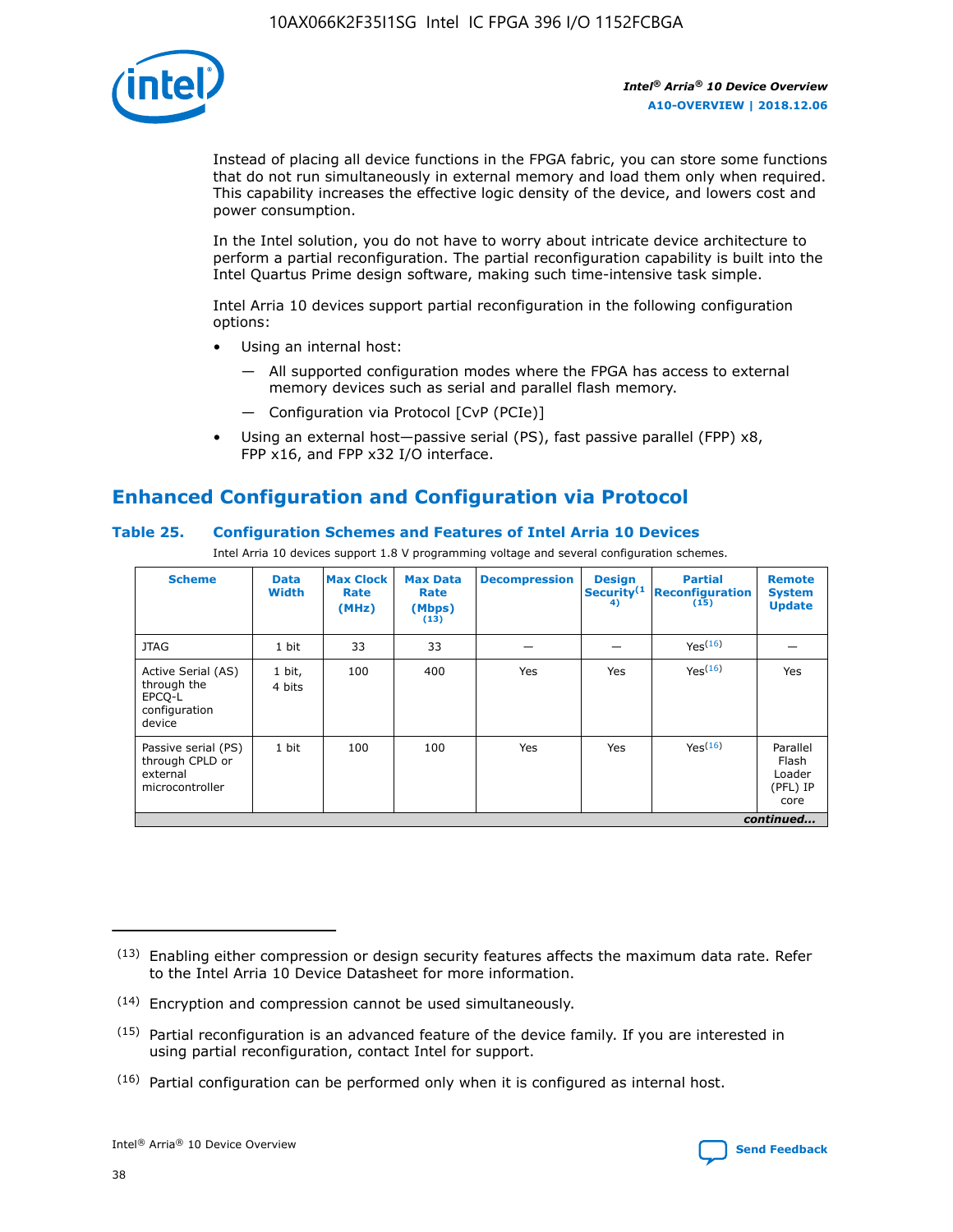Instead of placing all device functions in the FPGA fabric, you can store some functions that do not run simultaneously in external memory and load them only when required. This capability increases the effective logic density of the device, and lowers cost and power consumption.

In the Intel solution, you do not have to worry about intricate device architecture to perform a partial reconfiguration. The partial reconfiguration capability is built into the Intel Quartus Prime design software, making such time-intensive task simple.

Intel Arria 10 devices support partial reconfiguration in the following configuration options:

- Using an internal host:
  - — All supported configuration modes where the FPGA has access to external memory devices such as serial and parallel flash memory.
  - — Configuration via Protocol [CvP (PCIe)]
- Using an external host—passive serial (PS), fast passive parallel (FPP) x8, FPP x16, and FPP x32 I/O interface.

## Enhanced Configuration and Configuration via Protocol

### Table 25. Configuration Schemes and Features of Intel Arria 10 Devices

Intel Arria 10 devices support 1.8 V programming voltage and several configuration schemes.

| Scheme | Data Width | Max Clock Rate (MHz) | Max Data Rate (Mbps) (13) | Decompression | Design Security(14) | Partial Reconfiguration (15) | Remote System Update |
|---|---|---|---|---|---|---|---|
| JTAG | 1 bit | 33 | 33 | — | — | Yes(16) | — |
| Active Serial (AS) through the EPCQ-L configuration device | 1 bit, 4 bits | 100 | 400 | Yes | Yes | Yes(16) | Yes |
| Passive serial (PS) through CPLD or external microcontroller | 1 bit | 100 | 100 | Yes | Yes | Yes(16) | Parallel Flash Loader (PFL) IP core |

*continued...*

(13) Enabling either compression or design security features affects the maximum data rate. Refer to the Intel Arria 10 Device Datasheet for more information.

(14) Encryption and compression cannot be used simultaneously.

(15) Partial reconfiguration is an advanced feature of the device family. If you are interested in using partial reconfiguration, contact Intel for support.

(16) Partial configuration can be performed only when it is configured as internal host.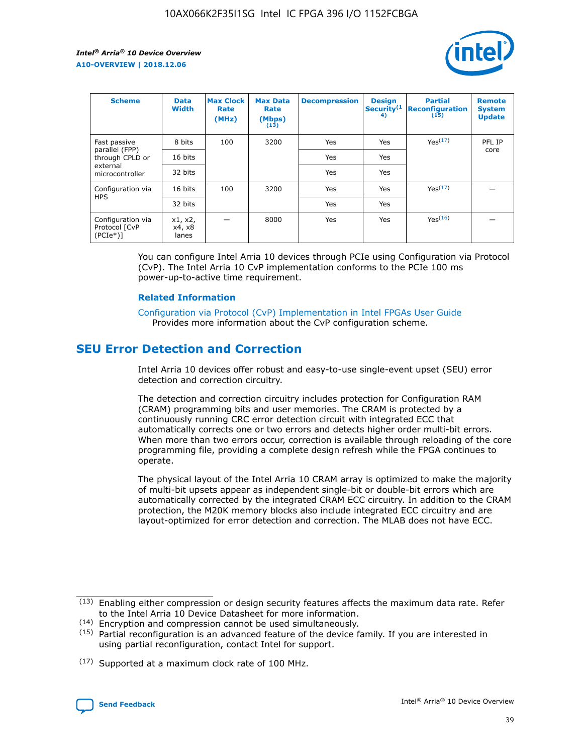| Scheme | Data Width | Max Clock Rate (MHz) | Max Data Rate (Mbps) (13) | Decompression | Design Security(14) | Partial Reconfiguration (15) | Remote System Update |
| --- | --- | --- | --- | --- | --- | --- | --- |
| Fast passive parallel (FPP) through CPLD or external microcontroller | 8 bits | 100 | 3200 | Yes | Yes | Yes(17) | PFL IP core |
| | 16 bits | | | Yes | Yes | | |
| | 32 bits | | | Yes | Yes | | |
| Configuration via HPS | 16 bits | 100 | 3200 | Yes | Yes | Yes(17) | — |
| | 32 bits | | | Yes | Yes | | |
| Configuration via Protocol [CvP (PCIe*)] | x1, x2, x4, x8 lanes | — | 8000 | Yes | Yes | Yes(16) | — |

You can configure Intel Arria 10 devices through PCIe using Configuration via Protocol (CvP). The Intel Arria 10 CvP implementation conforms to the PCIe 100 ms power-up-to-active time requirement.

**Related Information**

Configuration via Protocol (CvP) Implementation in Intel FPGAs User Guide
Provides more information about the CvP configuration scheme.

## SEU Error Detection and Correction

Intel Arria 10 devices offer robust and easy-to-use single-event upset (SEU) error detection and correction circuitry.

The detection and correction circuitry includes protection for Configuration RAM (CRAM) programming bits and user memories. The CRAM is protected by a continuously running CRC error detection circuit with integrated ECC that automatically corrects one or two errors and detects higher order multi-bit errors. When more than two errors occur, correction is available through reloading of the core programming file, providing a complete design refresh while the FPGA continues to operate.

The physical layout of the Intel Arria 10 CRAM array is optimized to make the majority of multi-bit upsets appear as independent single-bit or double-bit errors which are automatically corrected by the integrated CRAM ECC circuitry. In addition to the CRAM protection, the M20K memory blocks also include integrated ECC circuitry and are layout-optimized for error detection and correction. The MLAB does not have ECC.

(13) Enabling either compression or design security features affects the maximum data rate. Refer to the Intel Arria 10 Device Datasheet for more information.

(14) Encryption and compression cannot be used simultaneously.

(15) Partial reconfiguration is an advanced feature of the device family. If you are interested in using partial reconfiguration, contact Intel for support.

(17) Supported at a maximum clock rate of 100 MHz.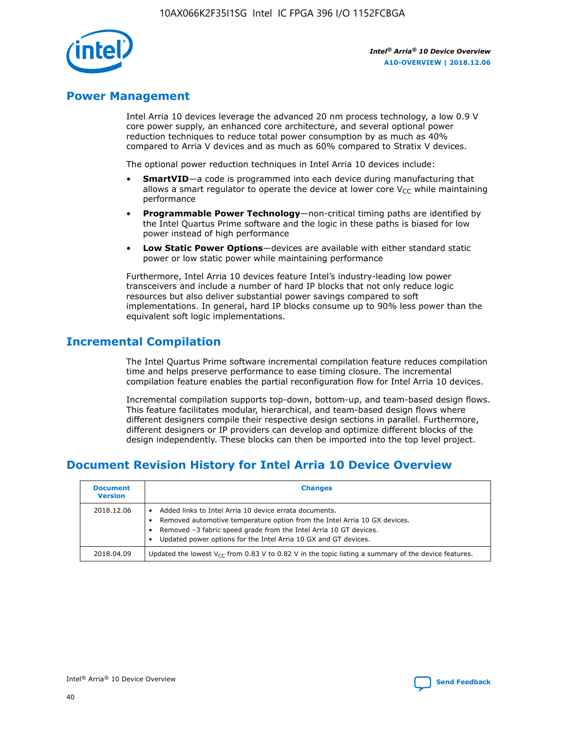## Power Management

Intel Arria 10 devices leverage the advanced 20 nm process technology, a low 0.9 V core power supply, an enhanced core architecture, and several optional power reduction techniques to reduce total power consumption by as much as 40% compared to Arria V devices and as much as 60% compared to Stratix V devices.

The optional power reduction techniques in Intel Arria 10 devices include:

- **SmartVID**—a code is programmed into each device during manufacturing that allows a smart regulator to operate the device at lower core $V_{CC}$ while maintaining performance
- **Programmable Power Technology**—non-critical timing paths are identified by the Intel Quartus Prime software and the logic in these paths is biased for low power instead of high performance
- **Low Static Power Options**—devices are available with either standard static power or low static power while maintaining performance

Furthermore, Intel Arria 10 devices feature Intel's industry-leading low power transceivers and include a number of hard IP blocks that not only reduce logic resources but also deliver substantial power savings compared to soft implementations. In general, hard IP blocks consume up to 90% less power than the equivalent soft logic implementations.

## Incremental Compilation

The Intel Quartus Prime software incremental compilation feature reduces compilation time and helps preserve performance to ease timing closure. The incremental compilation feature enables the partial reconfiguration flow for Intel Arria 10 devices.

Incremental compilation supports top-down, bottom-up, and team-based design flows. This feature facilitates modular, hierarchical, and team-based design flows where different designers compile their respective design sections in parallel. Furthermore, different designers or IP providers can develop and optimize different blocks of the design independently. These blocks can then be imported into the top level project.

## Document Revision History for Intel Arria 10 Device Overview

| Document Version | Changes |
|---|---|
| 2018.12.06 | • Added links to Intel Arria 10 device errata documents.<br>• Removed automotive temperature option from the Intel Arria 10 GX devices.<br>• Removed –3 fabric speed grade from the Intel Arria 10 GT devices.<br>• Updated power options for the Intel Arria 10 GX and GT devices. |
| 2018.04.09 | Updated the lowest $V_{CC}$ from 0.83 V to 0.82 V in the topic listing a summary of the device features. |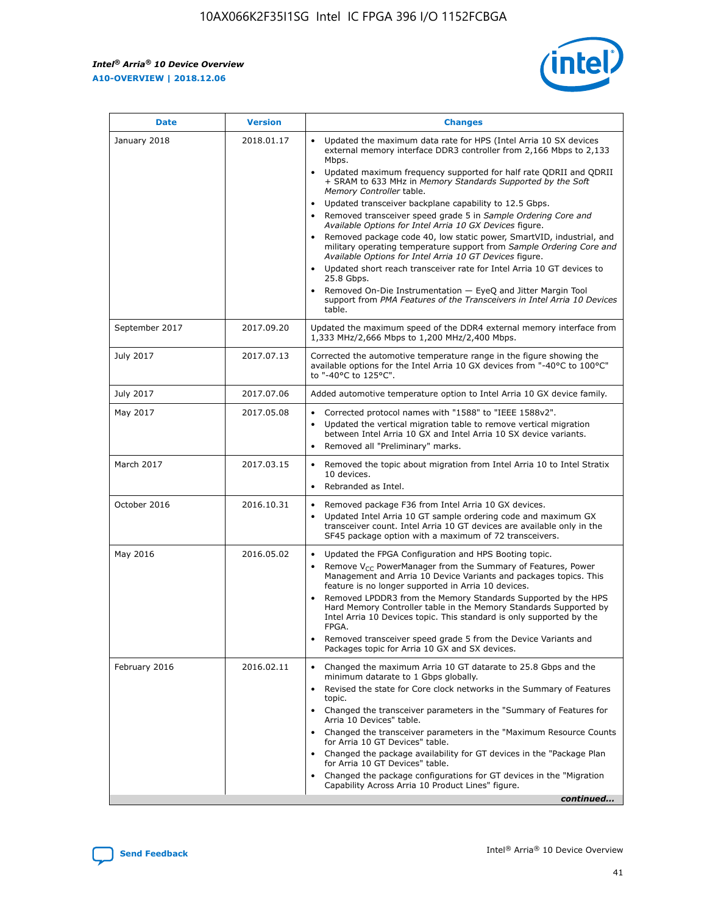| Date | Version | Changes |
| --- | --- | --- |
| January 2018 | 2018.01.17 | • Updated the maximum data rate for HPS (Intel Arria 10 SX devices external memory interface DDR3 controller from 2,166 Mbps to 2,133 Mbps.<br>• Updated maximum frequency supported for half rate QDRII and QDRII + SRAM to 633 MHz in *Memory Standards Supported by the Soft Memory Controller* table.<br>• Updated transceiver backplane capability to 12.5 Gbps.<br>• Removed transceiver speed grade 5 in *Sample Ordering Core and Available Options for Intel Arria 10 GX Devices* figure.<br>• Removed package code 40, low static power, SmartVID, industrial, and military operating temperature support from *Sample Ordering Core and Available Options for Intel Arria 10 GT Devices* figure.<br>• Updated short reach transceiver rate for Intel Arria 10 GT devices to 25.8 Gbps.<br>• Removed On-Die Instrumentation — EyeQ and Jitter Margin Tool support from *PMA Features of the Transceivers in Intel Arria 10 Devices* table. |
| September 2017 | 2017.09.20 | Updated the maximum speed of the DDR4 external memory interface from 1,333 MHz/2,666 Mbps to 1,200 MHz/2,400 Mbps. |
| July 2017 | 2017.07.13 | Corrected the automotive temperature range in the figure showing the available options for the Intel Arria 10 GX devices from "-40°C to 100°C" to "-40°C to 125°C". |
| July 2017 | 2017.07.06 | Added automotive temperature option to Intel Arria 10 GX device family. |
| May 2017 | 2017.05.08 | • Corrected protocol names with "1588" to "IEEE 1588v2".<br>• Updated the vertical migration table to remove vertical migration between Intel Arria 10 GX and Intel Arria 10 SX device variants.<br>• Removed all "Preliminary" marks. |
| March 2017 | 2017.03.15 | • Removed the topic about migration from Intel Arria 10 to Intel Stratix 10 devices.<br>• Rebranded as Intel. |
| October 2016 | 2016.10.31 | • Removed package F36 from Intel Arria 10 GX devices.<br>• Updated Intel Arria 10 GT sample ordering code and maximum GX transceiver count. Intel Arria 10 GT devices are available only in the SF45 package option with a maximum of 72 transceivers. |
| May 2016 | 2016.05.02 | • Updated the FPGA Configuration and HPS Booting topic.<br>• Remove $V_{CC}$ PowerManager from the Summary of Features, Power Management and Arria 10 Device Variants and packages topics. This feature is no longer supported in Arria 10 devices.<br>• Removed LPDDR3 from the Memory Standards Supported by the HPS Hard Memory Controller table in the Memory Standards Supported by Intel Arria 10 Devices topic. This standard is only supported by the FPGA.<br>• Removed transceiver speed grade 5 from the Device Variants and Packages topic for Arria 10 GX and SX devices. |
| February 2016 | 2016.02.11 | • Changed the maximum Arria 10 GT datarate to 25.8 Gbps and the minimum datarate to 1 Gbps globally.<br>• Revised the state for Core clock networks in the Summary of Features topic.<br>• Changed the transceiver parameters in the "Summary of Features for Arria 10 Devices" table.<br>• Changed the transceiver parameters in the "Maximum Resource Counts for Arria 10 GT Devices" table.<br>• Changed the package availability for GT devices in the "Package Plan for Arria 10 GT Devices" table.<br>• Changed the package configurations for GT devices in the "Migration Capability Across Arria 10 Product Lines" figure. |

*continued...*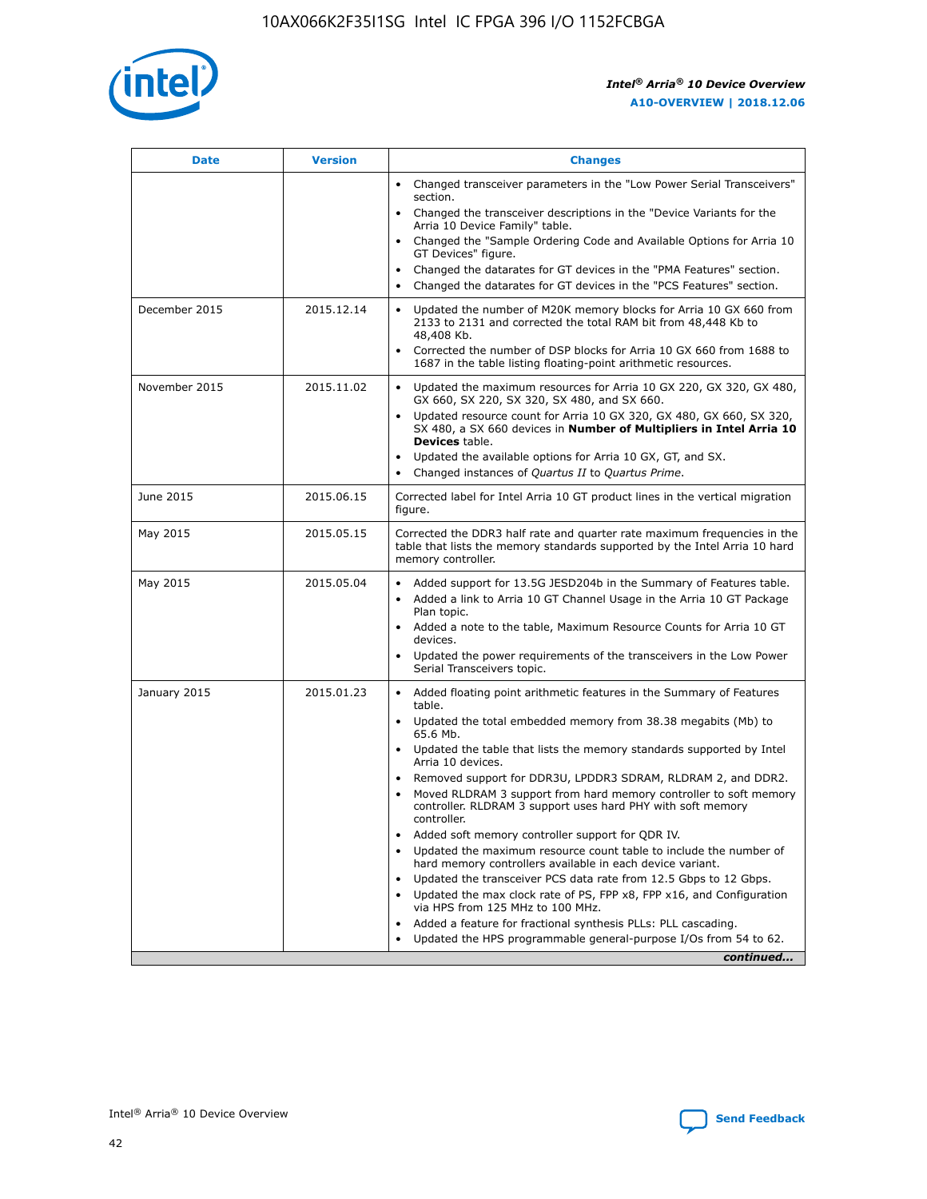| Date | Version | Changes |
| --- | --- | --- |
| | | • Changed transceiver parameters in the "Low Power Serial Transceivers" section.<br>• Changed the transceiver descriptions in the "Device Variants for the Arria 10 Device Family" table.<br>• Changed the "Sample Ordering Code and Available Options for Arria 10 GT Devices" figure.<br>• Changed the datarates for GT devices in the "PMA Features" section.<br>• Changed the datarates for GT devices in the "PCS Features" section. |
| December 2015 | 2015.12.14 | • Updated the number of M20K memory blocks for Arria 10 GX 660 from 2133 to 2131 and corrected the total RAM bit from 48,448 Kb to 48,408 Kb.<br>• Corrected the number of DSP blocks for Arria 10 GX 660 from 1688 to 1687 in the table listing floating-point arithmetic resources. |
| November 2015 | 2015.11.02 | • Updated the maximum resources for Arria 10 GX 220, GX 320, GX 480, GX 660, SX 220, SX 320, SX 480, and SX 660.<br>• Updated resource count for Arria 10 GX 320, GX 480, GX 660, SX 320, SX 480, a SX 660 devices in **Number of Multipliers in Intel Arria 10 Devices** table.<br>• Updated the available options for Arria 10 GX, GT, and SX.<br>• Changed instances of *Quartus II* to *Quartus Prime*. |
| June 2015 | 2015.06.15 | Corrected label for Intel Arria 10 GT product lines in the vertical migration figure. |
| May 2015 | 2015.05.15 | Corrected the DDR3 half rate and quarter rate maximum frequencies in the table that lists the memory standards supported by the Intel Arria 10 hard memory controller. |
| May 2015 | 2015.05.04 | • Added support for 13.5G JESD204b in the Summary of Features table.<br>• Added a link to Arria 10 GT Channel Usage in the Arria 10 GT Package Plan topic.<br>• Added a note to the table, Maximum Resource Counts for Arria 10 GT devices.<br>• Updated the power requirements of the transceivers in the Low Power Serial Transceivers topic. |
| January 2015 | 2015.01.23 | • Added floating point arithmetic features in the Summary of Features table.<br>• Updated the total embedded memory from 38.38 megabits (Mb) to 65.6 Mb.<br>• Updated the table that lists the memory standards supported by Intel Arria 10 devices.<br>• Removed support for DDR3U, LPDDR3 SDRAM, RLDRAM 2, and DDR2.<br>• Moved RLDRAM 3 support from hard memory controller to soft memory controller. RLDRAM 3 support uses hard PHY with soft memory controller.<br>• Added soft memory controller support for QDR IV.<br>• Updated the maximum resource count table to include the number of hard memory controllers available in each device variant.<br>• Updated the transceiver PCS data rate from 12.5 Gbps to 12 Gbps.<br>• Updated the max clock rate of PS, FPP x8, FPP x16, and Configuration via HPS from 125 MHz to 100 MHz.<br>• Added a feature for fractional synthesis PLLs: PLL cascading.<br>• Updated the HPS programmable general-purpose I/Os from 54 to 62. |

*continued...*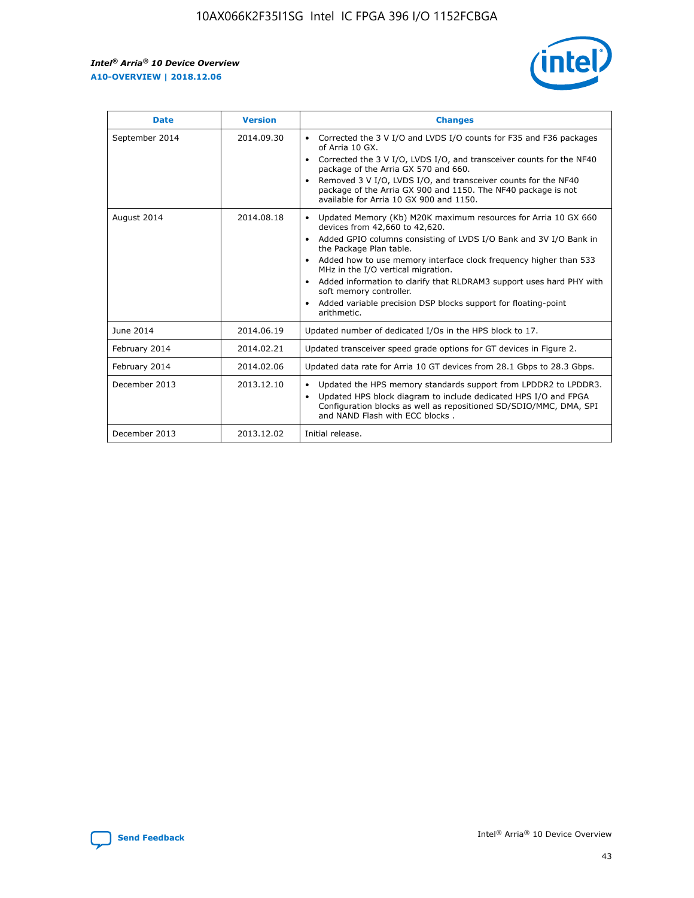| Date | Version | Changes |
| --- | --- | --- |
| September 2014 | 2014.09.30 | • Corrected the 3 V I/O and LVDS I/O counts for F35 and F36 packages of Arria 10 GX.<br>• Corrected the 3 V I/O, LVDS I/O, and transceiver counts for the NF40 package of the Arria GX 570 and 660.<br>• Removed 3 V I/O, LVDS I/O, and transceiver counts for the NF40 package of the Arria GX 900 and 1150. The NF40 package is not available for Arria 10 GX 900 and 1150. |
| August 2014 | 2014.08.18 | • Updated Memory (Kb) M20K maximum resources for Arria 10 GX 660 devices from 42,660 to 42,620.<br>• Added GPIO columns consisting of LVDS I/O Bank and 3V I/O Bank in the Package Plan table.<br>• Added how to use memory interface clock frequency higher than 533 MHz in the I/O vertical migration.<br>• Added information to clarify that RLDRAM3 support uses hard PHY with soft memory controller.<br>• Added variable precision DSP blocks support for floating-point arithmetic. |
| June 2014 | 2014.06.19 | Updated number of dedicated I/Os in the HPS block to 17. |
| February 2014 | 2014.02.21 | Updated transceiver speed grade options for GT devices in Figure 2. |
| February 2014 | 2014.02.06 | Updated data rate for Arria 10 GT devices from 28.1 Gbps to 28.3 Gbps. |
| December 2013 | 2013.12.10 | • Updated the HPS memory standards support from LPDDR2 to LPDDR3.<br>• Updated HPS block diagram to include dedicated HPS I/O and FPGA Configuration blocks as well as repositioned SD/SDIO/MMC, DMA, SPI and NAND Flash with ECC blocks . |
| December 2013 | 2013.12.02 | Initial release. |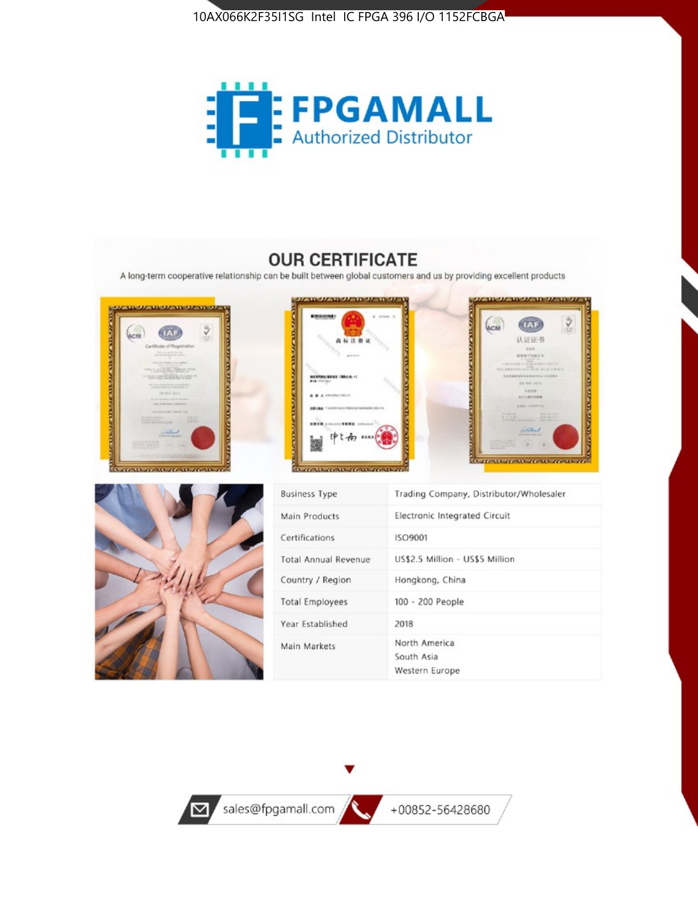FPGAMALL
Authorized Distributor

## OUR CERTIFICATE

A long-term cooperative relationship can be built between global customers and us by providing excellent products

| | |
|---|---|
| Business Type | Trading Company, Distributor/Wholesaler |
| Main Products | Electronic Integrated Circuit |
| Certifications | ISO9001 |
| Total Annual Revenue | US$2.5 Million - US$5 Million |
| Country / Region | Hongkong, China |
| Total Employees | 100 - 200 People |
| Year Established | 2018 |
| Main Markets | North America<br>South Asia<br>Western Europe |

sales@fpgamall.com +00852-56428680